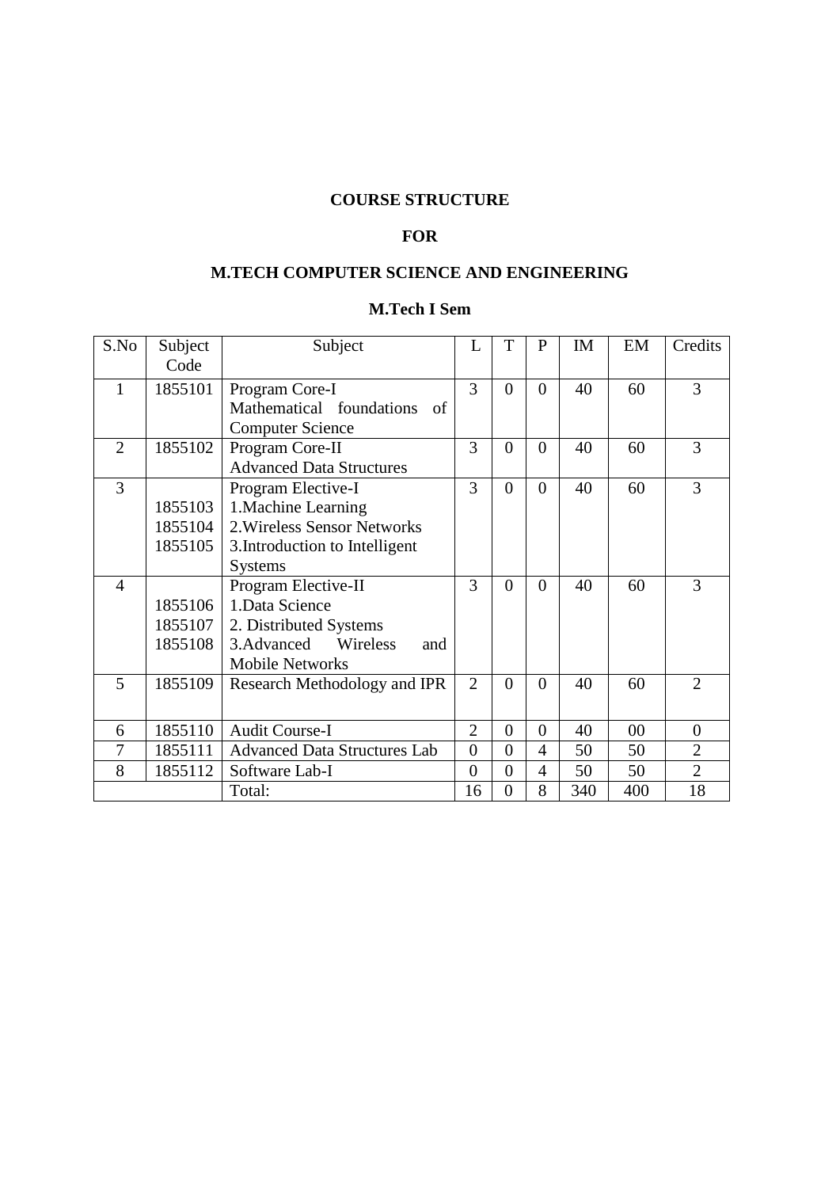# COURSE STRUCTURE

# FOR

# M.TECH COMPUTER SCIENCE AND ENGINEERING

## M.Tech I Sem

| S.No | Subject Code | Subject | L | T | P | IM | EM | Credits |
|---|---|---|---|---|---|---|---|---|
| 1 | 1855101 | Program Core-I<br>Mathematical foundations of Computer Science | 3 | 0 | 0 | 40 | 60 | 3 |
| 2 | 1855102 | Program Core-II<br>Advanced Data Structures | 3 | 0 | 0 | 40 | 60 | 3 |
| 3 | <br>1855103<br>1855104<br>1855105 | Program Elective-I<br>1.Machine Learning<br>2.Wireless Sensor Networks<br>3.Introduction to Intelligent Systems | 3 | 0 | 0 | 40 | 60 | 3 |
| 4 | <br>1855106<br>1855107<br>1855108 | Program Elective-II<br>1.Data Science<br>2. Distributed Systems<br>3.Advanced Wireless and Mobile Networks | 3 | 0 | 0 | 40 | 60 | 3 |
| 5 | 1855109 | Research Methodology and IPR | 2 | 0 | 0 | 40 | 60 | 2 |
| 6 | 1855110 | Audit Course-I | 2 | 0 | 0 | 40 | 00 | 0 |
| 7 | 1855111 | Advanced Data Structures Lab | 0 | 0 | 4 | 50 | 50 | 2 |
| 8 | 1855112 | Software Lab-I | 0 | 0 | 4 | 50 | 50 | 2 |
| | | Total: | 16 | 0 | 8 | 340 | 400 | 18 |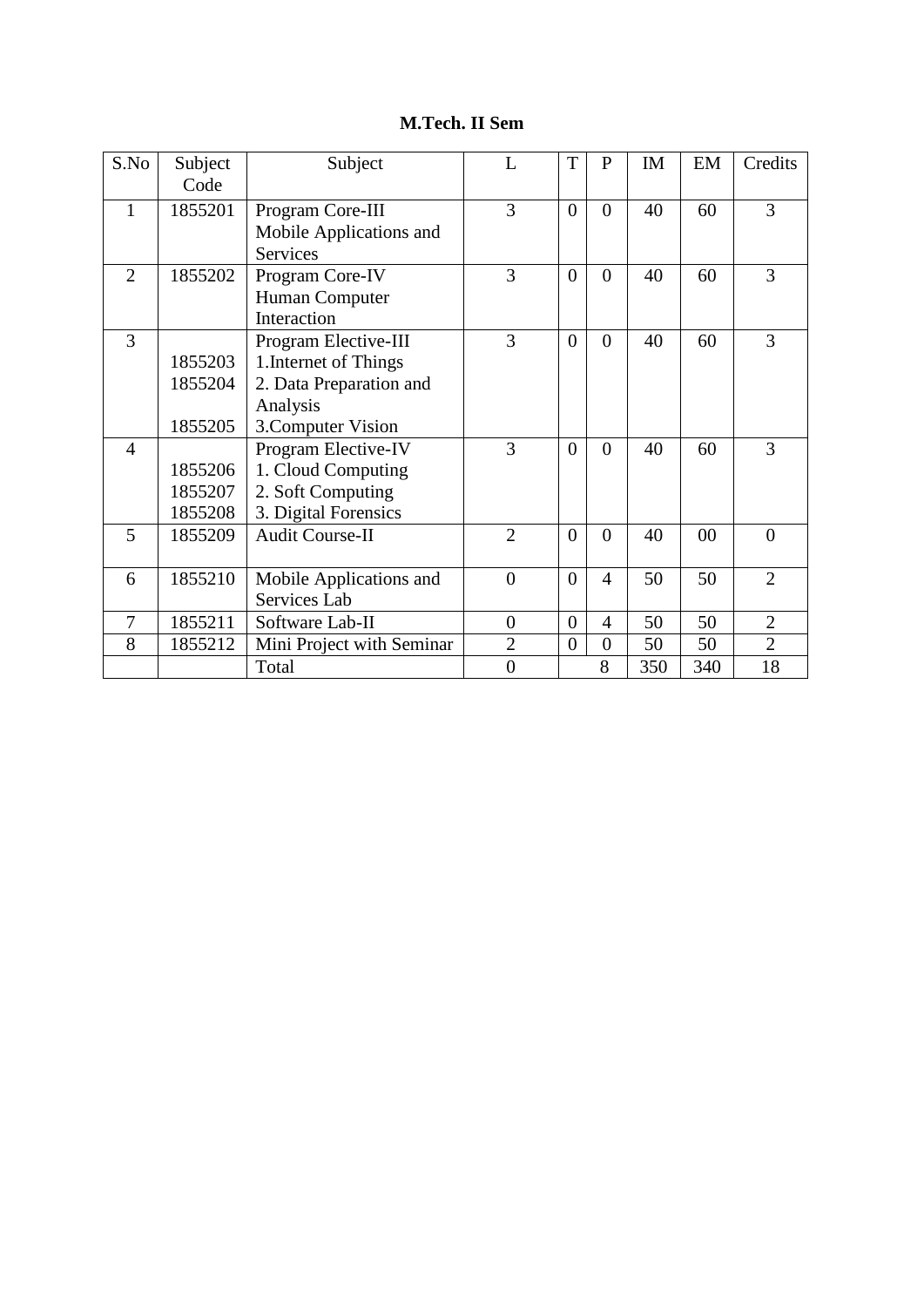**M.Tech. II Sem**

| S.No | Subject Code | Subject | L | T | P | IM | EM | Credits |
|---|---|---|---|---|---|---|---|---|
| 1 | 1855201 | Program Core-III Mobile Applications and Services | 3 | 0 | 0 | 40 | 60 | 3 |
| 2 | 1855202 | Program Core-IV Human Computer Interaction | 3 | 0 | 0 | 40 | 60 | 3 |
| 3 | 1855203<br>1855204<br>1855205 | Program Elective-III<br>1.Internet of Things<br>2. Data Preparation and Analysis<br>3.Computer Vision | 3 | 0 | 0 | 40 | 60 | 3 |
| 4 | 1855206<br>1855207<br>1855208 | Program Elective-IV<br>1. Cloud Computing<br>2. Soft Computing<br>3. Digital Forensics | 3 | 0 | 0 | 40 | 60 | 3 |
| 5 | 1855209 | Audit Course-II | 2 | 0 | 0 | 40 | 00 | 0 |
| 6 | 1855210 | Mobile Applications and Services Lab | 0 | 0 | 4 | 50 | 50 | 2 |
| 7 | 1855211 | Software Lab-II | 0 | 0 | 4 | 50 | 50 | 2 |
| 8 | 1855212 | Mini Project with Seminar | 2 | 0 | 0 | 50 | 50 | 2 |
| | | Total | 0 | | 8 | 350 | 340 | 18 |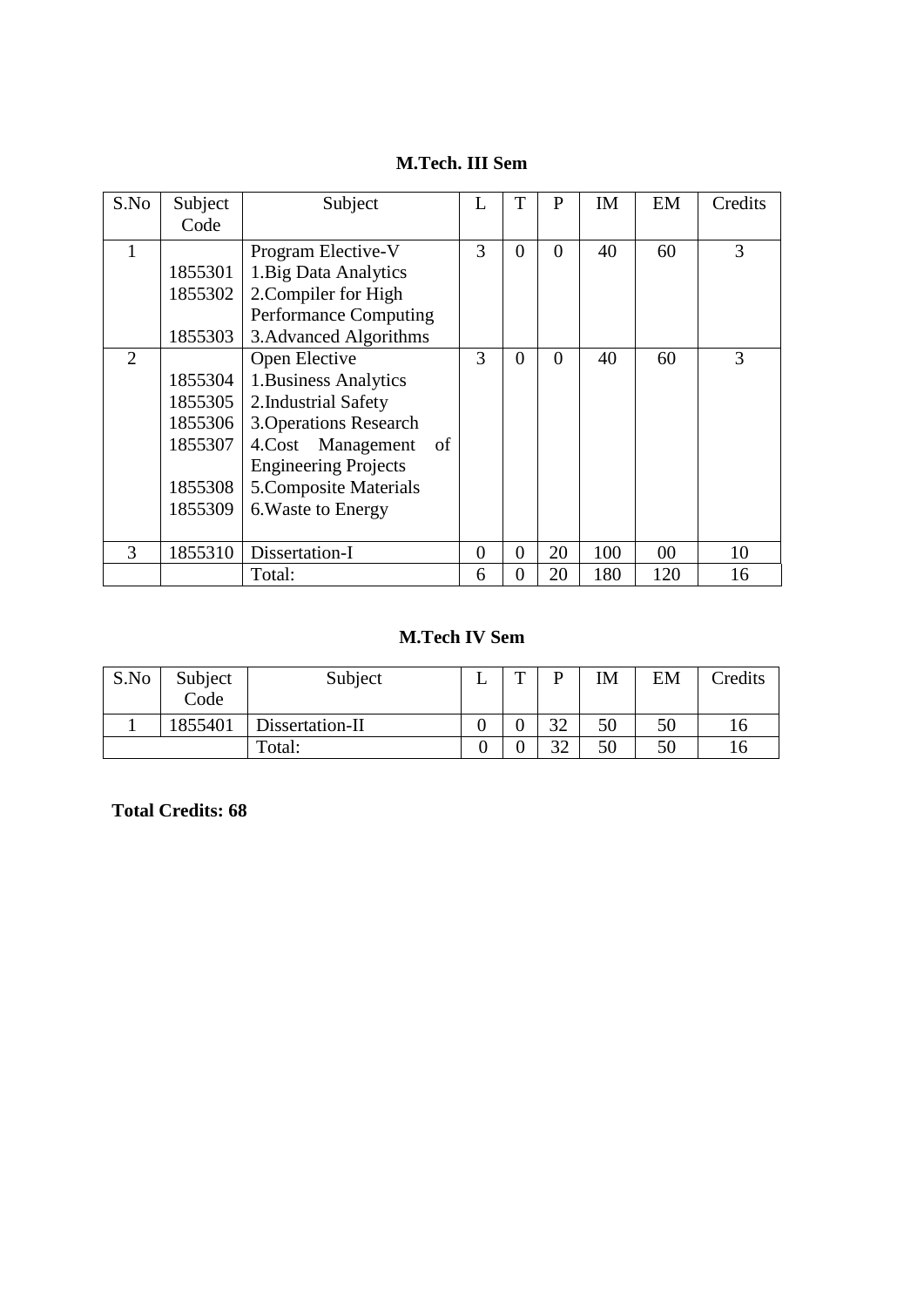**M.Tech. III Sem**

| S.No | Subject Code | Subject | L | T | P | IM | EM | Credits |
|---|---|---|---|---|---|---|---|---|
| 1 | <br>1855301<br>1855302<br><br>1855303 | Program Elective-V<br>1.Big Data Analytics<br>2.Compiler for High Performance Computing<br>3.Advanced Algorithms | 3 | 0 | 0 | 40 | 60 | 3 |
| 2 | <br>1855304<br>1855305<br>1855306<br>1855307<br><br>1855308<br>1855309 | Open Elective<br>1.Business Analytics<br>2.Industrial Safety<br>3.Operations Research<br>4.Cost Management of Engineering Projects<br>5.Composite Materials<br>6.Waste to Energy | 3 | 0 | 0 | 40 | 60 | 3 |
| 3 | 1855310 | Dissertation-I | 0 | 0 | 20 | 100 | 00 | 10 |
| | | Total: | 6 | 0 | 20 | 180 | 120 | 16 |

**M.Tech IV Sem**

| S.No | Subject Code | Subject | L | T | P | IM | EM | Credits |
|---|---|---|---|---|---|---|---|---|
| 1 | 1855401 | Dissertation-II | 0 | 0 | 32 | 50 | 50 | 16 |
| | | Total: | 0 | 0 | 32 | 50 | 50 | 16 |

**Total Credits: 68**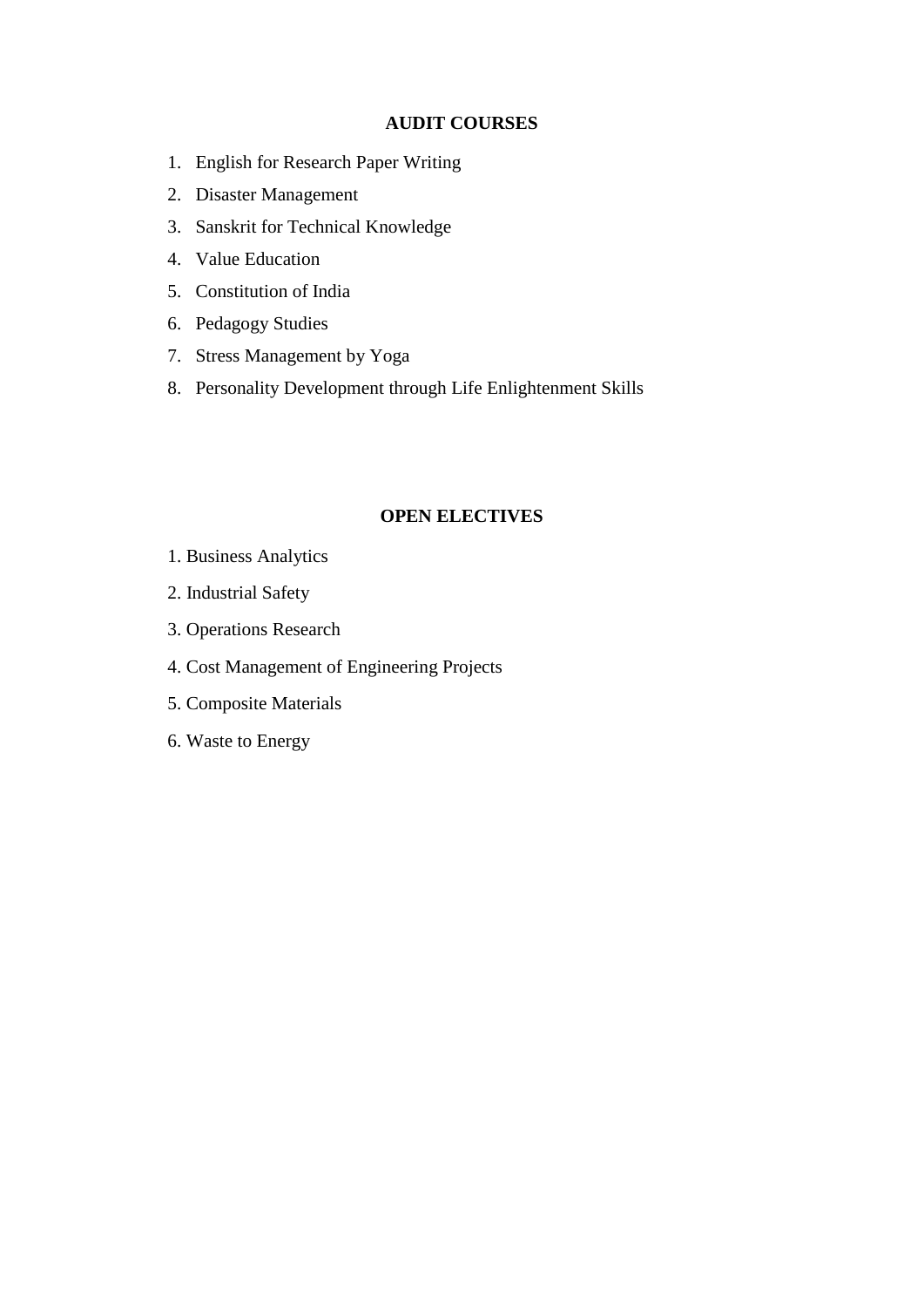## AUDIT COURSES

1. English for Research Paper Writing
2. Disaster Management
3. Sanskrit for Technical Knowledge
4. Value Education
5. Constitution of India
6. Pedagogy Studies
7. Stress Management by Yoga
8. Personality Development through Life Enlightenment Skills

## OPEN ELECTIVES

1. Business Analytics
2. Industrial Safety
3. Operations Research
4. Cost Management of Engineering Projects
5. Composite Materials
6. Waste to Energy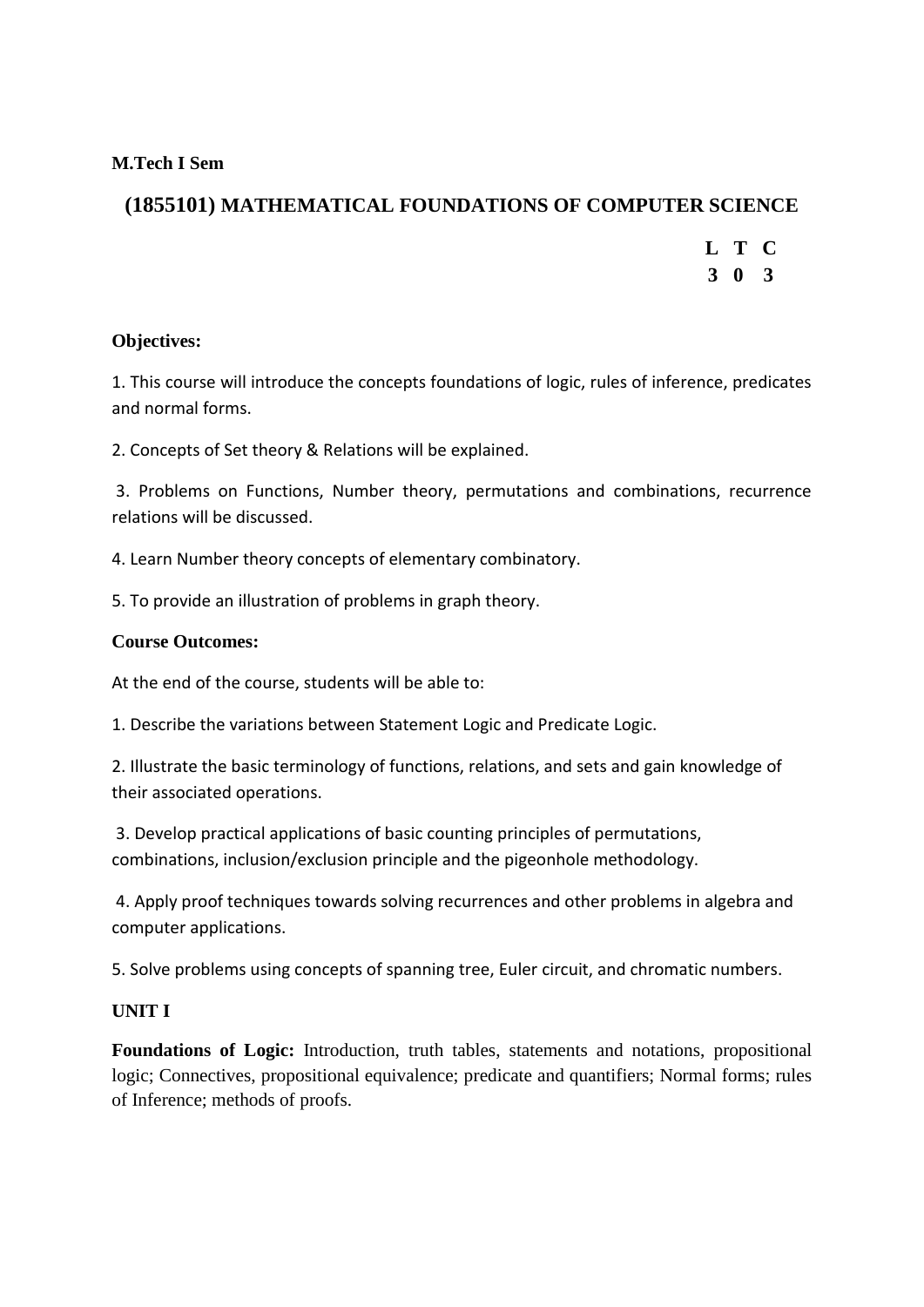**M.Tech I Sem**

## (1855101) MATHEMATICAL FOUNDATIONS OF COMPUTER SCIENCE

| L | T | C |
|---|---|---|
| 3 | 0 | 3 |

**Objectives:**

1. This course will introduce the concepts foundations of logic, rules of inference, predicates and normal forms.

2. Concepts of Set theory & Relations will be explained.

3. Problems on Functions, Number theory, permutations and combinations, recurrence relations will be discussed.

4. Learn Number theory concepts of elementary combinatory.

5. To provide an illustration of problems in graph theory.

**Course Outcomes:**

At the end of the course, students will be able to:

1. Describe the variations between Statement Logic and Predicate Logic.

2. Illustrate the basic terminology of functions, relations, and sets and gain knowledge of their associated operations.

3. Develop practical applications of basic counting principles of permutations, combinations, inclusion/exclusion principle and the pigeonhole methodology.

4. Apply proof techniques towards solving recurrences and other problems in algebra and computer applications.

5. Solve problems using concepts of spanning tree, Euler circuit, and chromatic numbers.

**UNIT I**

**Foundations of Logic:** Introduction, truth tables, statements and notations, propositional logic; Connectives, propositional equivalence; predicate and quantifiers; Normal forms; rules of Inference; methods of proofs.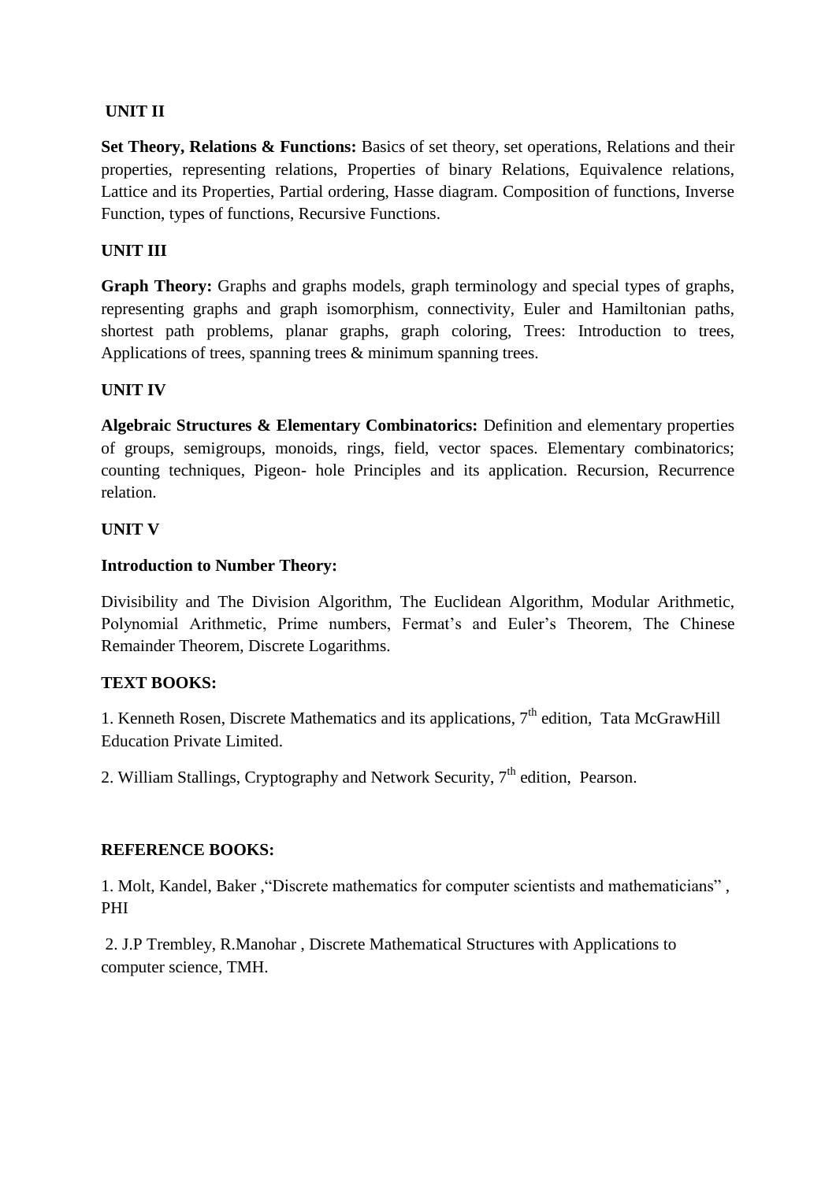### UNIT II

**Set Theory, Relations & Functions:** Basics of set theory, set operations, Relations and their properties, representing relations, Properties of binary Relations, Equivalence relations, Lattice and its Properties, Partial ordering, Hasse diagram. Composition of functions, Inverse Function, types of functions, Recursive Functions.

### UNIT III

**Graph Theory:** Graphs and graphs models, graph terminology and special types of graphs, representing graphs and graph isomorphism, connectivity, Euler and Hamiltonian paths, shortest path problems, planar graphs, graph coloring, Trees: Introduction to trees, Applications of trees, spanning trees & minimum spanning trees.

### UNIT IV

**Algebraic Structures & Elementary Combinatorics:** Definition and elementary properties of groups, semigroups, monoids, rings, field, vector spaces. Elementary combinatorics; counting techniques, Pigeon- hole Principles and its application. Recursion, Recurrence relation.

### UNIT V

**Introduction to Number Theory:**

Divisibility and The Division Algorithm, The Euclidean Algorithm, Modular Arithmetic, Polynomial Arithmetic, Prime numbers, Fermat's and Euler's Theorem, The Chinese Remainder Theorem, Discrete Logarithms.

### TEXT BOOKS:

1. Kenneth Rosen, Discrete Mathematics and its applications, 7th edition, Tata McGrawHill Education Private Limited.

2. William Stallings, Cryptography and Network Security, 7th edition, Pearson.

### REFERENCE BOOKS:

1. Molt, Kandel, Baker ,"Discrete mathematics for computer scientists and mathematicians" , PHI

2. J.P Trembley, R.Manohar , Discrete Mathematical Structures with Applications to computer science, TMH.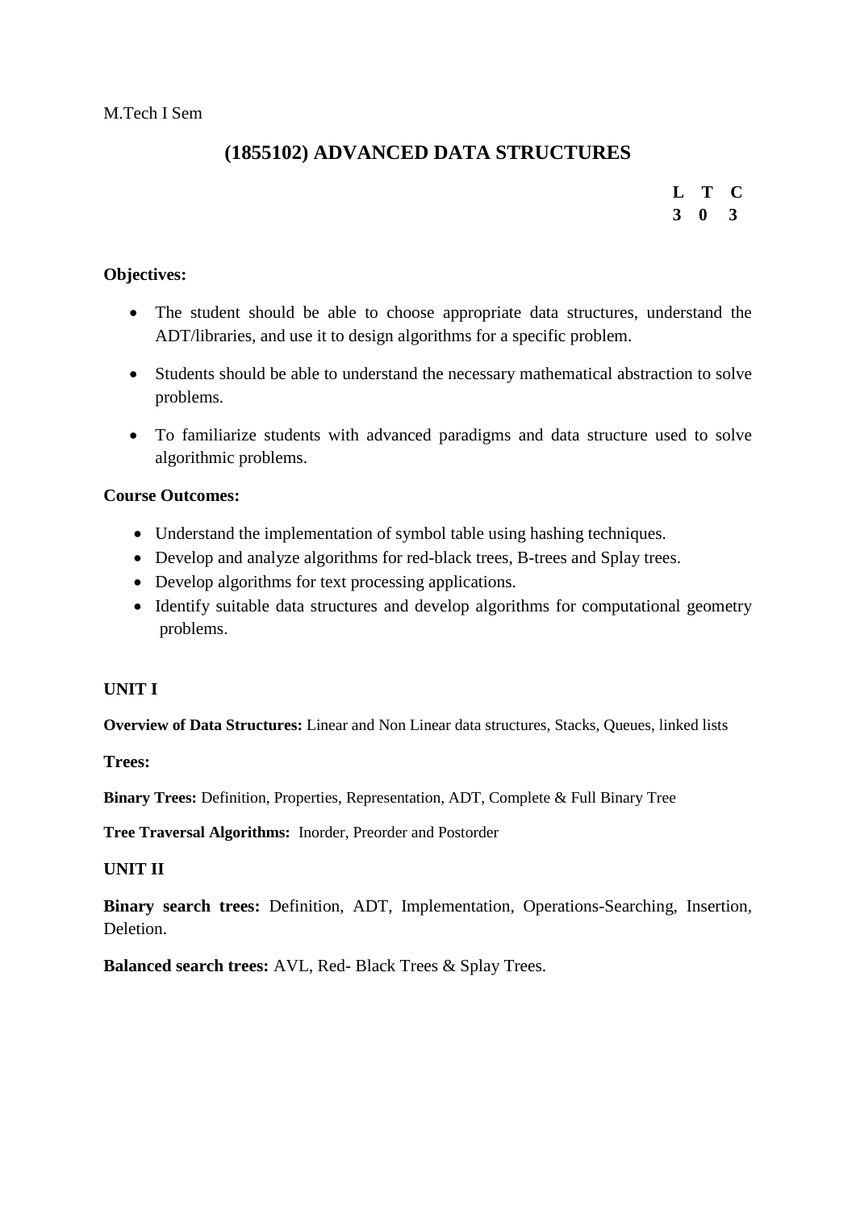M.Tech I Sem

# (1855102) ADVANCED DATA STRUCTURES

| L | T | C |
|---|---|---|
| 3 | 0 | 3 |

**Objectives:**

- The student should be able to choose appropriate data structures, understand the ADT/libraries, and use it to design algorithms for a specific problem.
- Students should be able to understand the necessary mathematical abstraction to solve problems.
- To familiarize students with advanced paradigms and data structure used to solve algorithmic problems.

**Course Outcomes:**

- Understand the implementation of symbol table using hashing techniques.
- Develop and analyze algorithms for red-black trees, B-trees and Splay trees.
- Develop algorithms for text processing applications.
- Identify suitable data structures and develop algorithms for computational geometry problems.

**UNIT I**

**Overview of Data Structures:** Linear and Non Linear data structures, Stacks, Queues, linked lists

**Trees:**

**Binary Trees:** Definition, Properties, Representation, ADT, Complete & Full Binary Tree

**Tree Traversal Algorithms:** Inorder, Preorder and Postorder

**UNIT II**

**Binary search trees:** Definition, ADT, Implementation, Operations-Searching, Insertion, Deletion.

**Balanced search trees:** AVL, Red- Black Trees & Splay Trees.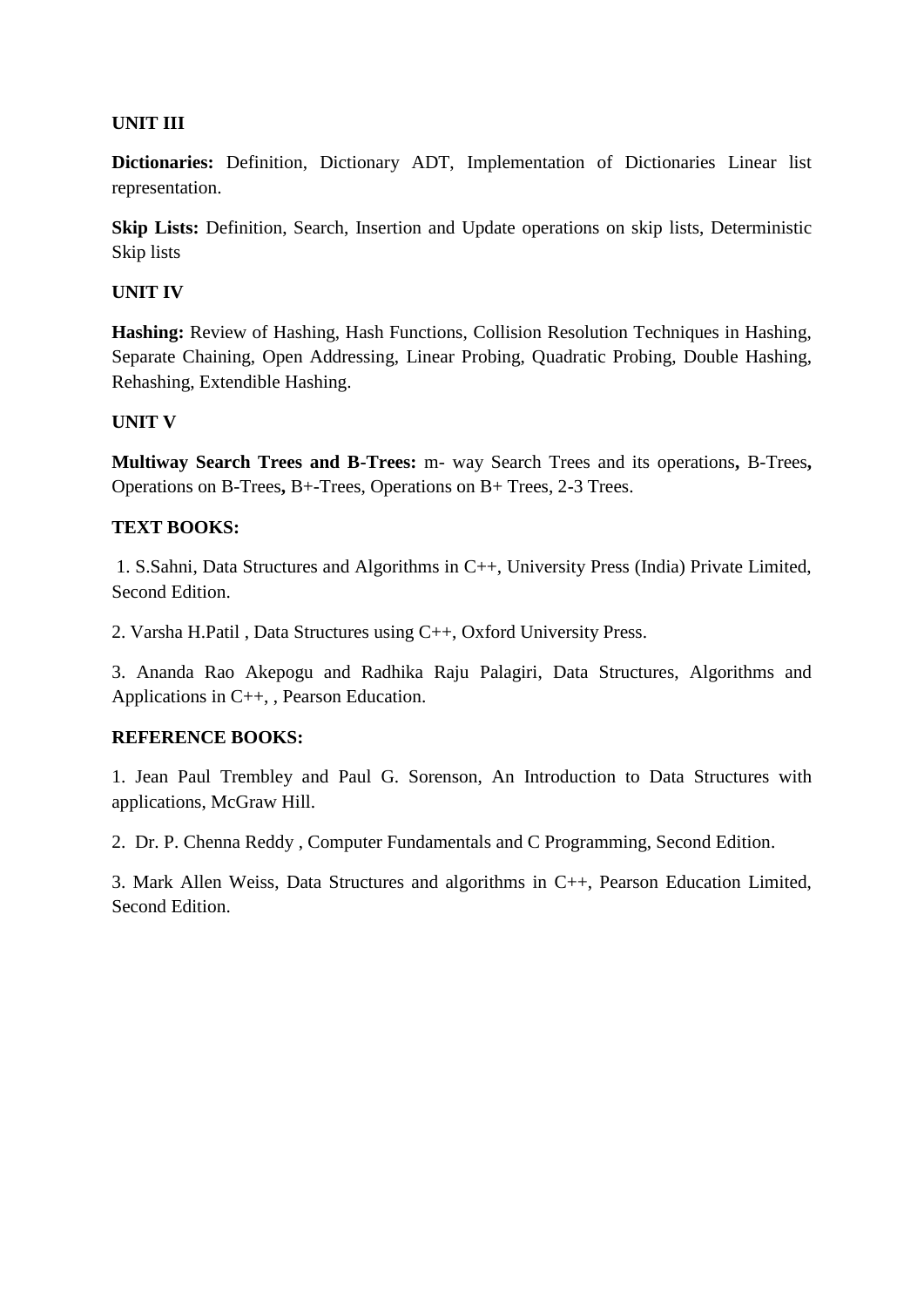**UNIT III**

**Dictionaries:** Definition, Dictionary ADT, Implementation of Dictionaries Linear list representation.

**Skip Lists:** Definition, Search, Insertion and Update operations on skip lists, Deterministic Skip lists

**UNIT IV**

**Hashing:** Review of Hashing, Hash Functions, Collision Resolution Techniques in Hashing, Separate Chaining, Open Addressing, Linear Probing, Quadratic Probing, Double Hashing, Rehashing, Extendible Hashing.

**UNIT V**

**Multiway Search Trees and B-Trees:** m- way Search Trees and its operations**,** B-Trees**,** Operations on B-Trees**,** B+-Trees, Operations on B+ Trees, 2-3 Trees.

**TEXT BOOKS:**

1. S.Sahni, Data Structures and Algorithms in C++, University Press (India) Private Limited, Second Edition.

2. Varsha H.Patil , Data Structures using C++, Oxford University Press.

3. Ananda Rao Akepogu and Radhika Raju Palagiri, Data Structures, Algorithms and Applications in C++, , Pearson Education.

**REFERENCE BOOKS:**

1. Jean Paul Trembley and Paul G. Sorenson, An Introduction to Data Structures with applications, McGraw Hill.

2. Dr. P. Chenna Reddy , Computer Fundamentals and C Programming, Second Edition.

3. Mark Allen Weiss, Data Structures and algorithms in C++, Pearson Education Limited, Second Edition.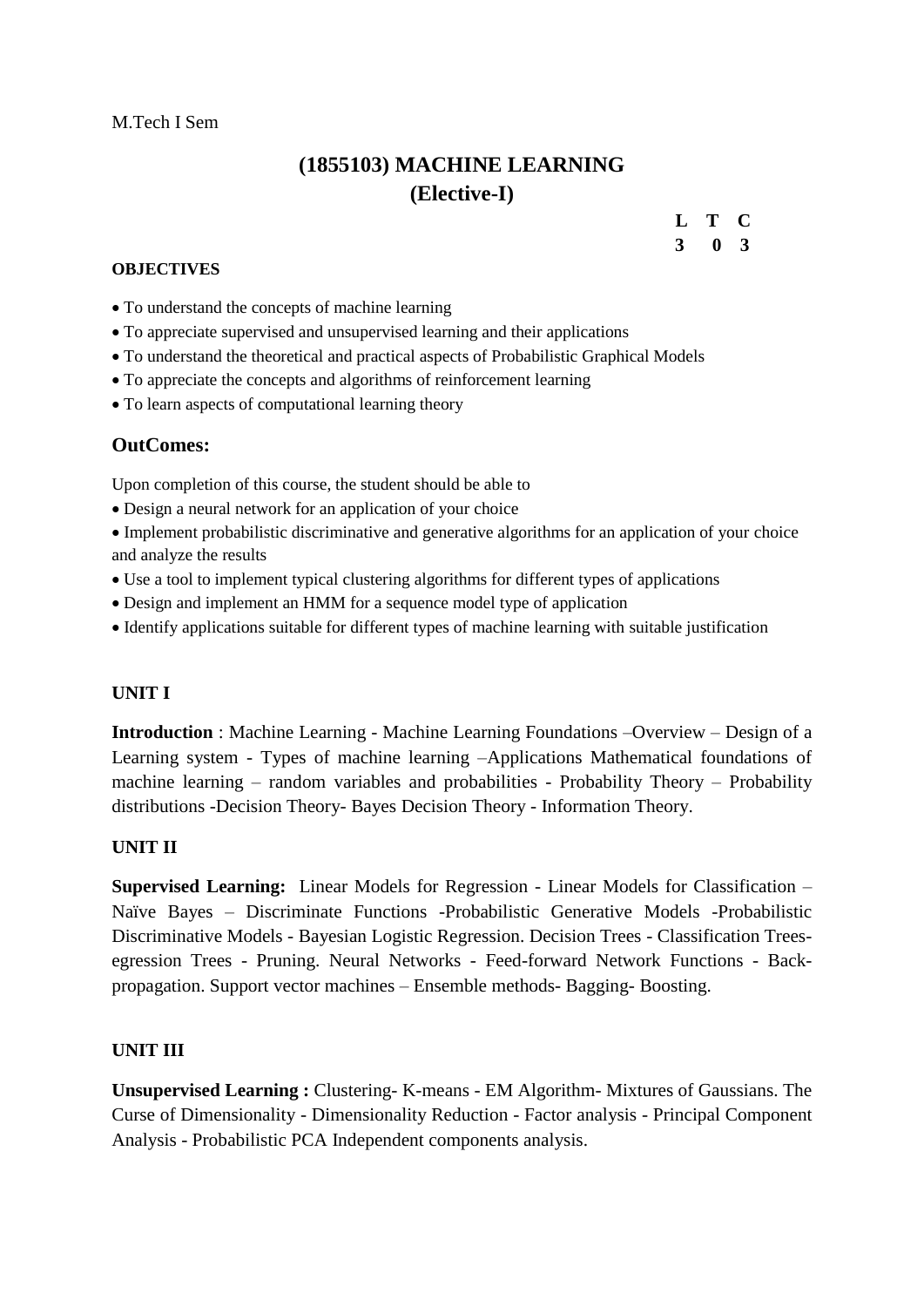M.Tech I Sem

# (1855103) MACHINE LEARNING
## (Elective-I)

| L | T | C |
|---|---|---|
| 3 | 0 | 3 |

**OBJECTIVES**

- To understand the concepts of machine learning
- To appreciate supervised and unsupervised learning and their applications
- To understand the theoretical and practical aspects of Probabilistic Graphical Models
- To appreciate the concepts and algorithms of reinforcement learning
- To learn aspects of computational learning theory

## OutComes:

Upon completion of this course, the student should be able to

- Design a neural network for an application of your choice
- Implement probabilistic discriminative and generative algorithms for an application of your choice and analyze the results
- Use a tool to implement typical clustering algorithms for different types of applications
- Design and implement an HMM for a sequence model type of application
- Identify applications suitable for different types of machine learning with suitable justification

**UNIT I**

**Introduction** : Machine Learning - Machine Learning Foundations –Overview – Design of a Learning system - Types of machine learning –Applications Mathematical foundations of machine learning – random variables and probabilities - Probability Theory – Probability distributions -Decision Theory- Bayes Decision Theory - Information Theory.

**UNIT II**

**Supervised Learning:** Linear Models for Regression - Linear Models for Classification – Naïve Bayes – Discriminate Functions -Probabilistic Generative Models -Probabilistic Discriminative Models - Bayesian Logistic Regression. Decision Trees - Classification Trees-egression Trees - Pruning. Neural Networks - Feed-forward Network Functions - Back-propagation. Support vector machines – Ensemble methods- Bagging- Boosting.

**UNIT III**

**Unsupervised Learning :** Clustering- K-means - EM Algorithm- Mixtures of Gaussians. The Curse of Dimensionality - Dimensionality Reduction - Factor analysis - Principal Component Analysis - Probabilistic PCA Independent components analysis.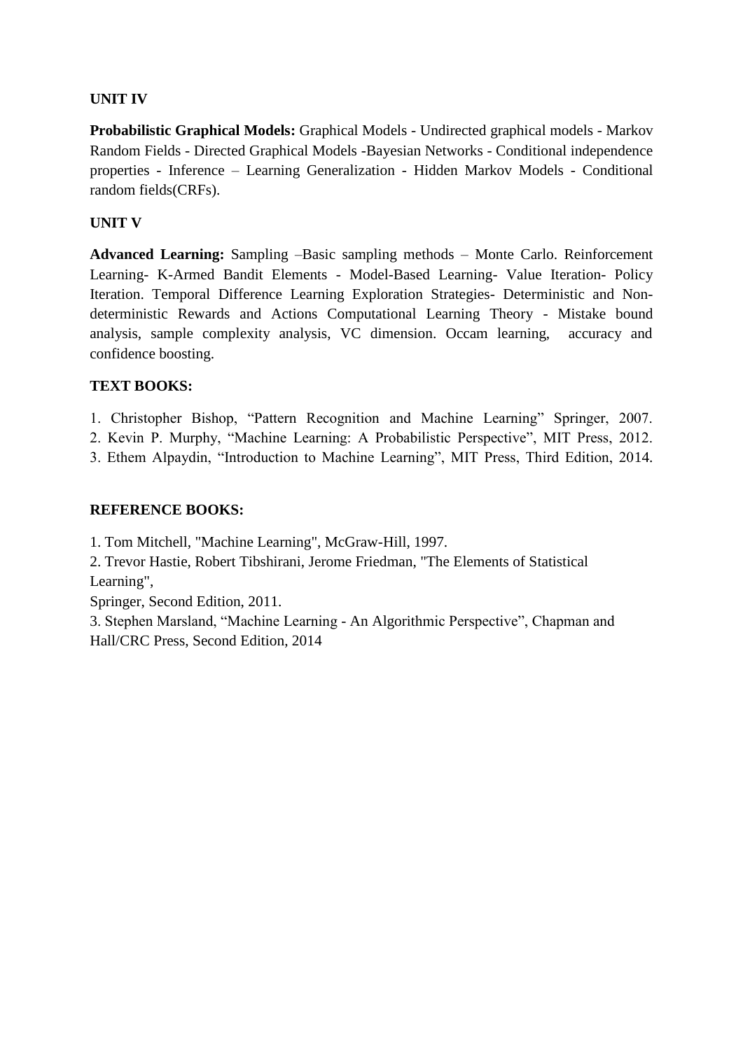### UNIT IV

**Probabilistic Graphical Models:** Graphical Models - Undirected graphical models - Markov Random Fields - Directed Graphical Models -Bayesian Networks - Conditional independence properties - Inference – Learning Generalization - Hidden Markov Models - Conditional random fields(CRFs).

### UNIT V

**Advanced Learning:** Sampling –Basic sampling methods – Monte Carlo. Reinforcement Learning- K-Armed Bandit Elements - Model-Based Learning- Value Iteration- Policy Iteration. Temporal Difference Learning Exploration Strategies- Deterministic and Non-deterministic Rewards and Actions Computational Learning Theory - Mistake bound analysis, sample complexity analysis, VC dimension. Occam learning, accuracy and confidence boosting.

### TEXT BOOKS:

1. Christopher Bishop, "Pattern Recognition and Machine Learning" Springer, 2007.
2. Kevin P. Murphy, "Machine Learning: A Probabilistic Perspective", MIT Press, 2012.
3. Ethem Alpaydin, "Introduction to Machine Learning", MIT Press, Third Edition, 2014.

### REFERENCE BOOKS:

1. Tom Mitchell, "Machine Learning", McGraw-Hill, 1997.
2. Trevor Hastie, Robert Tibshirani, Jerome Friedman, "The Elements of Statistical Learning", Springer, Second Edition, 2011.
3. Stephen Marsland, "Machine Learning - An Algorithmic Perspective", Chapman and Hall/CRC Press, Second Edition, 2014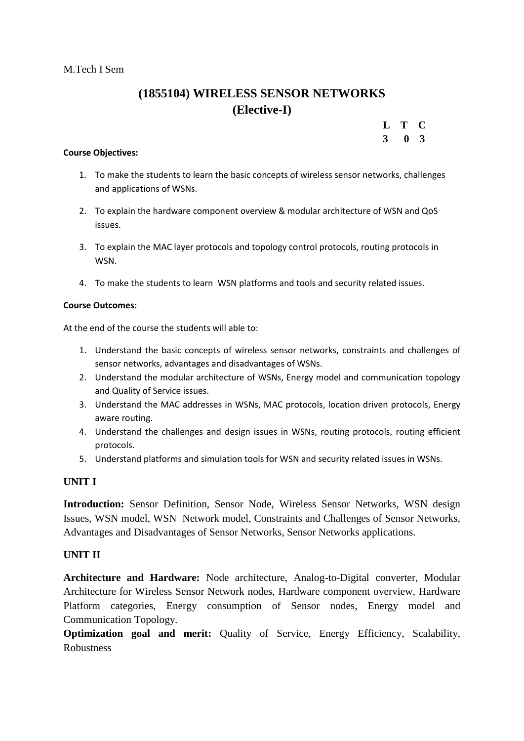M.Tech I Sem

# (1855104) WIRELESS SENSOR NETWORKS (Elective-I)

| L | T | C |
|---|---|---|
| 3 | 0 | 3 |

**Course Objectives:**

1. To make the students to learn the basic concepts of wireless sensor networks, challenges and applications of WSNs.
2. To explain the hardware component overview & modular architecture of WSN and QoS issues.
3. To explain the MAC layer protocols and topology control protocols, routing protocols in WSN.
4. To make the students to learn WSN platforms and tools and security related issues.

**Course Outcomes:**

At the end of the course the students will able to:

1. Understand the basic concepts of wireless sensor networks, constraints and challenges of sensor networks, advantages and disadvantages of WSNs.
2. Understand the modular architecture of WSNs, Energy model and communication topology and Quality of Service issues.
3. Understand the MAC addresses in WSNs, MAC protocols, location driven protocols, Energy aware routing.
4. Understand the challenges and design issues in WSNs, routing protocols, routing efficient protocols.
5. Understand platforms and simulation tools for WSN and security related issues in WSNs.

## UNIT I

**Introduction:** Sensor Definition, Sensor Node, Wireless Sensor Networks, WSN design Issues, WSN model, WSN Network model, Constraints and Challenges of Sensor Networks, Advantages and Disadvantages of Sensor Networks, Sensor Networks applications.

## UNIT II

**Architecture and Hardware:** Node architecture, Analog-to-Digital converter, Modular Architecture for Wireless Sensor Network nodes, Hardware component overview, Hardware Platform categories, Energy consumption of Sensor nodes, Energy model and Communication Topology.

**Optimization goal and merit:** Quality of Service, Energy Efficiency, Scalability, Robustness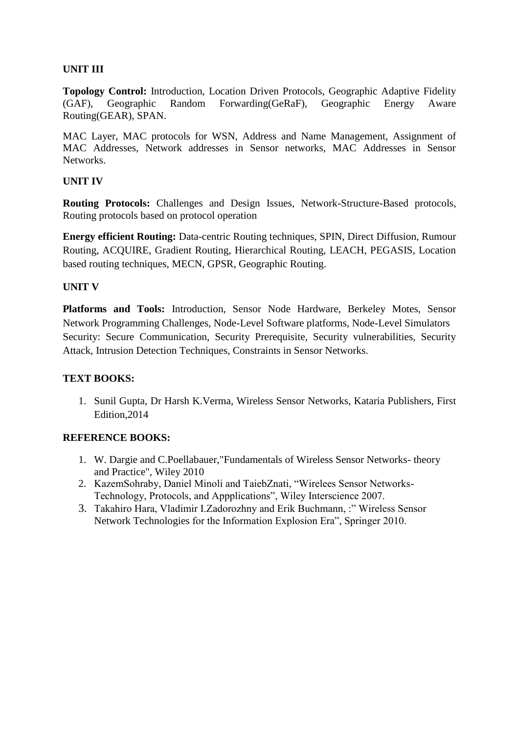**UNIT III**

**Topology Control:** Introduction, Location Driven Protocols, Geographic Adaptive Fidelity (GAF), Geographic Random Forwarding(GeRaF), Geographic Energy Aware Routing(GEAR), SPAN.

MAC Layer, MAC protocols for WSN, Address and Name Management, Assignment of MAC Addresses, Network addresses in Sensor networks, MAC Addresses in Sensor Networks.

**UNIT IV**

**Routing Protocols:** Challenges and Design Issues, Network-Structure-Based protocols, Routing protocols based on protocol operation

**Energy efficient Routing:** Data-centric Routing techniques, SPIN, Direct Diffusion, Rumour Routing, ACQUIRE, Gradient Routing, Hierarchical Routing, LEACH, PEGASIS, Location based routing techniques, MECN, GPSR, Geographic Routing.

**UNIT V**

**Platforms and Tools:** Introduction, Sensor Node Hardware, Berkeley Motes, Sensor Network Programming Challenges, Node-Level Software platforms, Node-Level Simulators Security: Secure Communication, Security Prerequisite, Security vulnerabilities, Security Attack, Intrusion Detection Techniques, Constraints in Sensor Networks.

**TEXT BOOKS:**

1. Sunil Gupta, Dr Harsh K.Verma, Wireless Sensor Networks, Kataria Publishers, First Edition,2014

**REFERENCE BOOKS:**

1. W. Dargie and C.Poellabauer,"Fundamentals of Wireless Sensor Networks- theory and Practice", Wiley 2010
2. KazemSohraby, Daniel Minoli and TaiebZnati, "Wirelees Sensor Networks-Technology, Protocols, and Appplications", Wiley Interscience 2007.
3. Takahiro Hara, Vladimir I.Zadorozhny and Erik Buchmann, :" Wireless Sensor Network Technologies for the Information Explosion Era", Springer 2010.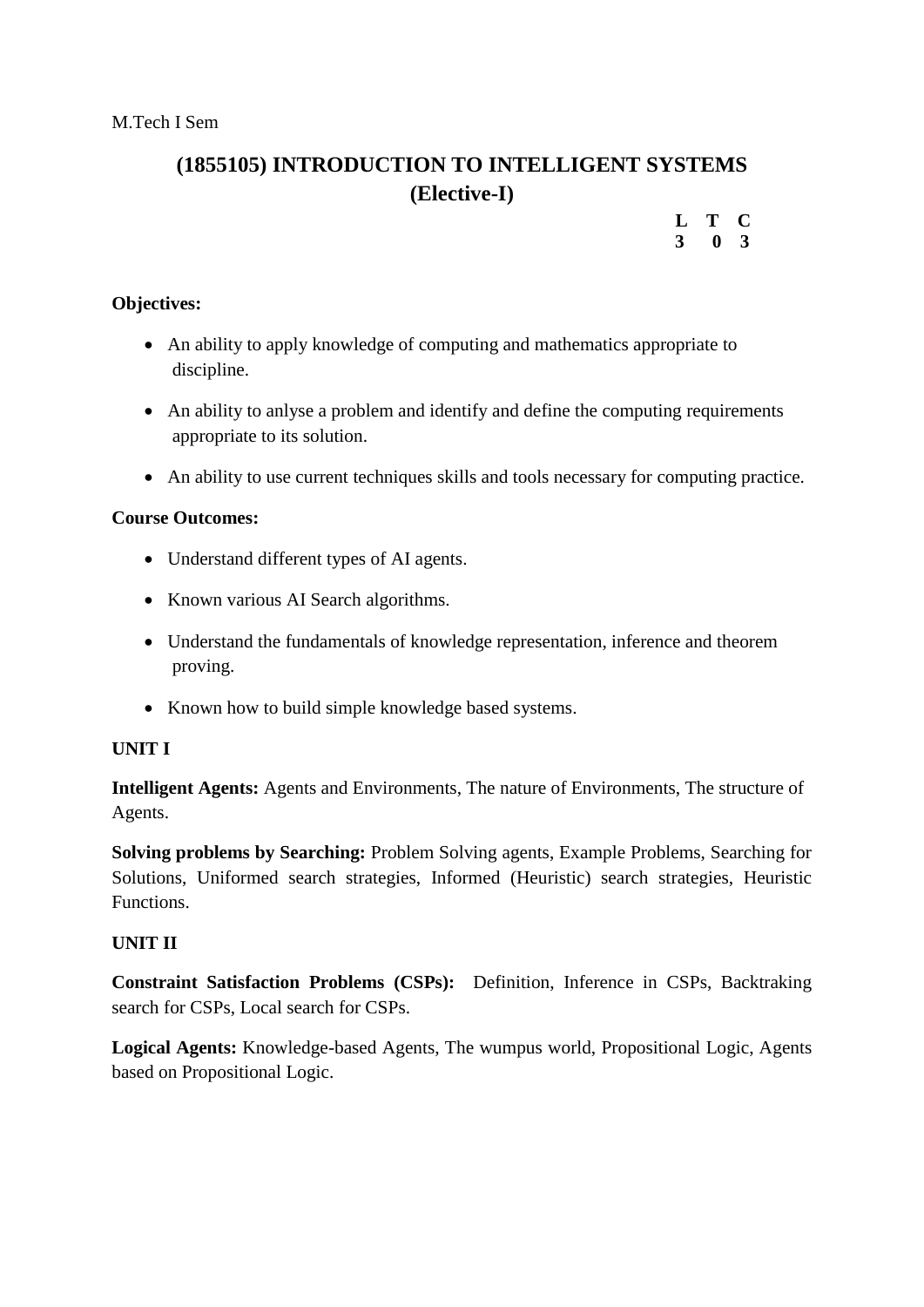M.Tech I Sem

## (1855105) INTRODUCTION TO INTELLIGENT SYSTEMS
## (Elective-I)

| L | T | C |
|---|---|---|
| 3 | 0 | 3 |

**Objectives:**

- An ability to apply knowledge of computing and mathematics appropriate to discipline.
- An ability to anlyse a problem and identify and define the computing requirements appropriate to its solution.
- An ability to use current techniques skills and tools necessary for computing practice.

**Course Outcomes:**

- Understand different types of AI agents.
- Known various AI Search algorithms.
- Understand the fundamentals of knowledge representation, inference and theorem proving.
- Known how to build simple knowledge based systems.

**UNIT I**

**Intelligent Agents:** Agents and Environments, The nature of Environments, The structure of Agents.

**Solving problems by Searching:** Problem Solving agents, Example Problems, Searching for Solutions, Uniformed search strategies, Informed (Heuristic) search strategies, Heuristic Functions.

**UNIT II**

**Constraint Satisfaction Problems (CSPs):** Definition, Inference in CSPs, Backtraking search for CSPs, Local search for CSPs.

**Logical Agents:** Knowledge-based Agents, The wumpus world, Propositional Logic, Agents based on Propositional Logic.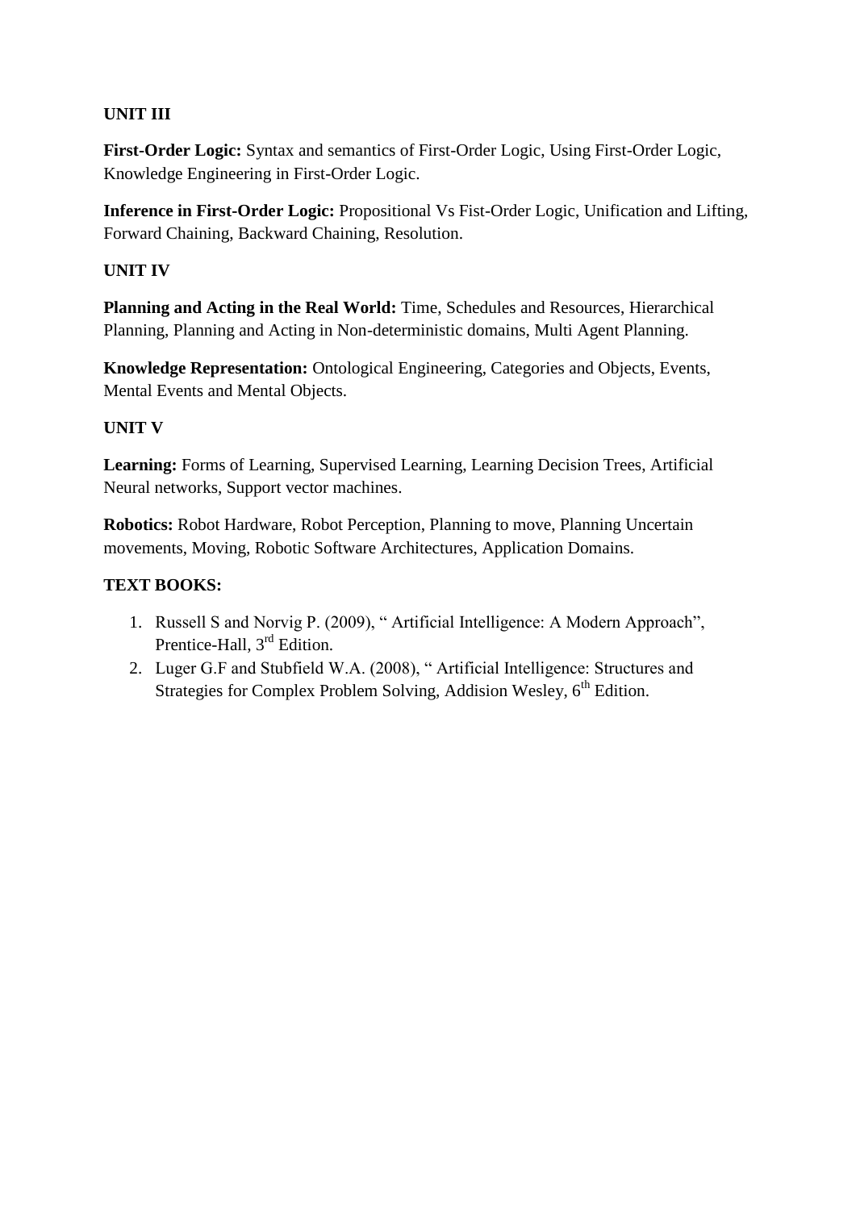**UNIT III**

**First-Order Logic:** Syntax and semantics of First-Order Logic, Using First-Order Logic, Knowledge Engineering in First-Order Logic.

**Inference in First-Order Logic:** Propositional Vs Fist-Order Logic, Unification and Lifting, Forward Chaining, Backward Chaining, Resolution.

**UNIT IV**

**Planning and Acting in the Real World:** Time, Schedules and Resources, Hierarchical Planning, Planning and Acting in Non-deterministic domains, Multi Agent Planning.

**Knowledge Representation:** Ontological Engineering, Categories and Objects, Events, Mental Events and Mental Objects.

**UNIT V**

**Learning:** Forms of Learning, Supervised Learning, Learning Decision Trees, Artificial Neural networks, Support vector machines.

**Robotics:** Robot Hardware, Robot Perception, Planning to move, Planning Uncertain movements, Moving, Robotic Software Architectures, Application Domains.

**TEXT BOOKS:**

1. Russell S and Norvig P. (2009), " Artificial Intelligence: A Modern Approach", Prentice-Hall, 3rd Edition.
2. Luger G.F and Stubfield W.A. (2008), " Artificial Intelligence: Structures and Strategies for Complex Problem Solving, Addision Wesley, 6th Edition.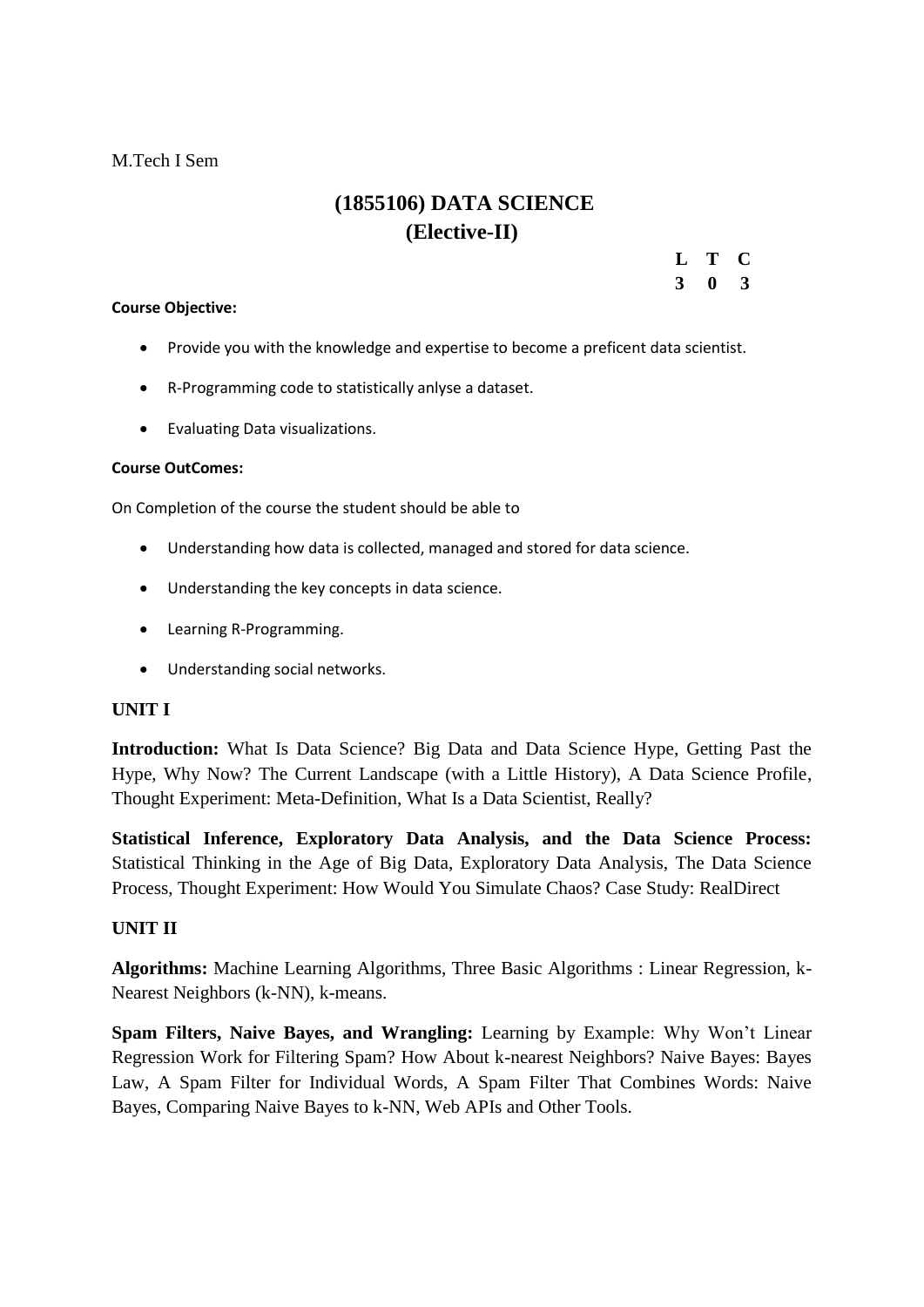M.Tech I Sem

# (1855106) DATA SCIENCE
## (Elective-II)

| L | T | C |
|---|---|---|
| 3 | 0 | 3 |

**Course Objective:**

- Provide you with the knowledge and expertise to become a preficent data scientist.
- R-Programming code to statistically anlyse a dataset.
- Evaluating Data visualizations.

**Course OutComes:**

On Completion of the course the student should be able to

- Understanding how data is collected, managed and stored for data science.
- Understanding the key concepts in data science.
- Learning R-Programming.
- Understanding social networks.

**UNIT I**

**Introduction:** What Is Data Science? Big Data and Data Science Hype, Getting Past the Hype, Why Now? The Current Landscape (with a Little History), A Data Science Profile, Thought Experiment: Meta-Definition, What Is a Data Scientist, Really?

**Statistical Inference, Exploratory Data Analysis, and the Data Science Process:** Statistical Thinking in the Age of Big Data, Exploratory Data Analysis, The Data Science Process, Thought Experiment: How Would You Simulate Chaos? Case Study: RealDirect

**UNIT II**

**Algorithms:** Machine Learning Algorithms, Three Basic Algorithms : Linear Regression, k-Nearest Neighbors (k-NN), k-means.

**Spam Filters, Naive Bayes, and Wrangling:** Learning by Example: Why Won't Linear Regression Work for Filtering Spam? How About k-nearest Neighbors? Naive Bayes: Bayes Law, A Spam Filter for Individual Words, A Spam Filter That Combines Words: Naive Bayes, Comparing Naive Bayes to k-NN, Web APIs and Other Tools.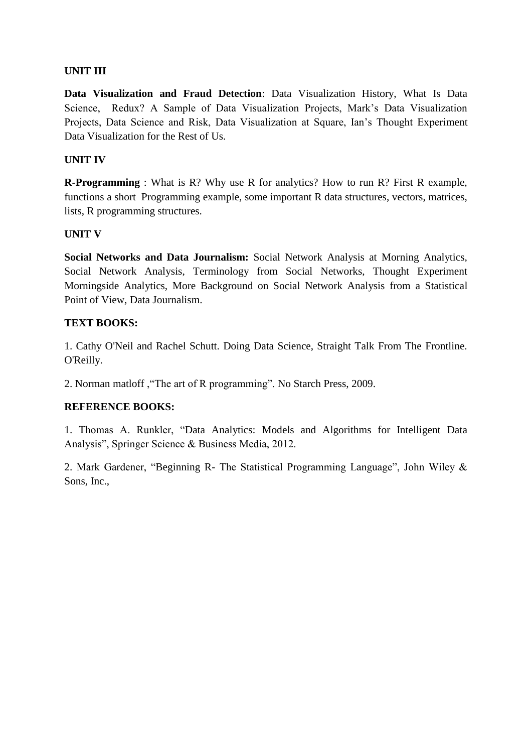**UNIT III**

**Data Visualization and Fraud Detection**: Data Visualization History, What Is Data Science, Redux? A Sample of Data Visualization Projects, Mark's Data Visualization Projects, Data Science and Risk, Data Visualization at Square, Ian's Thought Experiment Data Visualization for the Rest of Us.

**UNIT IV**

**R-Programming** : What is R? Why use R for analytics? How to run R? First R example, functions a short Programming example, some important R data structures, vectors, matrices, lists, R programming structures.

**UNIT V**

**Social Networks and Data Journalism:** Social Network Analysis at Morning Analytics, Social Network Analysis, Terminology from Social Networks, Thought Experiment Morningside Analytics, More Background on Social Network Analysis from a Statistical Point of View, Data Journalism.

**TEXT BOOKS:**

1. Cathy O'Neil and Rachel Schutt. Doing Data Science, Straight Talk From The Frontline. O'Reilly.

2. Norman matloff ,"The art of R programming". No Starch Press, 2009.

**REFERENCE BOOKS:**

1. Thomas A. Runkler, "Data Analytics: Models and Algorithms for Intelligent Data Analysis", Springer Science & Business Media, 2012.

2. Mark Gardener, "Beginning R- The Statistical Programming Language", John Wiley & Sons, Inc.,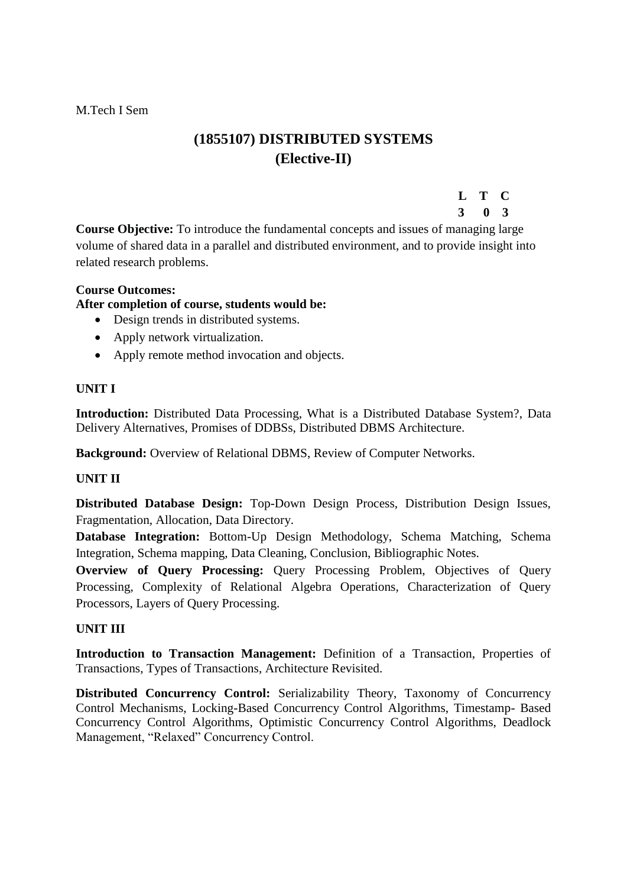M.Tech I Sem

# (1855107) DISTRIBUTED SYSTEMS
## (Elective-II)

| L | T | C |
|---|---|---|
| 3 | 0 | 3 |

**Course Objective:** To introduce the fundamental concepts and issues of managing large volume of shared data in a parallel and distributed environment, and to provide insight into related research problems.

**Course Outcomes:**
**After completion of course, students would be:**

- Design trends in distributed systems.
- Apply network virtualization.
- Apply remote method invocation and objects.

**UNIT I**

**Introduction:** Distributed Data Processing, What is a Distributed Database System?, Data Delivery Alternatives, Promises of DDBSs, Distributed DBMS Architecture.

**Background:** Overview of Relational DBMS, Review of Computer Networks.

**UNIT II**

**Distributed Database Design:** Top-Down Design Process, Distribution Design Issues, Fragmentation, Allocation, Data Directory.

**Database Integration:** Bottom-Up Design Methodology, Schema Matching, Schema Integration, Schema mapping, Data Cleaning, Conclusion, Bibliographic Notes.

**Overview of Query Processing:** Query Processing Problem, Objectives of Query Processing, Complexity of Relational Algebra Operations, Characterization of Query Processors, Layers of Query Processing.

**UNIT III**

**Introduction to Transaction Management:** Definition of a Transaction, Properties of Transactions, Types of Transactions, Architecture Revisited.

**Distributed Concurrency Control:** Serializability Theory, Taxonomy of Concurrency Control Mechanisms, Locking-Based Concurrency Control Algorithms, Timestamp- Based Concurrency Control Algorithms, Optimistic Concurrency Control Algorithms, Deadlock Management, "Relaxed" Concurrency Control.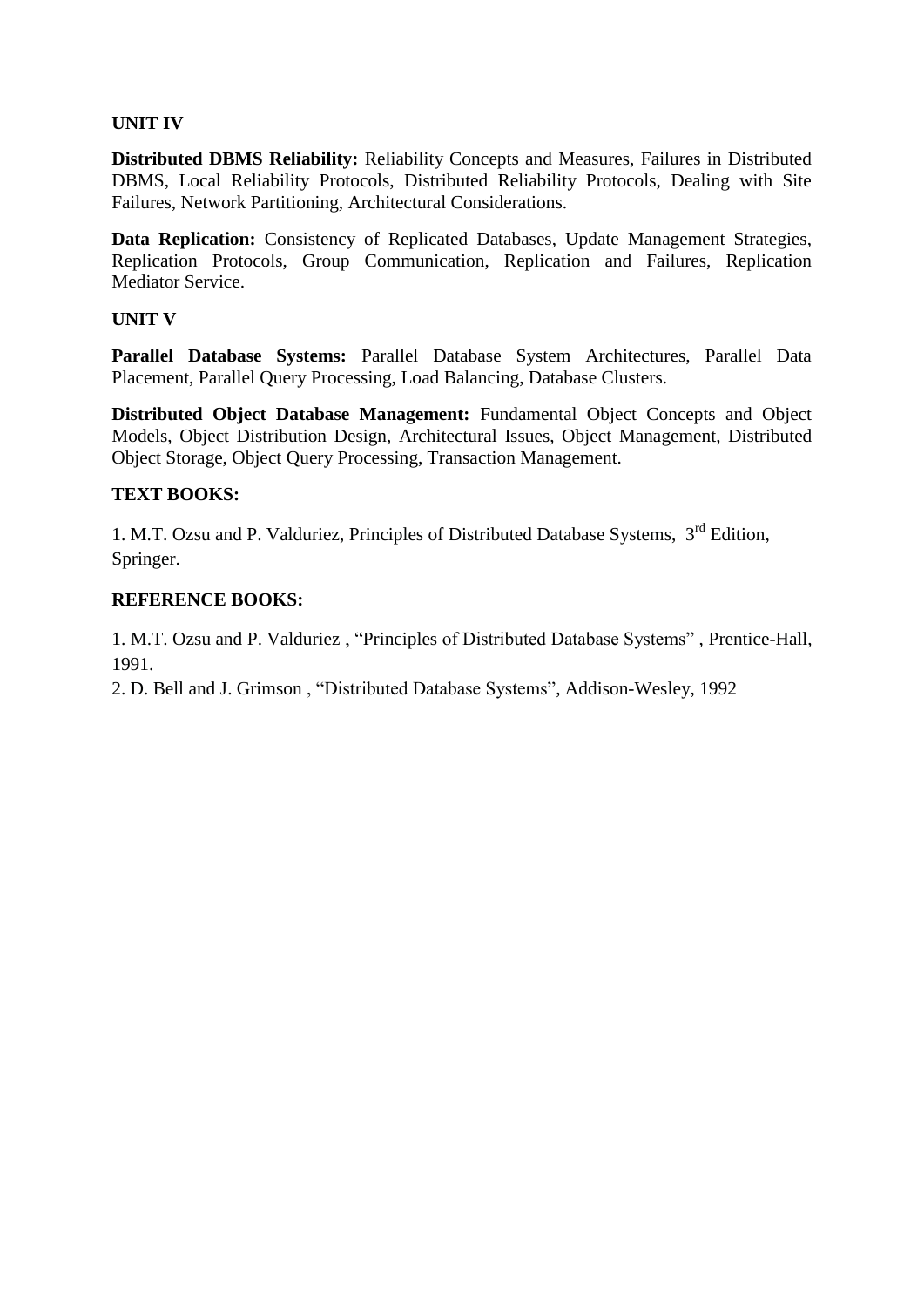**UNIT IV**

**Distributed DBMS Reliability:** Reliability Concepts and Measures, Failures in Distributed DBMS, Local Reliability Protocols, Distributed Reliability Protocols, Dealing with Site Failures, Network Partitioning, Architectural Considerations.

**Data Replication:** Consistency of Replicated Databases, Update Management Strategies, Replication Protocols, Group Communication, Replication and Failures, Replication Mediator Service.

**UNIT V**

**Parallel Database Systems:** Parallel Database System Architectures, Parallel Data Placement, Parallel Query Processing, Load Balancing, Database Clusters.

**Distributed Object Database Management:** Fundamental Object Concepts and Object Models, Object Distribution Design, Architectural Issues, Object Management, Distributed Object Storage, Object Query Processing, Transaction Management.

**TEXT BOOKS:**

1. M.T. Ozsu and P. Valduriez, Principles of Distributed Database Systems, 3rd Edition, Springer.

**REFERENCE BOOKS:**

1. M.T. Ozsu and P. Valduriez , "Principles of Distributed Database Systems" , Prentice-Hall, 1991.
2. D. Bell and J. Grimson , "Distributed Database Systems", Addison-Wesley, 1992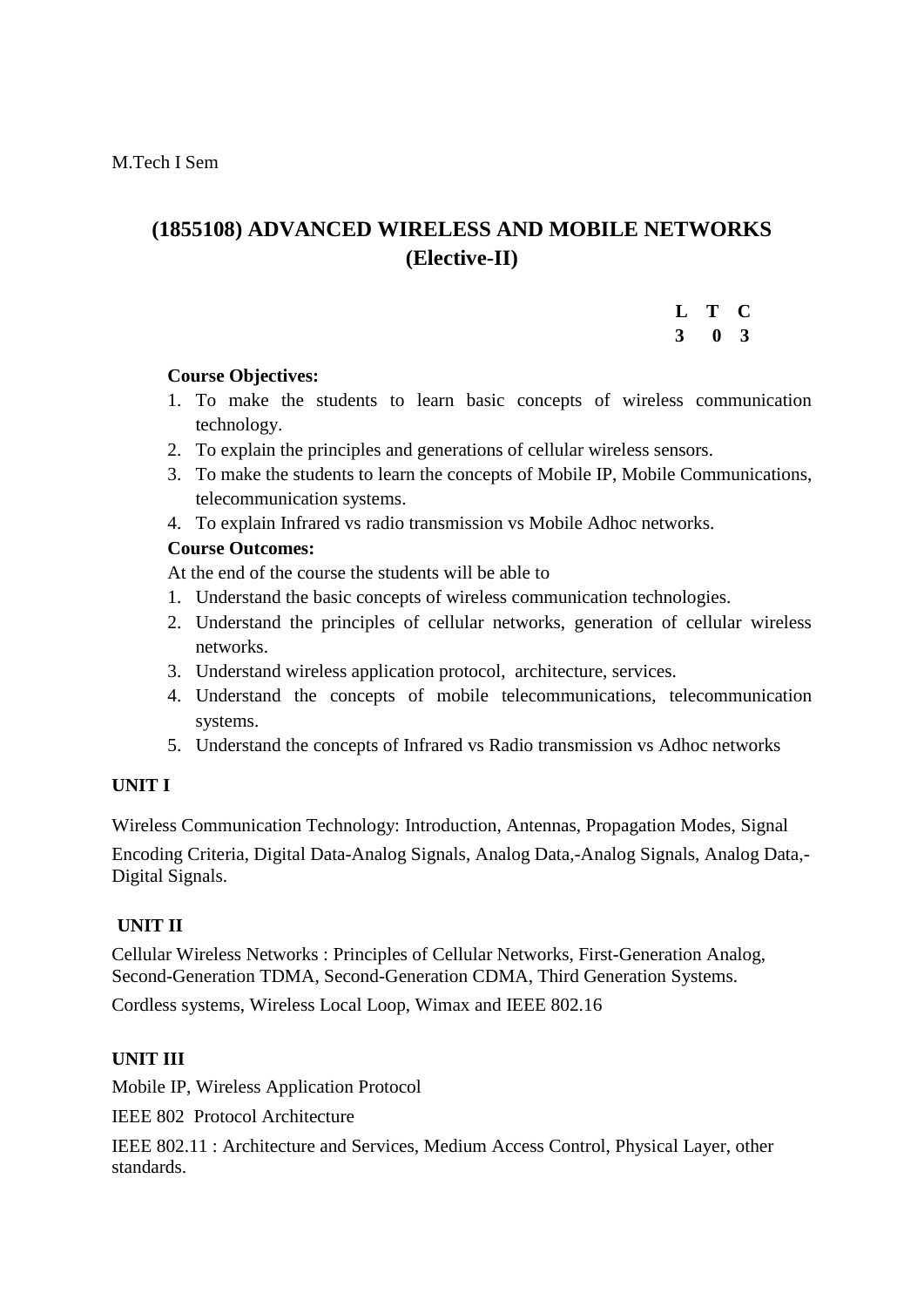M.Tech I Sem

# (1855108) ADVANCED WIRELESS AND MOBILE NETWORKS (Elective-II)

| L | T | C |
|---|---|---|
| 3 | 0 | 3 |

**Course Objectives:**

1. To make the students to learn basic concepts of wireless communication technology.
2. To explain the principles and generations of cellular wireless sensors.
3. To make the students to learn the concepts of Mobile IP, Mobile Communications, telecommunication systems.
4. To explain Infrared vs radio transmission vs Mobile Adhoc networks.

**Course Outcomes:**

At the end of the course the students will be able to

1. Understand the basic concepts of wireless communication technologies.
2. Understand the principles of cellular networks, generation of cellular wireless networks.
3. Understand wireless application protocol, architecture, services.
4. Understand the concepts of mobile telecommunications, telecommunication systems.
5. Understand the concepts of Infrared vs Radio transmission vs Adhoc networks

**UNIT I**

Wireless Communication Technology: Introduction, Antennas, Propagation Modes, Signal Encoding Criteria, Digital Data-Analog Signals, Analog Data,-Analog Signals, Analog Data,-Digital Signals.

**UNIT II**

Cellular Wireless Networks : Principles of Cellular Networks, First-Generation Analog, Second-Generation TDMA, Second-Generation CDMA, Third Generation Systems.

Cordless systems, Wireless Local Loop, Wimax and IEEE 802.16

**UNIT III**

Mobile IP, Wireless Application Protocol

IEEE 802 Protocol Architecture

IEEE 802.11 : Architecture and Services, Medium Access Control, Physical Layer, other standards.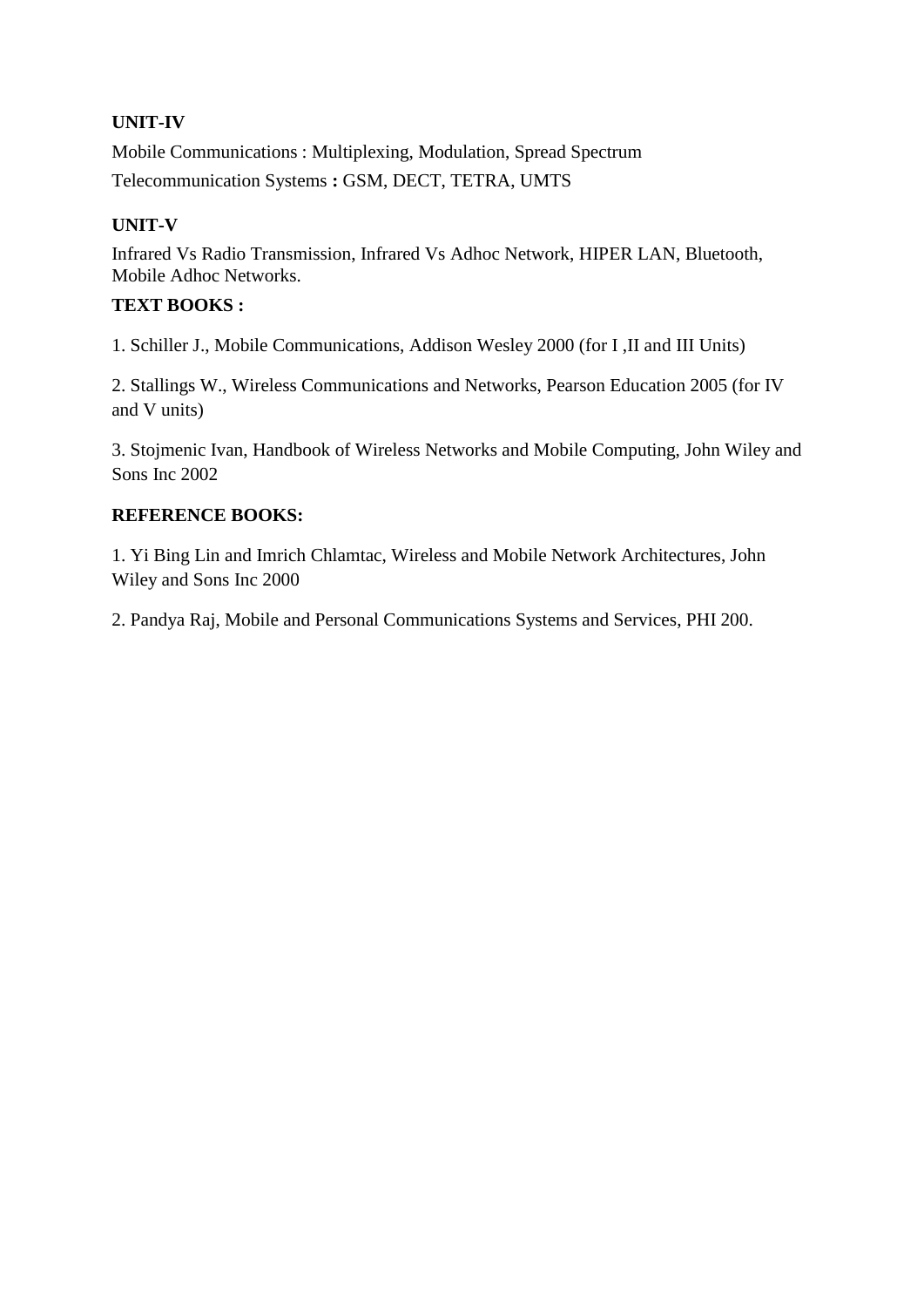**UNIT-IV**

Mobile Communications : Multiplexing, Modulation, Spread Spectrum

Telecommunication Systems **:** GSM, DECT, TETRA, UMTS

**UNIT-V**

Infrared Vs Radio Transmission, Infrared Vs Adhoc Network, HIPER LAN, Bluetooth, Mobile Adhoc Networks.

**TEXT BOOKS :**

1. Schiller J., Mobile Communications, Addison Wesley 2000 (for I ,II and III Units)

2. Stallings W., Wireless Communications and Networks, Pearson Education 2005 (for IV and V units)

3. Stojmenic Ivan, Handbook of Wireless Networks and Mobile Computing, John Wiley and Sons Inc 2002

**REFERENCE BOOKS:**

1. Yi Bing Lin and Imrich Chlamtac, Wireless and Mobile Network Architectures, John Wiley and Sons Inc 2000

2. Pandya Raj, Mobile and Personal Communications Systems and Services, PHI 200.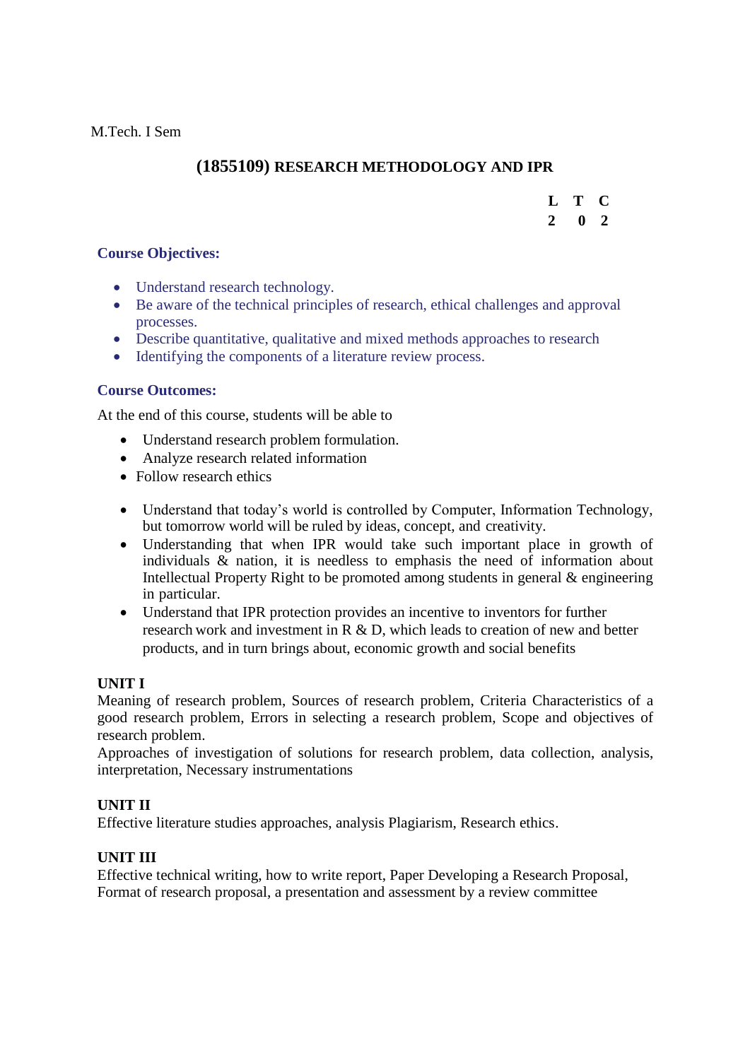M.Tech. I Sem

## (1855109) RESEARCH METHODOLOGY AND IPR

| L | T | C |
|---|---|---|
| 2 | 0 | 2 |

### Course Objectives:

- Understand research technology.
- Be aware of the technical principles of research, ethical challenges and approval processes.
- Describe quantitative, qualitative and mixed methods approaches to research
- Identifying the components of a literature review process.

### Course Outcomes:

At the end of this course, students will be able to

- Understand research problem formulation.
- Analyze research related information
- Follow research ethics

- Understand that today's world is controlled by Computer, Information Technology, but tomorrow world will be ruled by ideas, concept, and creativity.
- Understanding that when IPR would take such important place in growth of individuals & nation, it is needless to emphasis the need of information about Intellectual Property Right to be promoted among students in general & engineering in particular.
- Understand that IPR protection provides an incentive to inventors for further research work and investment in R & D, which leads to creation of new and better products, and in turn brings about, economic growth and social benefits

**UNIT I**

Meaning of research problem, Sources of research problem, Criteria Characteristics of a good research problem, Errors in selecting a research problem, Scope and objectives of research problem.

Approaches of investigation of solutions for research problem, data collection, analysis, interpretation, Necessary instrumentations

**UNIT II**

Effective literature studies approaches, analysis Plagiarism, Research ethics.

**UNIT III**

Effective technical writing, how to write report, Paper Developing a Research Proposal, Format of research proposal, a presentation and assessment by a review committee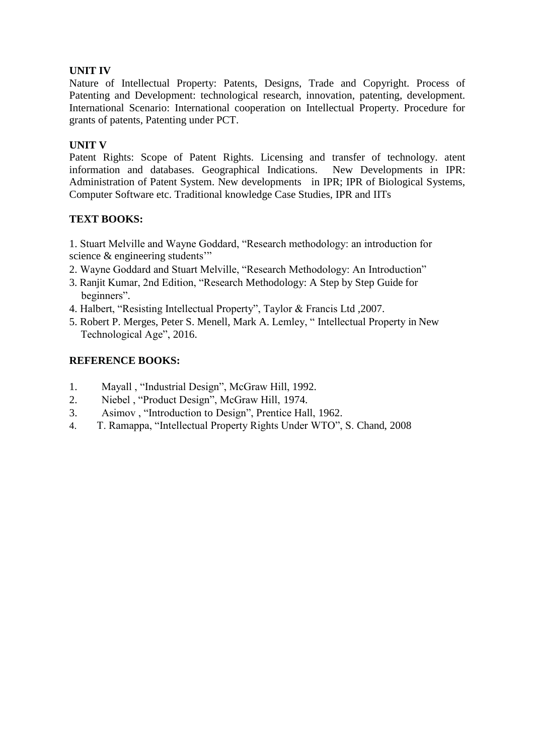### UNIT IV

Nature of Intellectual Property: Patents, Designs, Trade and Copyright. Process of Patenting and Development: technological research, innovation, patenting, development. International Scenario: International cooperation on Intellectual Property. Procedure for grants of patents, Patenting under PCT.

### UNIT V

Patent Rights: Scope of Patent Rights. Licensing and transfer of technology. atent information and databases. Geographical Indications. New Developments in IPR: Administration of Patent System. New developments in IPR; IPR of Biological Systems, Computer Software etc. Traditional knowledge Case Studies, IPR and IITs

### TEXT BOOKS:

1. Stuart Melville and Wayne Goddard, "Research methodology: an introduction for science & engineering students'"
2. Wayne Goddard and Stuart Melville, "Research Methodology: An Introduction"
3. Ranjit Kumar, 2nd Edition, "Research Methodology: A Step by Step Guide for beginners".
4. Halbert, "Resisting Intellectual Property", Taylor & Francis Ltd ,2007.
5. Robert P. Merges, Peter S. Menell, Mark A. Lemley, " Intellectual Property in New Technological Age", 2016.

### REFERENCE BOOKS:

1. Mayall , "Industrial Design", McGraw Hill, 1992.
2. Niebel , "Product Design", McGraw Hill, 1974.
3. Asimov , "Introduction to Design", Prentice Hall, 1962.
4. T. Ramappa, "Intellectual Property Rights Under WTO", S. Chand, 2008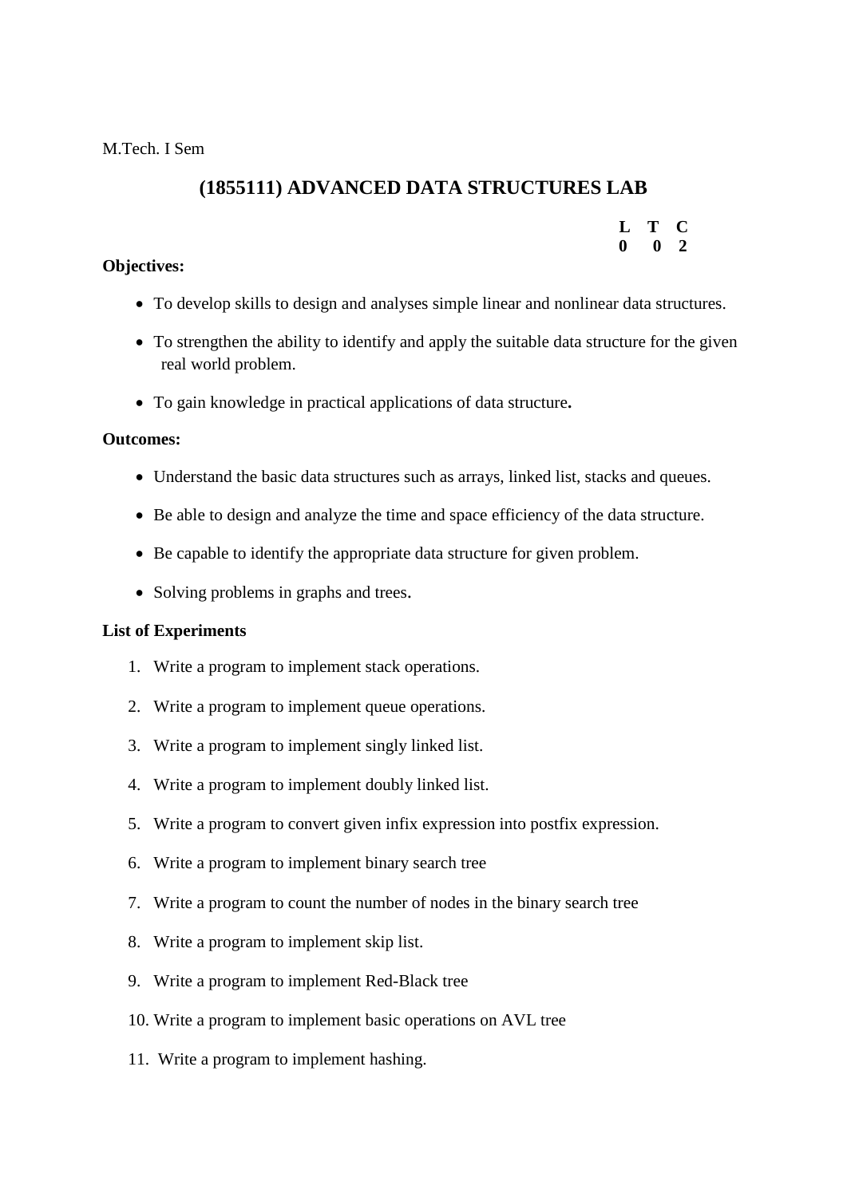M.Tech. I Sem

## (1855111) ADVANCED DATA STRUCTURES LAB

| L | T | C |
|---|---|---|
| 0 | 0 | 2 |

**Objectives:**

- To develop skills to design and analyses simple linear and nonlinear data structures.
- To strengthen the ability to identify and apply the suitable data structure for the given real world problem.
- To gain knowledge in practical applications of data structure**.**

**Outcomes:**

- Understand the basic data structures such as arrays, linked list, stacks and queues.
- Be able to design and analyze the time and space efficiency of the data structure.
- Be capable to identify the appropriate data structure for given problem.
- Solving problems in graphs and trees**.**

**List of Experiments**

1. Write a program to implement stack operations.
2. Write a program to implement queue operations.
3. Write a program to implement singly linked list.
4. Write a program to implement doubly linked list.
5. Write a program to convert given infix expression into postfix expression.
6. Write a program to implement binary search tree
7. Write a program to count the number of nodes in the binary search tree
8. Write a program to implement skip list.
9. Write a program to implement Red-Black tree
10. Write a program to implement basic operations on AVL tree
11. Write a program to implement hashing.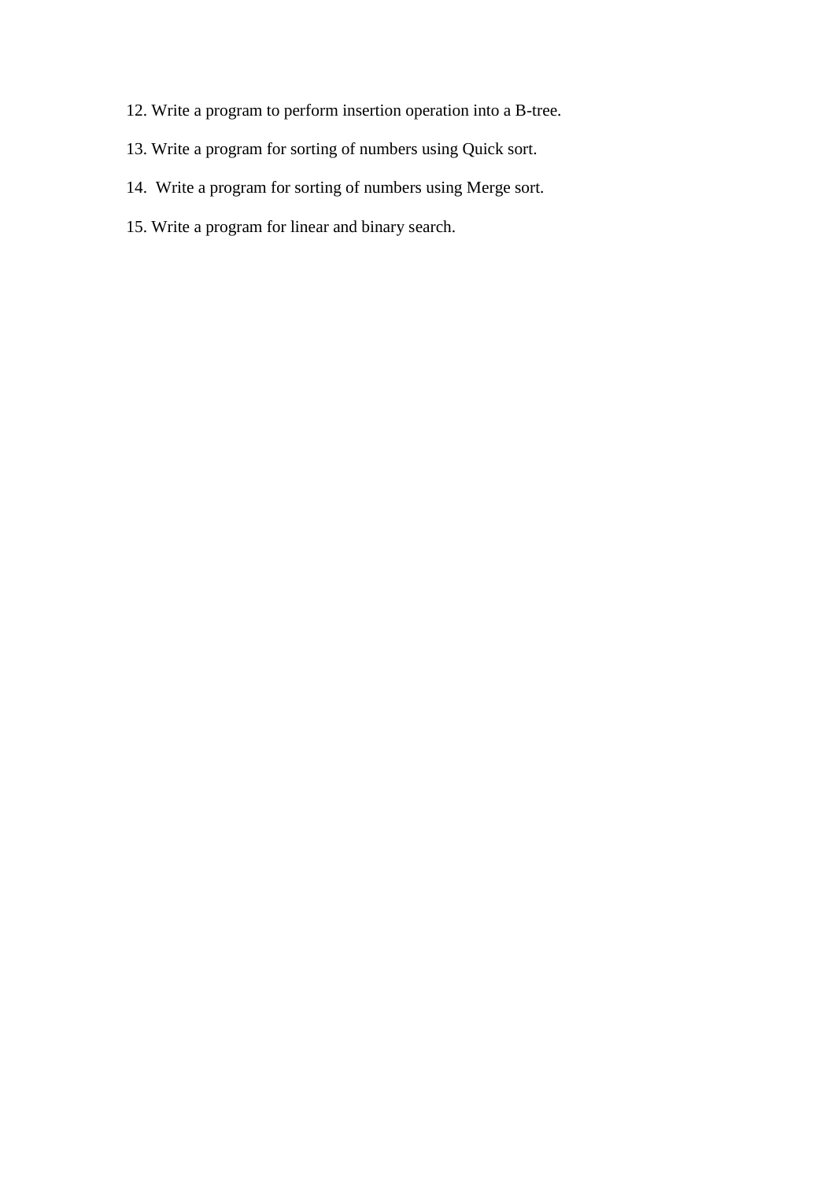12. Write a program to perform insertion operation into a B-tree.
13. Write a program for sorting of numbers using Quick sort.
14. Write a program for sorting of numbers using Merge sort.
15. Write a program for linear and binary search.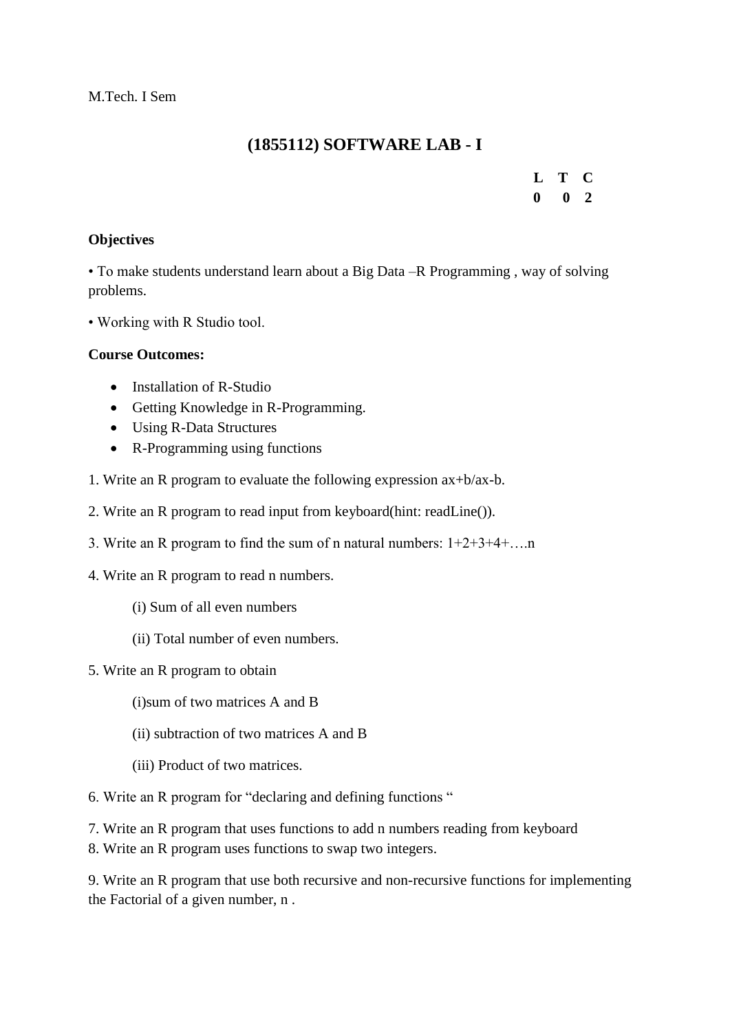M.Tech. I Sem

# (1855112) SOFTWARE LAB - I

| L | T | C |
|---|---|---|
| 0 | 0 | 2 |

**Objectives**

• To make students understand learn about a Big Data –R Programming , way of solving problems.

• Working with R Studio tool.

**Course Outcomes:**

- Installation of R-Studio
- Getting Knowledge in R-Programming.
- Using R-Data Structures
- R-Programming using functions

1. Write an R program to evaluate the following expression ax+b/ax-b.

2. Write an R program to read input from keyboard(hint: readLine()).

3. Write an R program to find the sum of n natural numbers: 1+2+3+4+….n

4. Write an R program to read n numbers.

   (i) Sum of all even numbers

   (ii) Total number of even numbers.

5. Write an R program to obtain

   (i)sum of two matrices A and B

   (ii) subtraction of two matrices A and B

   (iii) Product of two matrices.

6. Write an R program for "declaring and defining functions "

7. Write an R program that uses functions to add n numbers reading from keyboard
8. Write an R program uses functions to swap two integers.

9. Write an R program that use both recursive and non-recursive functions for implementing the Factorial of a given number, n .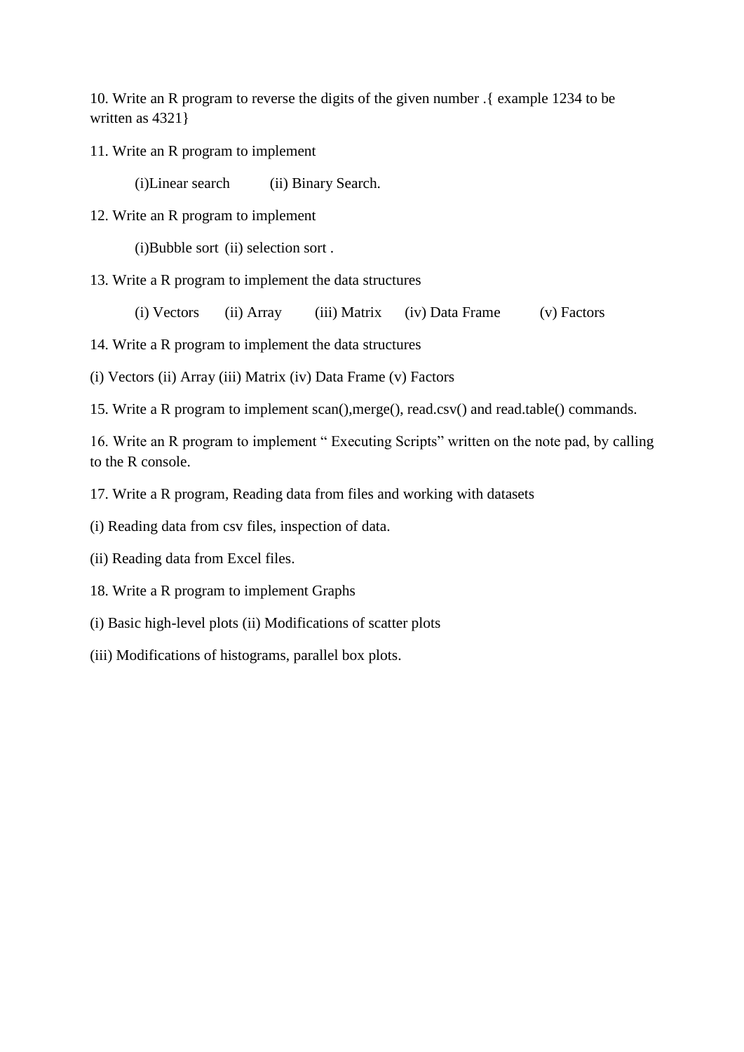10. Write an R program to reverse the digits of the given number .{ example 1234 to be written as 4321}

11. Write an R program to implement

(i)Linear search (ii) Binary Search.

12. Write an R program to implement

(i)Bubble sort (ii) selection sort .

13. Write a R program to implement the data structures

(i) Vectors (ii) Array (iii) Matrix (iv) Data Frame (v) Factors

14. Write a R program to implement the data structures

(i) Vectors (ii) Array (iii) Matrix (iv) Data Frame (v) Factors

15. Write a R program to implement scan(),merge(), read.csv() and read.table() commands.

16. Write an R program to implement " Executing Scripts" written on the note pad, by calling to the R console.

17. Write a R program, Reading data from files and working with datasets

(i) Reading data from csv files, inspection of data.

(ii) Reading data from Excel files.

18. Write a R program to implement Graphs

(i) Basic high-level plots (ii) Modifications of scatter plots

(iii) Modifications of histograms, parallel box plots.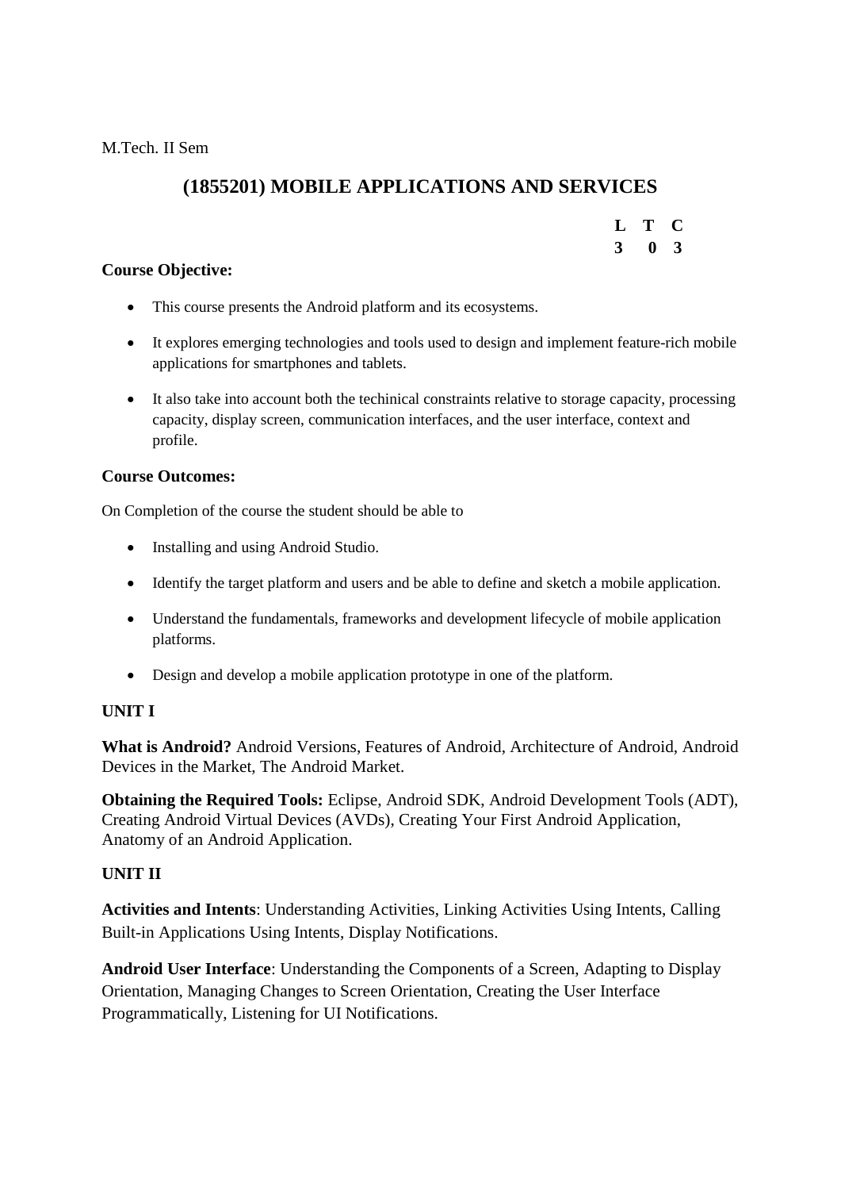M.Tech. II Sem

## (1855201) MOBILE APPLICATIONS AND SERVICES

| L | T | C |
|---|---|---|
| 3 | 0 | 3 |

**Course Objective:**

- This course presents the Android platform and its ecosystems.
- It explores emerging technologies and tools used to design and implement feature-rich mobile applications for smartphones and tablets.
- It also take into account both the techinical constraints relative to storage capacity, processing capacity, display screen, communication interfaces, and the user interface, context and profile.

**Course Outcomes:**

On Completion of the course the student should be able to

- Installing and using Android Studio.
- Identify the target platform and users and be able to define and sketch a mobile application.
- Understand the fundamentals, frameworks and development lifecycle of mobile application platforms.
- Design and develop a mobile application prototype in one of the platform.

**UNIT I**

**What is Android?** Android Versions, Features of Android, Architecture of Android, Android Devices in the Market, The Android Market.

**Obtaining the Required Tools:** Eclipse, Android SDK, Android Development Tools (ADT), Creating Android Virtual Devices (AVDs), Creating Your First Android Application, Anatomy of an Android Application.

**UNIT II**

**Activities and Intents**: Understanding Activities, Linking Activities Using Intents, Calling Built-in Applications Using Intents, Display Notifications.

**Android User Interface**: Understanding the Components of a Screen, Adapting to Display Orientation, Managing Changes to Screen Orientation, Creating the User Interface Programmatically, Listening for UI Notifications.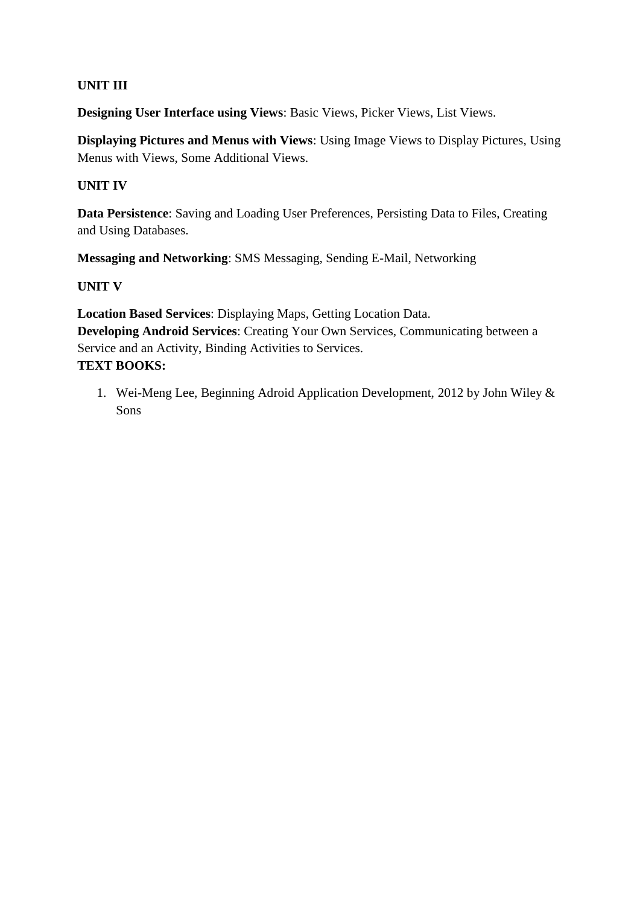**UNIT III**

**Designing User Interface using Views**: Basic Views, Picker Views, List Views.

**Displaying Pictures and Menus with Views**: Using Image Views to Display Pictures, Using Menus with Views, Some Additional Views.

**UNIT IV**

**Data Persistence**: Saving and Loading User Preferences, Persisting Data to Files, Creating and Using Databases.

**Messaging and Networking**: SMS Messaging, Sending E-Mail, Networking

**UNIT V**

**Location Based Services**: Displaying Maps, Getting Location Data.
**Developing Android Services**: Creating Your Own Services, Communicating between a Service and an Activity, Binding Activities to Services.
**TEXT BOOKS:**

1. Wei-Meng Lee, Beginning Adroid Application Development, 2012 by John Wiley & Sons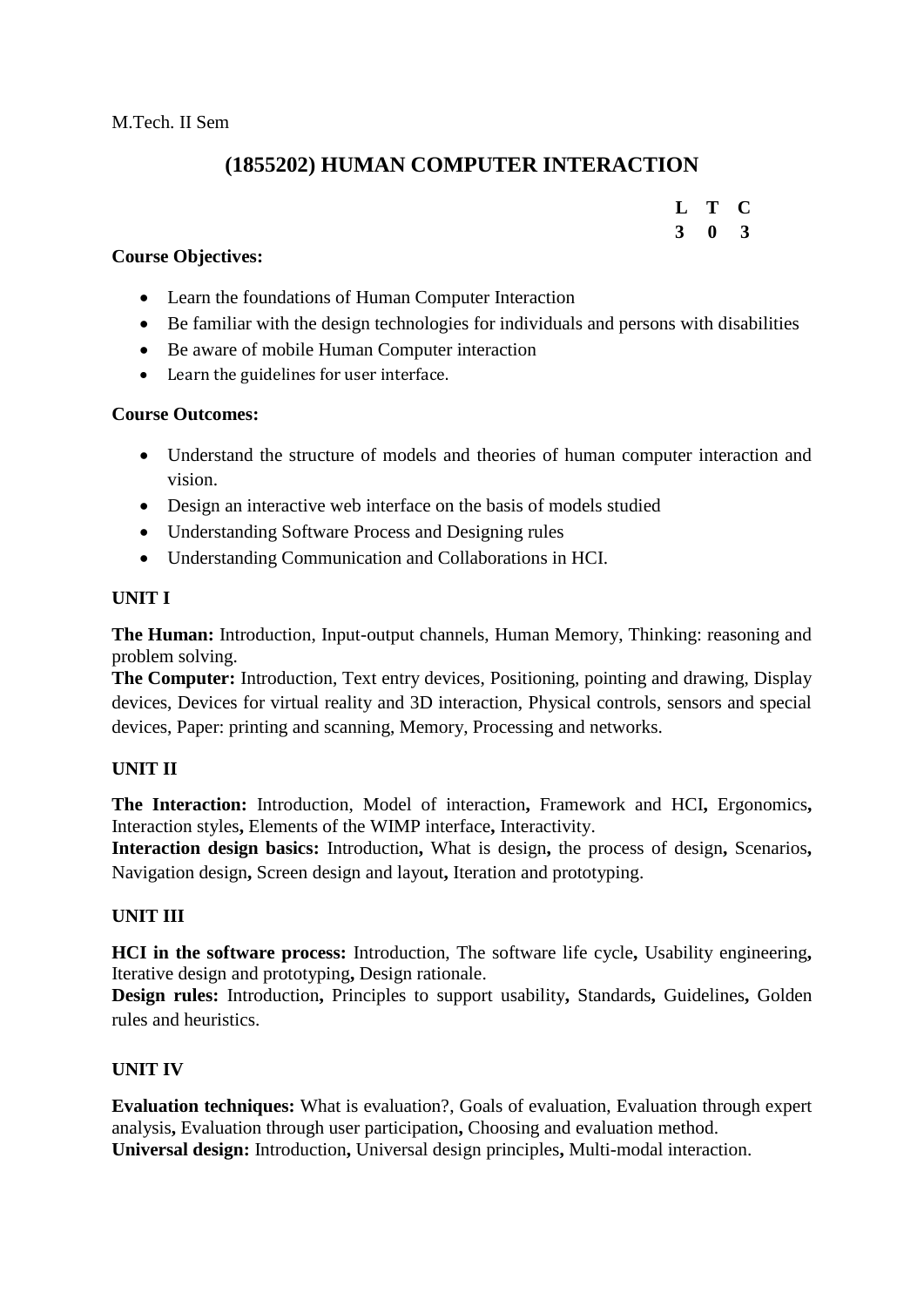M.Tech. II Sem

## (1855202) HUMAN COMPUTER INTERACTION

| L | T | C |
|---|---|---|
| 3 | 0 | 3 |

**Course Objectives:**

- Learn the foundations of Human Computer Interaction
- Be familiar with the design technologies for individuals and persons with disabilities
- Be aware of mobile Human Computer interaction
- Learn the guidelines for user interface.

**Course Outcomes:**

- Understand the structure of models and theories of human computer interaction and vision.
- Design an interactive web interface on the basis of models studied
- Understanding Software Process and Designing rules
- Understanding Communication and Collaborations in HCI.

**UNIT I**

**The Human:** Introduction, Input-output channels, Human Memory, Thinking: reasoning and problem solving.
**The Computer:** Introduction, Text entry devices, Positioning, pointing and drawing, Display devices, Devices for virtual reality and 3D interaction, Physical controls, sensors and special devices, Paper: printing and scanning, Memory, Processing and networks.

**UNIT II**

**The Interaction:** Introduction, Model of interaction**,** Framework and HCI**,** Ergonomics**,** Interaction styles**,** Elements of the WIMP interface**,** Interactivity.
**Interaction design basics:** Introduction**,** What is design**,** the process of design**,** Scenarios**,** Navigation design**,** Screen design and layout**,** Iteration and prototyping.

**UNIT III**

**HCI in the software process:** Introduction, The software life cycle**,** Usability engineering**,** Iterative design and prototyping**,** Design rationale.
**Design rules:** Introduction**,** Principles to support usability**,** Standards**,** Guidelines**,** Golden rules and heuristics.

**UNIT IV**

**Evaluation techniques:** What is evaluation?, Goals of evaluation, Evaluation through expert analysis**,** Evaluation through user participation**,** Choosing and evaluation method.
**Universal design:** Introduction**,** Universal design principles**,** Multi-modal interaction.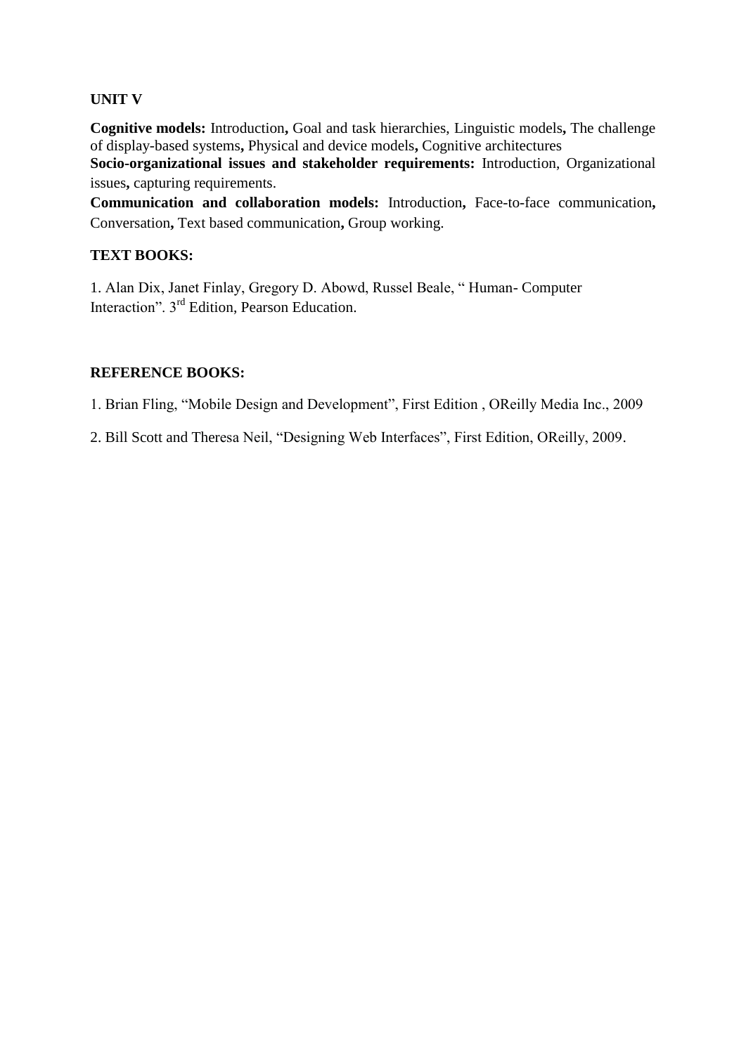**UNIT V**

**Cognitive models:** Introduction**,** Goal and task hierarchies, Linguistic models**,** The challenge of display-based systems**,** Physical and device models**,** Cognitive architectures

**Socio-organizational issues and stakeholder requirements:** Introduction, Organizational issues**,** capturing requirements.

**Communication and collaboration models:** Introduction**,** Face-to-face communication**,** Conversation**,** Text based communication**,** Group working.

**TEXT BOOKS:**

1. Alan Dix, Janet Finlay, Gregory D. Abowd, Russel Beale, " Human- Computer Interaction". 3rd Edition, Pearson Education.

**REFERENCE BOOKS:**

1. Brian Fling, "Mobile Design and Development", First Edition , OReilly Media Inc., 2009

2. Bill Scott and Theresa Neil, "Designing Web Interfaces", First Edition, OReilly, 2009.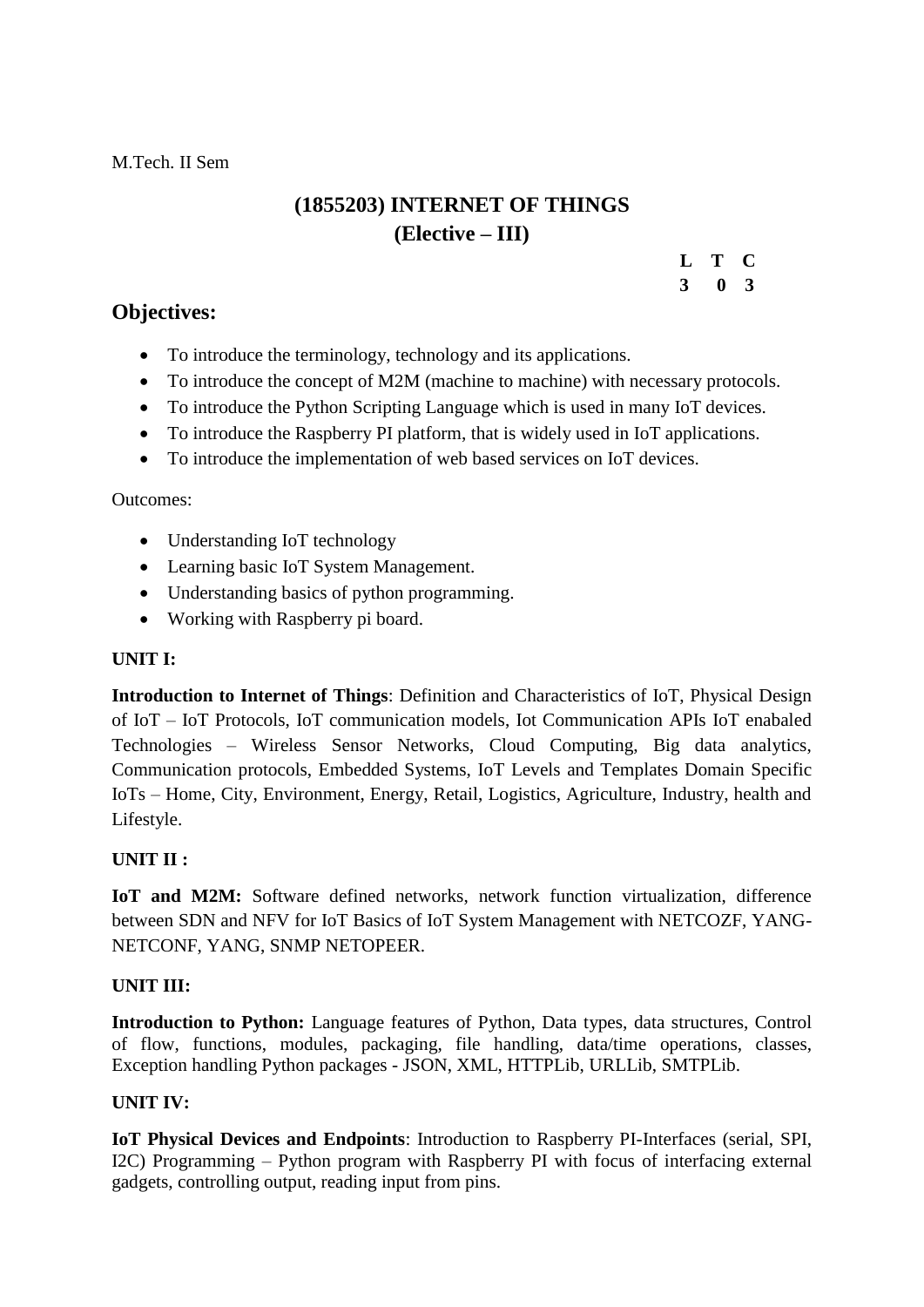M.Tech. II Sem

# (1855203) INTERNET OF THINGS
## (Elective – III)

| L | T | C |
|---|---|---|
| 3 | 0 | 3 |

## Objectives:

- To introduce the terminology, technology and its applications.
- To introduce the concept of M2M (machine to machine) with necessary protocols.
- To introduce the Python Scripting Language which is used in many IoT devices.
- To introduce the Raspberry PI platform, that is widely used in IoT applications.
- To introduce the implementation of web based services on IoT devices.

Outcomes:

- Understanding IoT technology
- Learning basic IoT System Management.
- Understanding basics of python programming.
- Working with Raspberry pi board.

**UNIT I:**

**Introduction to Internet of Things**: Definition and Characteristics of IoT, Physical Design of IoT – IoT Protocols, IoT communication models, Iot Communication APIs IoT enabaled Technologies – Wireless Sensor Networks, Cloud Computing, Big data analytics, Communication protocols, Embedded Systems, IoT Levels and Templates Domain Specific IoTs – Home, City, Environment, Energy, Retail, Logistics, Agriculture, Industry, health and Lifestyle.

**UNIT II :**

**IoT and M2M:** Software defined networks, network function virtualization, difference between SDN and NFV for IoT Basics of IoT System Management with NETCOZF, YANG-NETCONF, YANG, SNMP NETOPEER.

**UNIT III:**

**Introduction to Python:** Language features of Python, Data types, data structures, Control of flow, functions, modules, packaging, file handling, data/time operations, classes, Exception handling Python packages - JSON, XML, HTTPLib, URLLib, SMTPLib.

**UNIT IV:**

**IoT Physical Devices and Endpoints**: Introduction to Raspberry PI-Interfaces (serial, SPI, I2C) Programming – Python program with Raspberry PI with focus of interfacing external gadgets, controlling output, reading input from pins.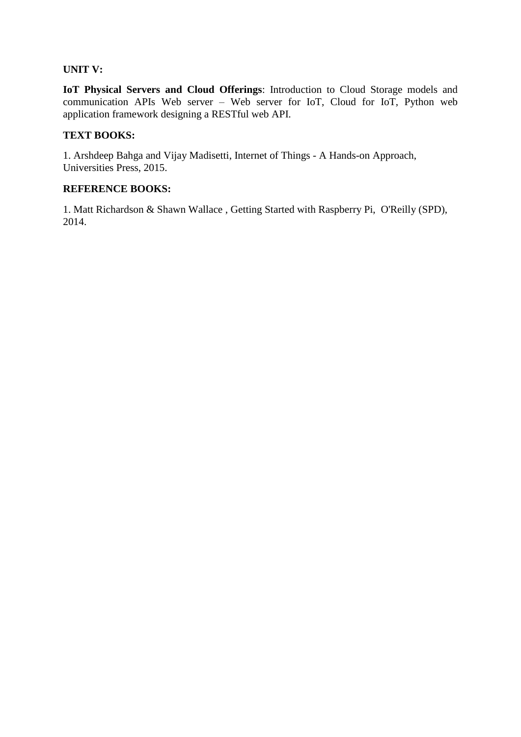**UNIT V:**

**IoT Physical Servers and Cloud Offerings**: Introduction to Cloud Storage models and communication APIs Web server – Web server for IoT, Cloud for IoT, Python web application framework designing a RESTful web API.

**TEXT BOOKS:**

1. Arshdeep Bahga and Vijay Madisetti, Internet of Things - A Hands-on Approach, Universities Press, 2015.

**REFERENCE BOOKS:**

1. Matt Richardson & Shawn Wallace , Getting Started with Raspberry Pi, O'Reilly (SPD), 2014.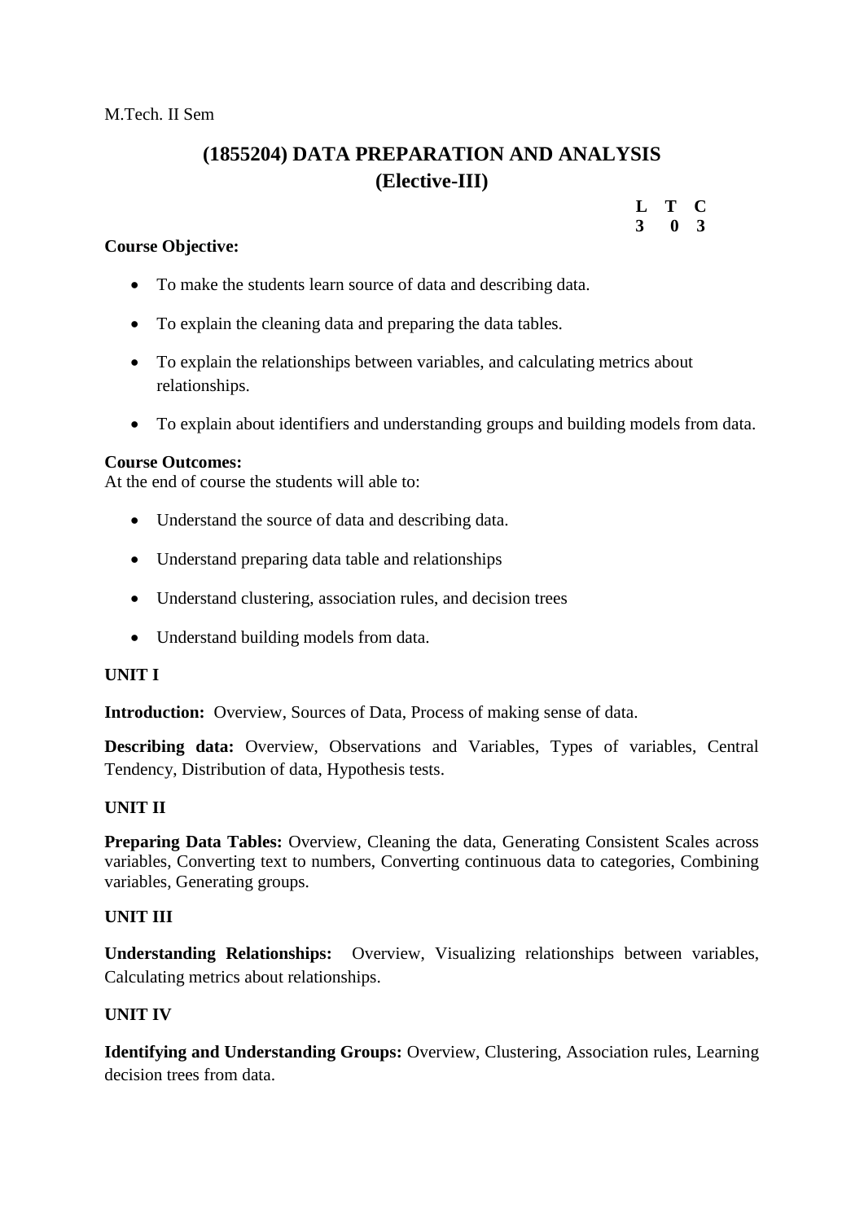M.Tech. II Sem

# (1855204) DATA PREPARATION AND ANALYSIS (Elective-III)

| L | T | C |
|---|---|---|
| 3 | 0 | 3 |

**Course Objective:**

- To make the students learn source of data and describing data.
- To explain the cleaning data and preparing the data tables.
- To explain the relationships between variables, and calculating metrics about relationships.
- To explain about identifiers and understanding groups and building models from data.

**Course Outcomes:**
At the end of course the students will able to:

- Understand the source of data and describing data.
- Understand preparing data table and relationships
- Understand clustering, association rules, and decision trees
- Understand building models from data.

**UNIT I**

**Introduction:** Overview, Sources of Data, Process of making sense of data.

**Describing data:** Overview, Observations and Variables, Types of variables, Central Tendency, Distribution of data, Hypothesis tests.

**UNIT II**

**Preparing Data Tables:** Overview, Cleaning the data, Generating Consistent Scales across variables, Converting text to numbers, Converting continuous data to categories, Combining variables, Generating groups.

**UNIT III**

**Understanding Relationships:** Overview, Visualizing relationships between variables, Calculating metrics about relationships.

**UNIT IV**

**Identifying and Understanding Groups:** Overview, Clustering, Association rules, Learning decision trees from data.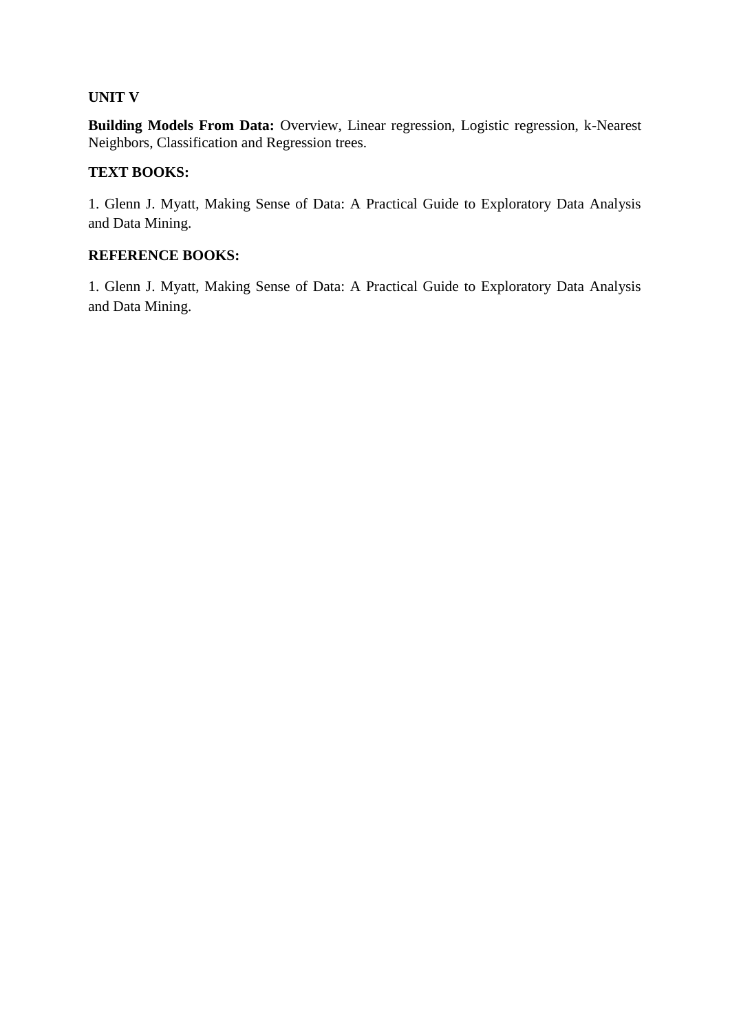**UNIT V**

**Building Models From Data:** Overview, Linear regression, Logistic regression, k-Nearest Neighbors, Classification and Regression trees.

**TEXT BOOKS:**

1. Glenn J. Myatt, Making Sense of Data: A Practical Guide to Exploratory Data Analysis and Data Mining.

**REFERENCE BOOKS:**

1. Glenn J. Myatt, Making Sense of Data: A Practical Guide to Exploratory Data Analysis and Data Mining.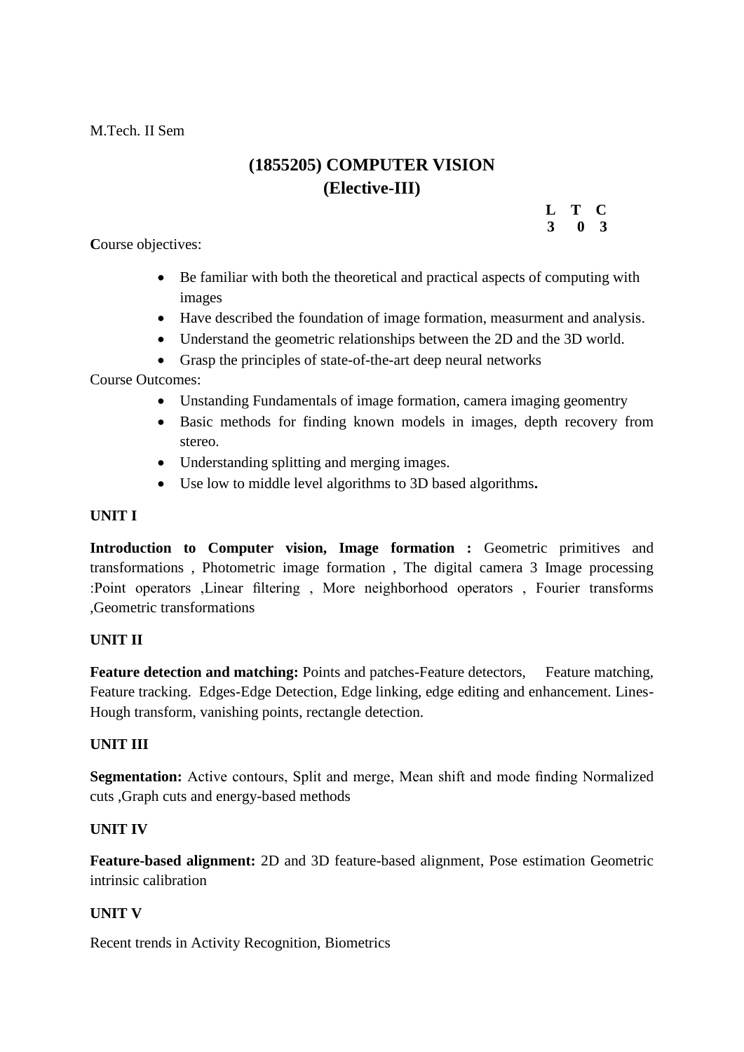M.Tech. II Sem

## (1855205) COMPUTER VISION
## (Elective-III)

| L | T | C |
|---|---|---|
| **3** | **0** | **3** |

**C**ourse objectives:

- Be familiar with both the theoretical and practical aspects of computing with images
- Have described the foundation of image formation, measurment and analysis.
- Understand the geometric relationships between the 2D and the 3D world.
- Grasp the principles of state-of-the-art deep neural networks

Course Outcomes:

- Unstanding Fundamentals of image formation, camera imaging geomentry
- Basic methods for finding known models in images, depth recovery from stereo.
- Understanding splitting and merging images.
- Use low to middle level algorithms to 3D based algorithms**.**

**UNIT I**

**Introduction to Computer vision, Image formation :** Geometric primitives and transformations , Photometric image formation , The digital camera 3 Image processing :Point operators ,Linear filtering , More neighborhood operators , Fourier transforms ,Geometric transformations

**UNIT II**

**Feature detection and matching:** Points and patches-Feature detectors, Feature matching, Feature tracking. Edges-Edge Detection, Edge linking, edge editing and enhancement. Lines-Hough transform, vanishing points, rectangle detection.

**UNIT III**

**Segmentation:** Active contours, Split and merge, Mean shift and mode finding Normalized cuts ,Graph cuts and energy-based methods

**UNIT IV**

**Feature-based alignment:** 2D and 3D feature-based alignment, Pose estimation Geometric intrinsic calibration

**UNIT V**

Recent trends in Activity Recognition, Biometrics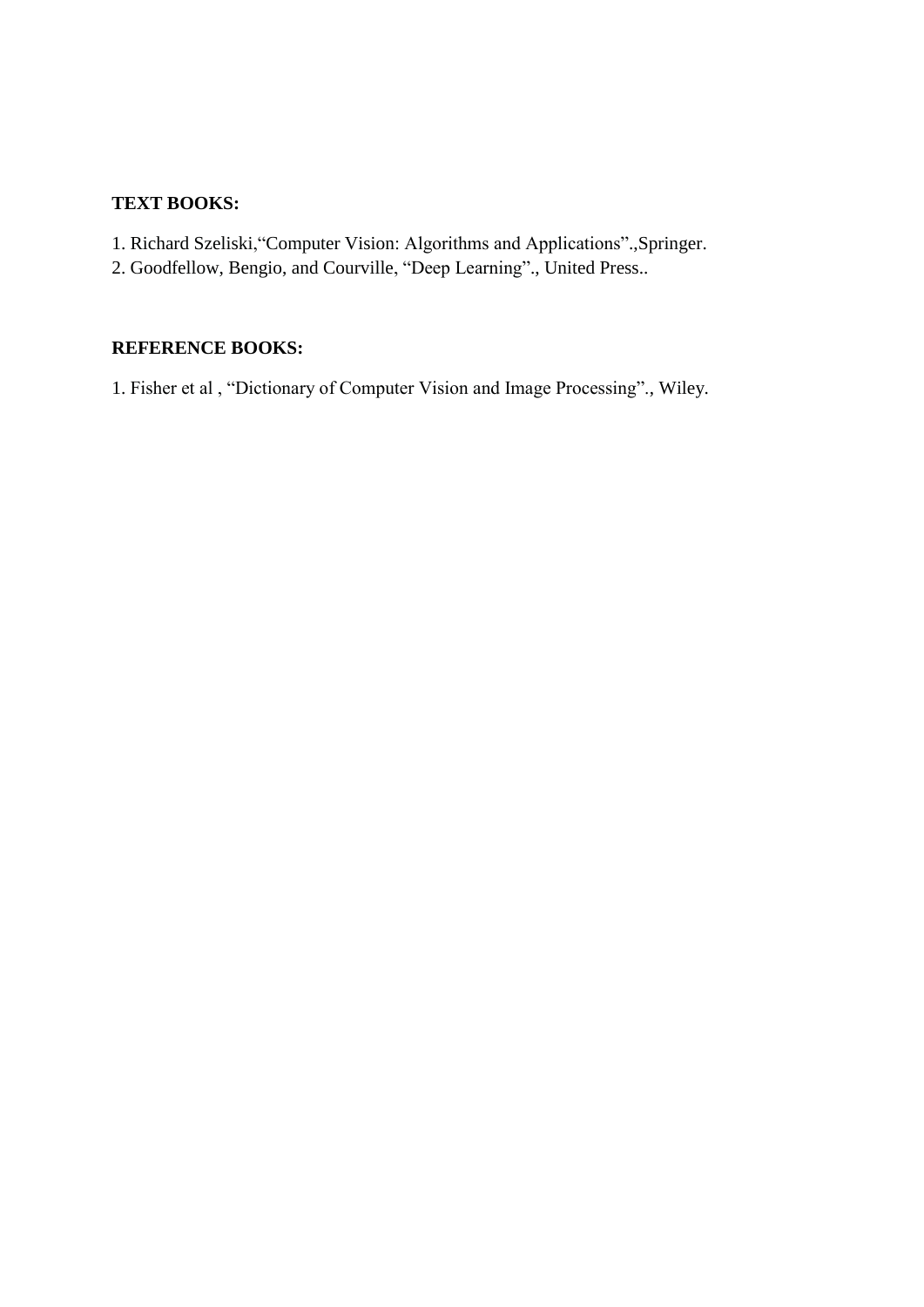**TEXT BOOKS:**

1. Richard Szeliski,“Computer Vision: Algorithms and Applications”.,Springer.
2. Goodfellow, Bengio, and Courville, “Deep Learning”., United Press..

**REFERENCE BOOKS:**

1. Fisher et al , “Dictionary of Computer Vision and Image Processing”., Wiley.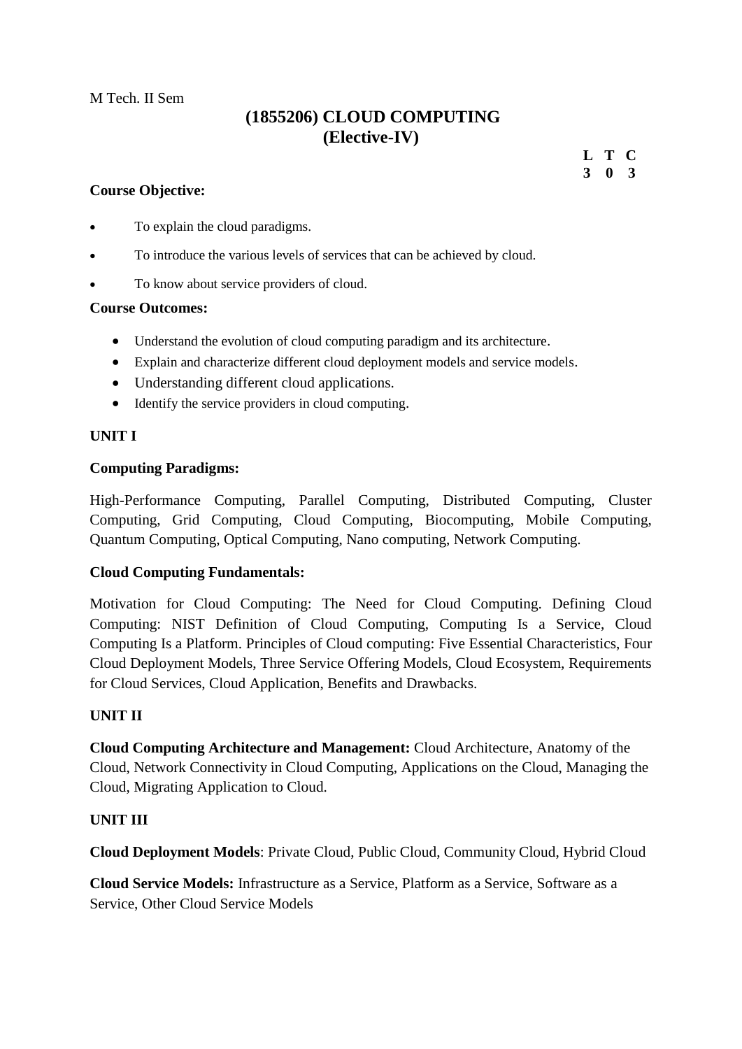M Tech. II Sem

# (1855206) CLOUD COMPUTING
## (Elective-IV)

| L | T | C |
|---|---|---|
| 3 | 0 | 3 |

**Course Objective:**

- To explain the cloud paradigms.
- To introduce the various levels of services that can be achieved by cloud.
- To know about service providers of cloud.

**Course Outcomes:**

- Understand the evolution of cloud computing paradigm and its architecture.
- Explain and characterize different cloud deployment models and service models.
- Understanding different cloud applications.
- Identify the service providers in cloud computing.

**UNIT I**

**Computing Paradigms:**

High-Performance Computing, Parallel Computing, Distributed Computing, Cluster Computing, Grid Computing, Cloud Computing, Biocomputing, Mobile Computing, Quantum Computing, Optical Computing, Nano computing, Network Computing.

**Cloud Computing Fundamentals:**

Motivation for Cloud Computing: The Need for Cloud Computing. Defining Cloud Computing: NIST Definition of Cloud Computing, Computing Is a Service, Cloud Computing Is a Platform. Principles of Cloud computing: Five Essential Characteristics, Four Cloud Deployment Models, Three Service Offering Models, Cloud Ecosystem, Requirements for Cloud Services, Cloud Application, Benefits and Drawbacks.

**UNIT II**

**Cloud Computing Architecture and Management:** Cloud Architecture, Anatomy of the Cloud, Network Connectivity in Cloud Computing, Applications on the Cloud, Managing the Cloud, Migrating Application to Cloud.

**UNIT III**

**Cloud Deployment Models**: Private Cloud, Public Cloud, Community Cloud, Hybrid Cloud

**Cloud Service Models:** Infrastructure as a Service, Platform as a Service, Software as a Service, Other Cloud Service Models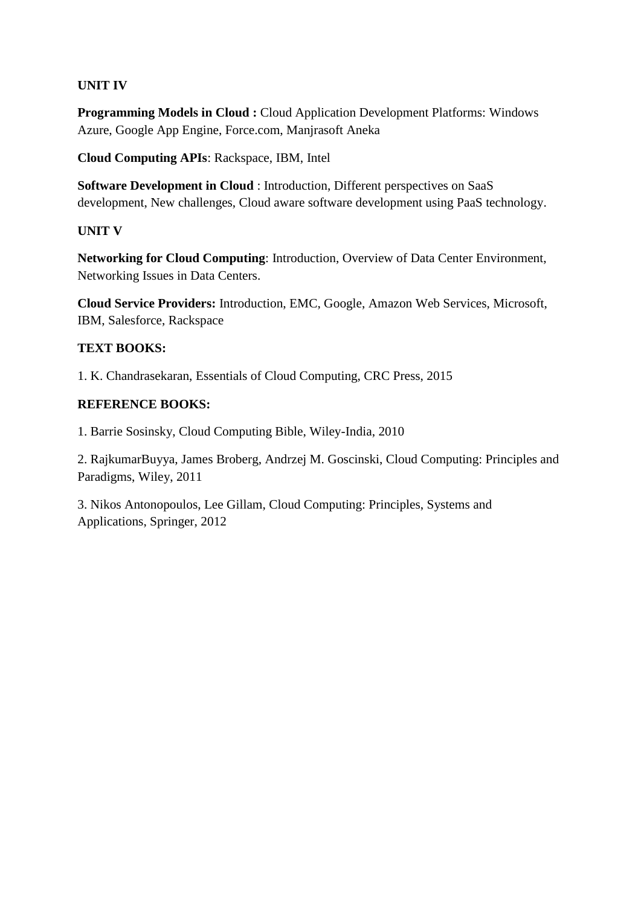**UNIT IV**

**Programming Models in Cloud :** Cloud Application Development Platforms: Windows Azure, Google App Engine, Force.com, Manjrasoft Aneka

**Cloud Computing APIs**: Rackspace, IBM, Intel

**Software Development in Cloud** : Introduction, Different perspectives on SaaS development, New challenges, Cloud aware software development using PaaS technology.

**UNIT V**

**Networking for Cloud Computing**: Introduction, Overview of Data Center Environment, Networking Issues in Data Centers.

**Cloud Service Providers:** Introduction, EMC, Google, Amazon Web Services, Microsoft, IBM, Salesforce, Rackspace

**TEXT BOOKS:**

1. K. Chandrasekaran, Essentials of Cloud Computing, CRC Press, 2015

**REFERENCE BOOKS:**

1. Barrie Sosinsky, Cloud Computing Bible, Wiley-India, 2010

2. RajkumarBuyya, James Broberg, Andrzej M. Goscinski, Cloud Computing: Principles and Paradigms, Wiley, 2011

3. Nikos Antonopoulos, Lee Gillam, Cloud Computing: Principles, Systems and Applications, Springer, 2012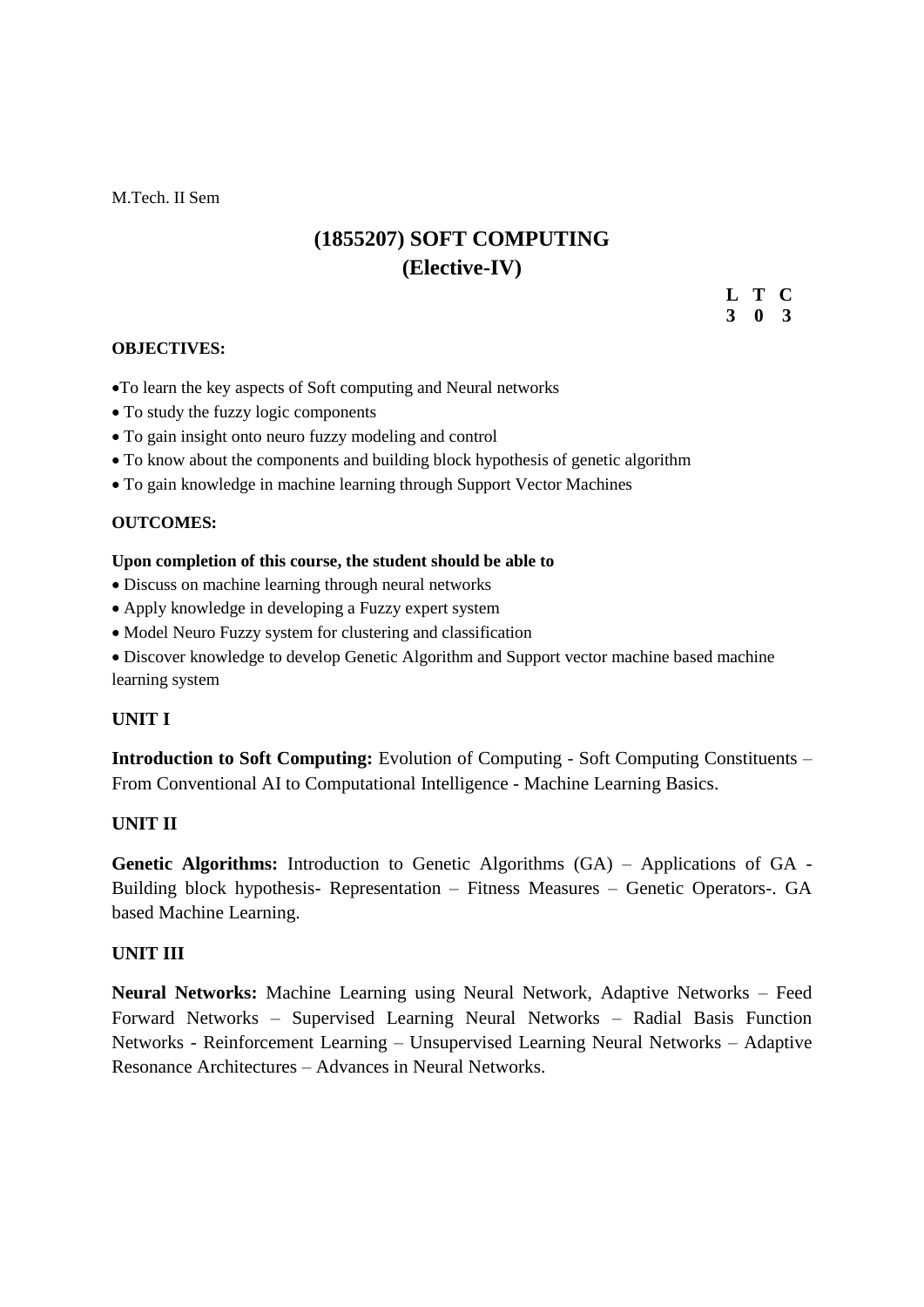M.Tech. II Sem

# (1855207) SOFT COMPUTING
## (Elective-IV)

| L | T | C |
|---|---|---|
| 3 | 0 | 3 |

**OBJECTIVES:**

- To learn the key aspects of Soft computing and Neural networks
- To study the fuzzy logic components
- To gain insight onto neuro fuzzy modeling and control
- To know about the components and building block hypothesis of genetic algorithm
- To gain knowledge in machine learning through Support Vector Machines

**OUTCOMES:**

**Upon completion of this course, the student should be able to**

- Discuss on machine learning through neural networks
- Apply knowledge in developing a Fuzzy expert system
- Model Neuro Fuzzy system for clustering and classification
- Discover knowledge to develop Genetic Algorithm and Support vector machine based machine learning system

**UNIT I**

**Introduction to Soft Computing:** Evolution of Computing - Soft Computing Constituents – From Conventional AI to Computational Intelligence - Machine Learning Basics.

**UNIT II**

**Genetic Algorithms:** Introduction to Genetic Algorithms (GA) – Applications of GA - Building block hypothesis- Representation – Fitness Measures – Genetic Operators-. GA based Machine Learning.

**UNIT III**

**Neural Networks:** Machine Learning using Neural Network, Adaptive Networks – Feed Forward Networks – Supervised Learning Neural Networks – Radial Basis Function Networks - Reinforcement Learning – Unsupervised Learning Neural Networks – Adaptive Resonance Architectures – Advances in Neural Networks.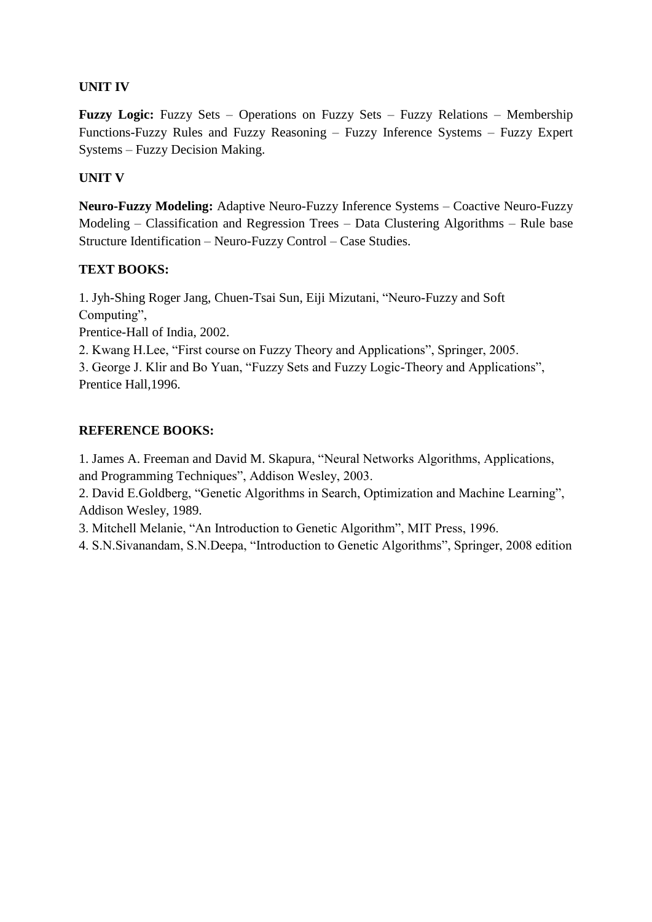**UNIT IV**

**Fuzzy Logic:** Fuzzy Sets – Operations on Fuzzy Sets – Fuzzy Relations – Membership Functions-Fuzzy Rules and Fuzzy Reasoning – Fuzzy Inference Systems – Fuzzy Expert Systems – Fuzzy Decision Making.

**UNIT V**

**Neuro-Fuzzy Modeling:** Adaptive Neuro-Fuzzy Inference Systems – Coactive Neuro-Fuzzy Modeling – Classification and Regression Trees – Data Clustering Algorithms – Rule base Structure Identification – Neuro-Fuzzy Control – Case Studies.

**TEXT BOOKS:**

1. Jyh-Shing Roger Jang, Chuen-Tsai Sun, Eiji Mizutani, "Neuro-Fuzzy and Soft Computing",
Prentice-Hall of India, 2002.
2. Kwang H.Lee, "First course on Fuzzy Theory and Applications", Springer, 2005.
3. George J. Klir and Bo Yuan, "Fuzzy Sets and Fuzzy Logic-Theory and Applications", Prentice Hall,1996.

**REFERENCE BOOKS:**

1. James A. Freeman and David M. Skapura, "Neural Networks Algorithms, Applications, and Programming Techniques", Addison Wesley, 2003.
2. David E.Goldberg, "Genetic Algorithms in Search, Optimization and Machine Learning", Addison Wesley, 1989.
3. Mitchell Melanie, "An Introduction to Genetic Algorithm", MIT Press, 1996.
4. S.N.Sivanandam, S.N.Deepa, "Introduction to Genetic Algorithms", Springer, 2008 edition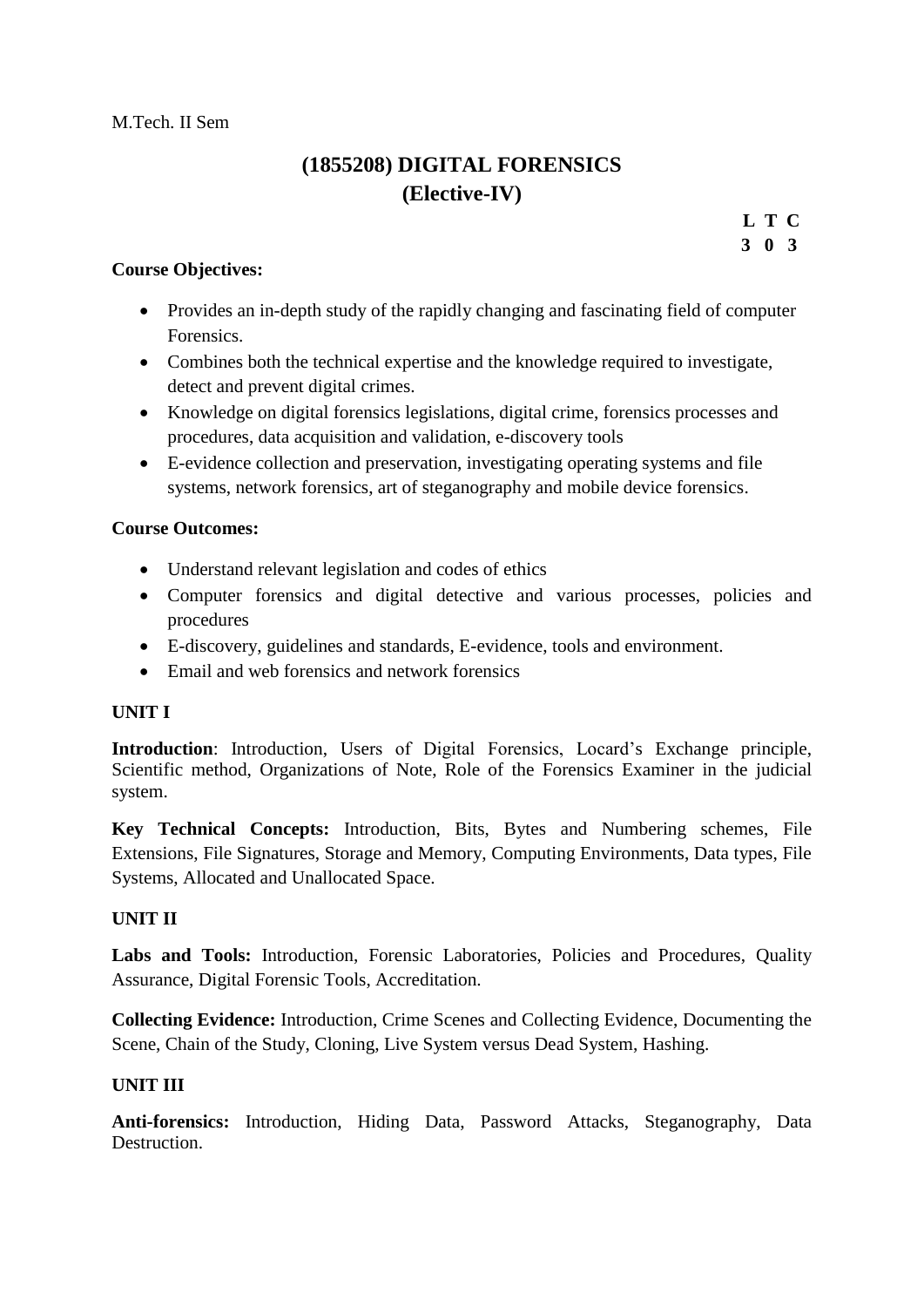M.Tech. II Sem

# (1855208) DIGITAL FORENSICS
## (Elective-IV)

| L | T | C |
|---|---|---|
| 3 | 0 | 3 |

**Course Objectives:**

- Provides an in-depth study of the rapidly changing and fascinating field of computer Forensics.
- Combines both the technical expertise and the knowledge required to investigate, detect and prevent digital crimes.
- Knowledge on digital forensics legislations, digital crime, forensics processes and procedures, data acquisition and validation, e-discovery tools
- E-evidence collection and preservation, investigating operating systems and file systems, network forensics, art of steganography and mobile device forensics.

**Course Outcomes:**

- Understand relevant legislation and codes of ethics
- Computer forensics and digital detective and various processes, policies and procedures
- E-discovery, guidelines and standards, E-evidence, tools and environment.
- Email and web forensics and network forensics

**UNIT I**

**Introduction**: Introduction, Users of Digital Forensics, Locard's Exchange principle, Scientific method, Organizations of Note, Role of the Forensics Examiner in the judicial system.

**Key Technical Concepts:** Introduction, Bits, Bytes and Numbering schemes, File Extensions, File Signatures, Storage and Memory, Computing Environments, Data types, File Systems, Allocated and Unallocated Space.

**UNIT II**

**Labs and Tools:** Introduction, Forensic Laboratories, Policies and Procedures, Quality Assurance, Digital Forensic Tools, Accreditation.

**Collecting Evidence:** Introduction, Crime Scenes and Collecting Evidence, Documenting the Scene, Chain of the Study, Cloning, Live System versus Dead System, Hashing.

**UNIT III**

**Anti-forensics:** Introduction, Hiding Data, Password Attacks, Steganography, Data Destruction.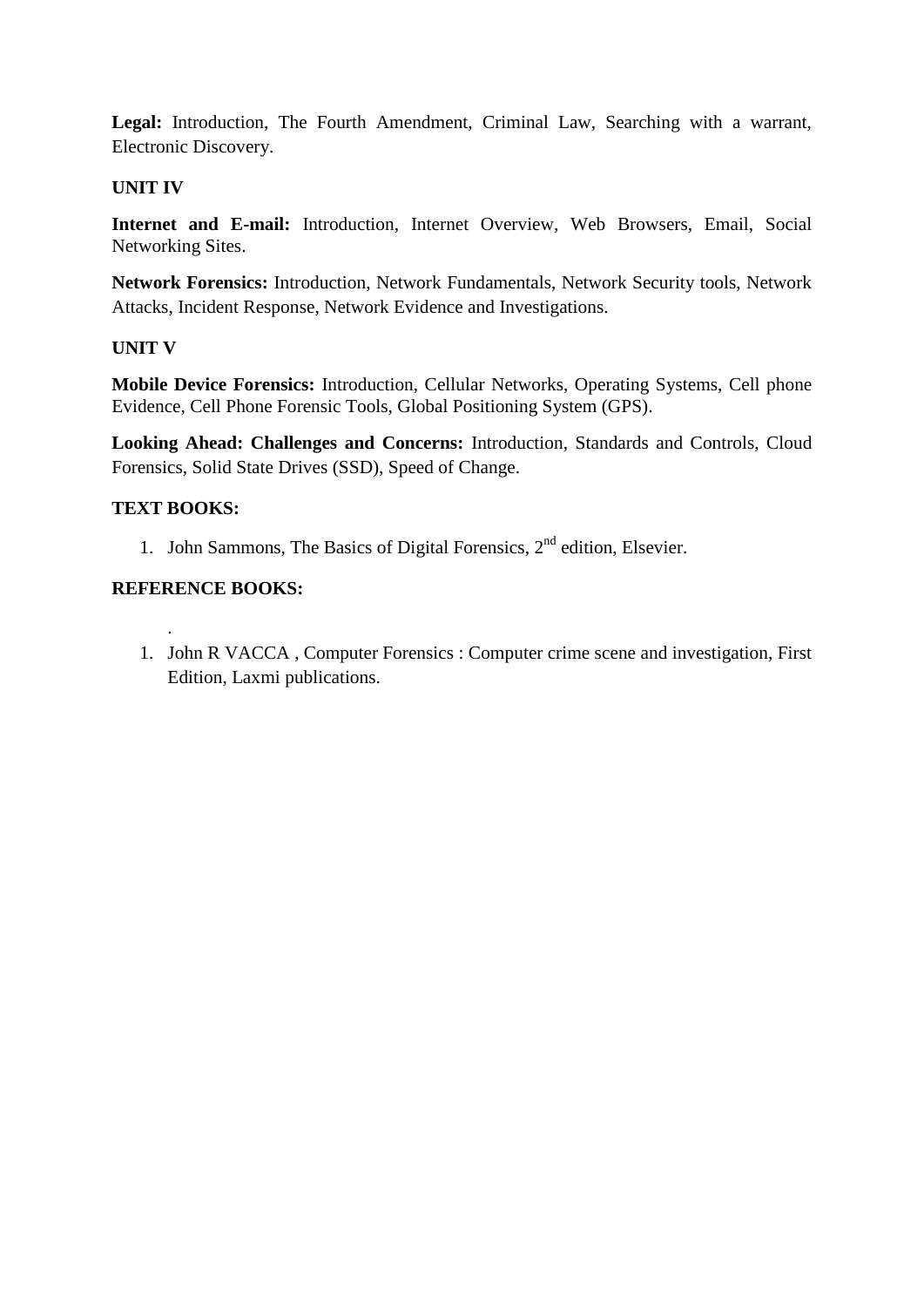**Legal:** Introduction, The Fourth Amendment, Criminal Law, Searching with a warrant, Electronic Discovery.

### UNIT IV

**Internet and E-mail:** Introduction, Internet Overview, Web Browsers, Email, Social Networking Sites.

**Network Forensics:** Introduction, Network Fundamentals, Network Security tools, Network Attacks, Incident Response, Network Evidence and Investigations.

### UNIT V

**Mobile Device Forensics:** Introduction, Cellular Networks, Operating Systems, Cell phone Evidence, Cell Phone Forensic Tools, Global Positioning System (GPS).

**Looking Ahead: Challenges and Concerns:** Introduction, Standards and Controls, Cloud Forensics, Solid State Drives (SSD), Speed of Change.

### TEXT BOOKS:

1. John Sammons, The Basics of Digital Forensics, 2nd edition, Elsevier.

### REFERENCE BOOKS:

.

1. John R VACCA , Computer Forensics : Computer crime scene and investigation, First Edition, Laxmi publications.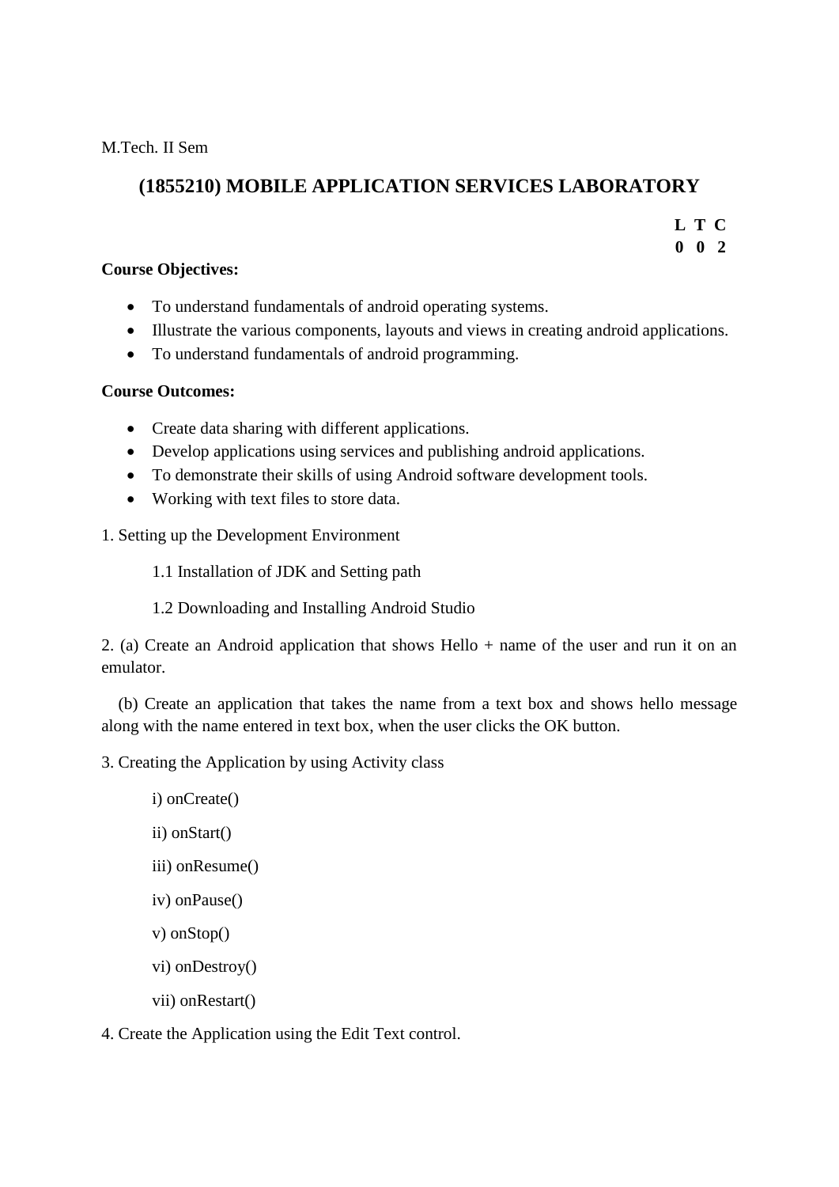M.Tech. II Sem

## (1855210) MOBILE APPLICATION SERVICES LABORATORY

| L | T | C |
|---|---|---|
| 0 | 0 | 2 |

**Course Objectives:**

- To understand fundamentals of android operating systems.
- Illustrate the various components, layouts and views in creating android applications.
- To understand fundamentals of android programming.

**Course Outcomes:**

- Create data sharing with different applications.
- Develop applications using services and publishing android applications.
- To demonstrate their skills of using Android software development tools.
- Working with text files to store data.

1. Setting up the Development Environment

    1.1 Installation of JDK and Setting path

    1.2 Downloading and Installing Android Studio

2. (a) Create an Android application that shows Hello + name of the user and run it on an emulator.

    (b) Create an application that takes the name from a text box and shows hello message along with the name entered in text box, when the user clicks the OK button.

3. Creating the Application by using Activity class

    i) onCreate()

    ii) onStart()

    iii) onResume()

    iv) onPause()

    v) onStop()

    vi) onDestroy()

    vii) onRestart()

4. Create the Application using the Edit Text control.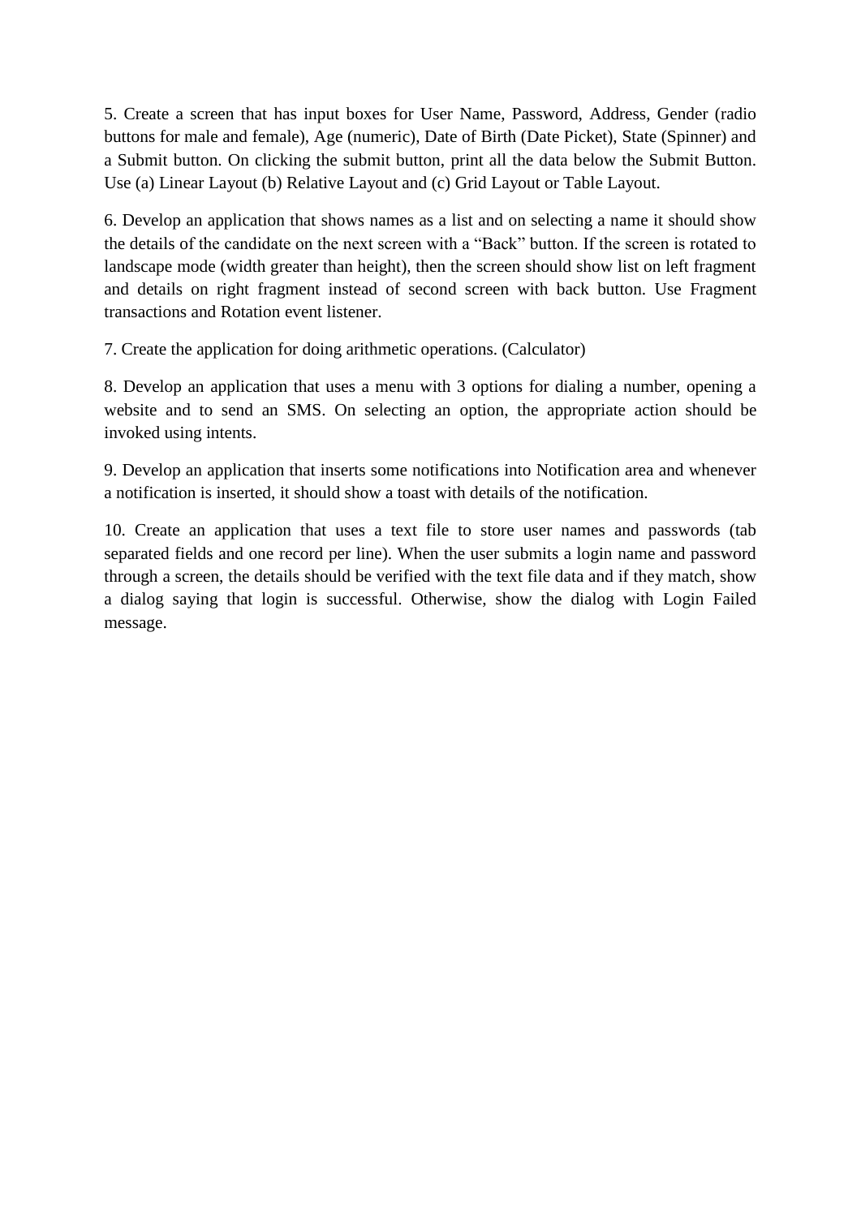5. Create a screen that has input boxes for User Name, Password, Address, Gender (radio buttons for male and female), Age (numeric), Date of Birth (Date Picket), State (Spinner) and a Submit button. On clicking the submit button, print all the data below the Submit Button. Use (a) Linear Layout (b) Relative Layout and (c) Grid Layout or Table Layout.

6. Develop an application that shows names as a list and on selecting a name it should show the details of the candidate on the next screen with a "Back" button. If the screen is rotated to landscape mode (width greater than height), then the screen should show list on left fragment and details on right fragment instead of second screen with back button. Use Fragment transactions and Rotation event listener.

7. Create the application for doing arithmetic operations. (Calculator)

8. Develop an application that uses a menu with 3 options for dialing a number, opening a website and to send an SMS. On selecting an option, the appropriate action should be invoked using intents.

9. Develop an application that inserts some notifications into Notification area and whenever a notification is inserted, it should show a toast with details of the notification.

10. Create an application that uses a text file to store user names and passwords (tab separated fields and one record per line). When the user submits a login name and password through a screen, the details should be verified with the text file data and if they match, show a dialog saying that login is successful. Otherwise, show the dialog with Login Failed message.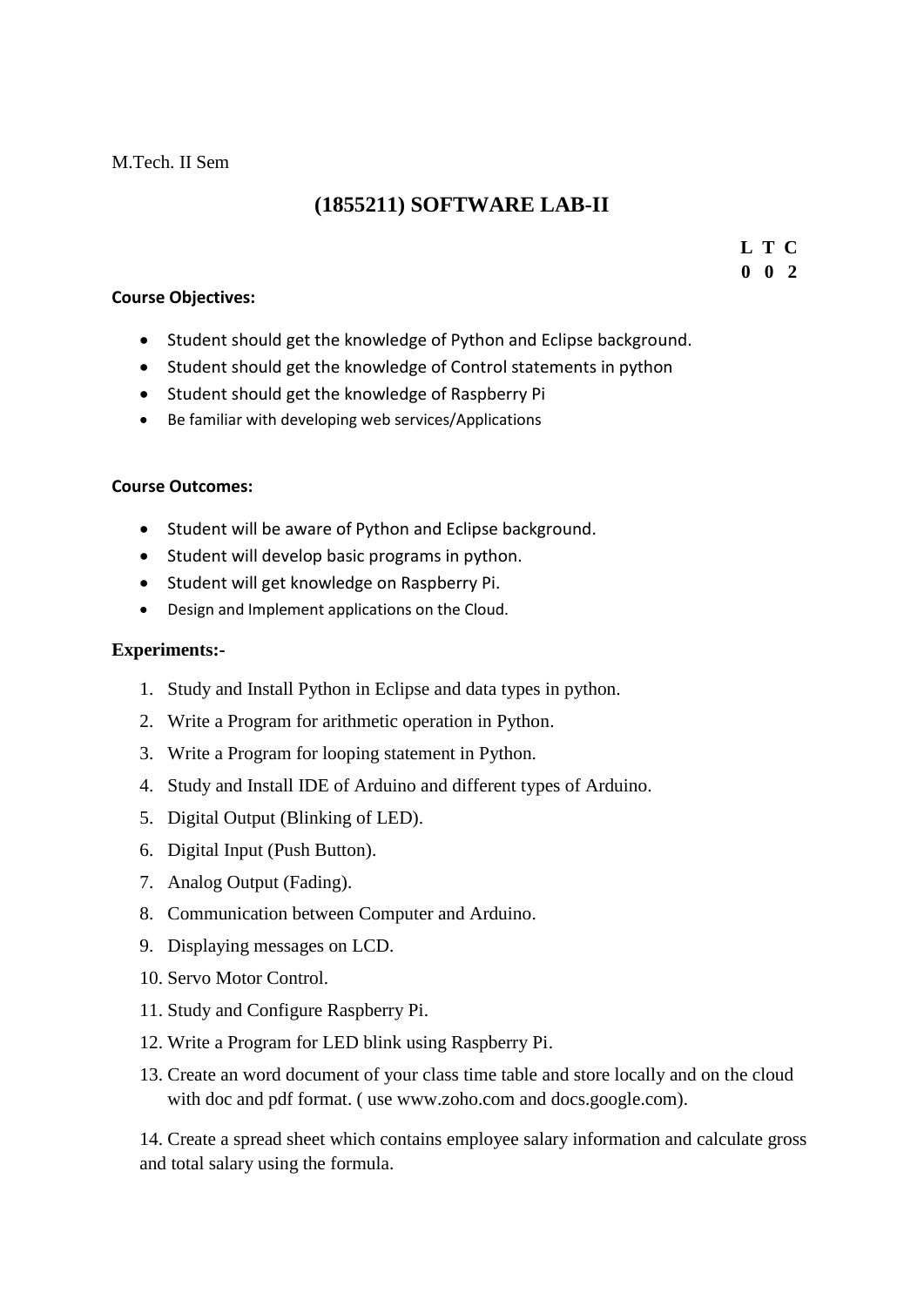M.Tech. II Sem

# (1855211) SOFTWARE LAB-II

| L | T | C |
|---|---|---|
| 0 | 0 | 2 |

**Course Objectives:**

- Student should get the knowledge of Python and Eclipse background.
- Student should get the knowledge of Control statements in python
- Student should get the knowledge of Raspberry Pi
- Be familiar with developing web services/Applications

**Course Outcomes:**

- Student will be aware of Python and Eclipse background.
- Student will develop basic programs in python.
- Student will get knowledge on Raspberry Pi.
- Design and Implement applications on the Cloud.

**Experiments:-**

1. Study and Install Python in Eclipse and data types in python.
2. Write a Program for arithmetic operation in Python.
3. Write a Program for looping statement in Python.
4. Study and Install IDE of Arduino and different types of Arduino.
5. Digital Output (Blinking of LED).
6. Digital Input (Push Button).
7. Analog Output (Fading).
8. Communication between Computer and Arduino.
9. Displaying messages on LCD.
10. Servo Motor Control.
11. Study and Configure Raspberry Pi.
12. Write a Program for LED blink using Raspberry Pi.
13. Create an word document of your class time table and store locally and on the cloud with doc and pdf format. ( use www.zoho.com and docs.google.com).
14. Create a spread sheet which contains employee salary information and calculate gross and total salary using the formula.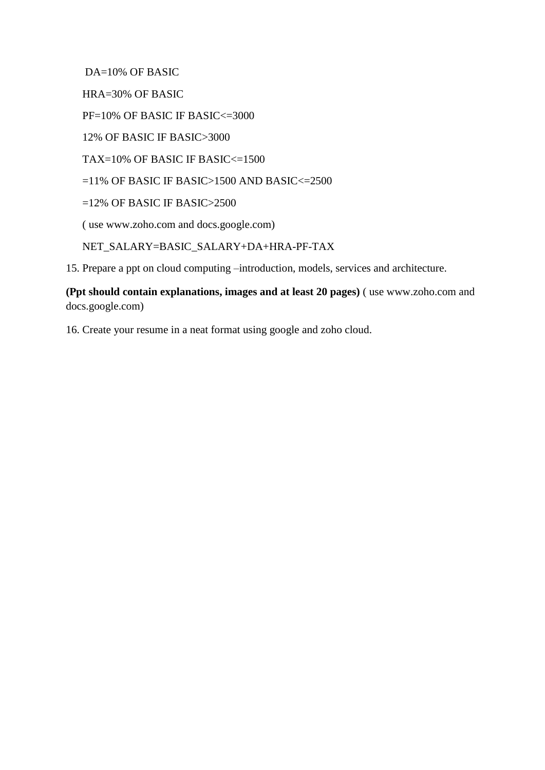DA=10% OF BASIC

HRA=30% OF BASIC

PF=10% OF BASIC IF BASIC<=3000

12% OF BASIC IF BASIC>3000

TAX=10% OF BASIC IF BASIC<=1500

=11% OF BASIC IF BASIC>1500 AND BASIC<=2500

=12% OF BASIC IF BASIC>2500

( use www.zoho.com and docs.google.com)

NET_SALARY=BASIC_SALARY+DA+HRA-PF-TAX

15. Prepare a ppt on cloud computing –introduction, models, services and architecture.

**(Ppt should contain explanations, images and at least 20 pages)** ( use www.zoho.com and docs.google.com)

16. Create your resume in a neat format using google and zoho cloud.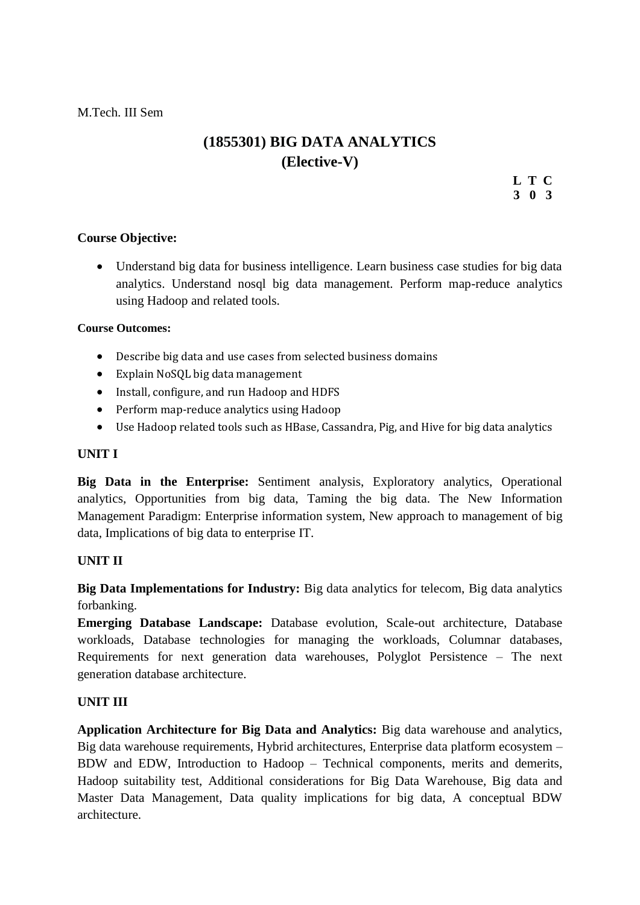M.Tech. III Sem

# (1855301) BIG DATA ANALYTICS
## (Elective-V)

| L | T | C |
|---|---|---|
| 3 | 0 | 3 |

**Course Objective:**

- Understand big data for business intelligence. Learn business case studies for big data analytics. Understand nosql big data management. Perform map-reduce analytics using Hadoop and related tools.

**Course Outcomes:**

- Describe big data and use cases from selected business domains
- Explain NoSQL big data management
- Install, configure, and run Hadoop and HDFS
- Perform map-reduce analytics using Hadoop
- Use Hadoop related tools such as HBase, Cassandra, Pig, and Hive for big data analytics

**UNIT I**

**Big Data in the Enterprise:** Sentiment analysis, Exploratory analytics, Operational analytics, Opportunities from big data, Taming the big data. The New Information Management Paradigm: Enterprise information system, New approach to management of big data, Implications of big data to enterprise IT.

**UNIT II**

**Big Data Implementations for Industry:** Big data analytics for telecom, Big data analytics forbanking.

**Emerging Database Landscape:** Database evolution, Scale-out architecture, Database workloads, Database technologies for managing the workloads, Columnar databases, Requirements for next generation data warehouses, Polyglot Persistence – The next generation database architecture.

**UNIT III**

**Application Architecture for Big Data and Analytics:** Big data warehouse and analytics, Big data warehouse requirements, Hybrid architectures, Enterprise data platform ecosystem – BDW and EDW, Introduction to Hadoop – Technical components, merits and demerits, Hadoop suitability test, Additional considerations for Big Data Warehouse, Big data and Master Data Management, Data quality implications for big data, A conceptual BDW architecture.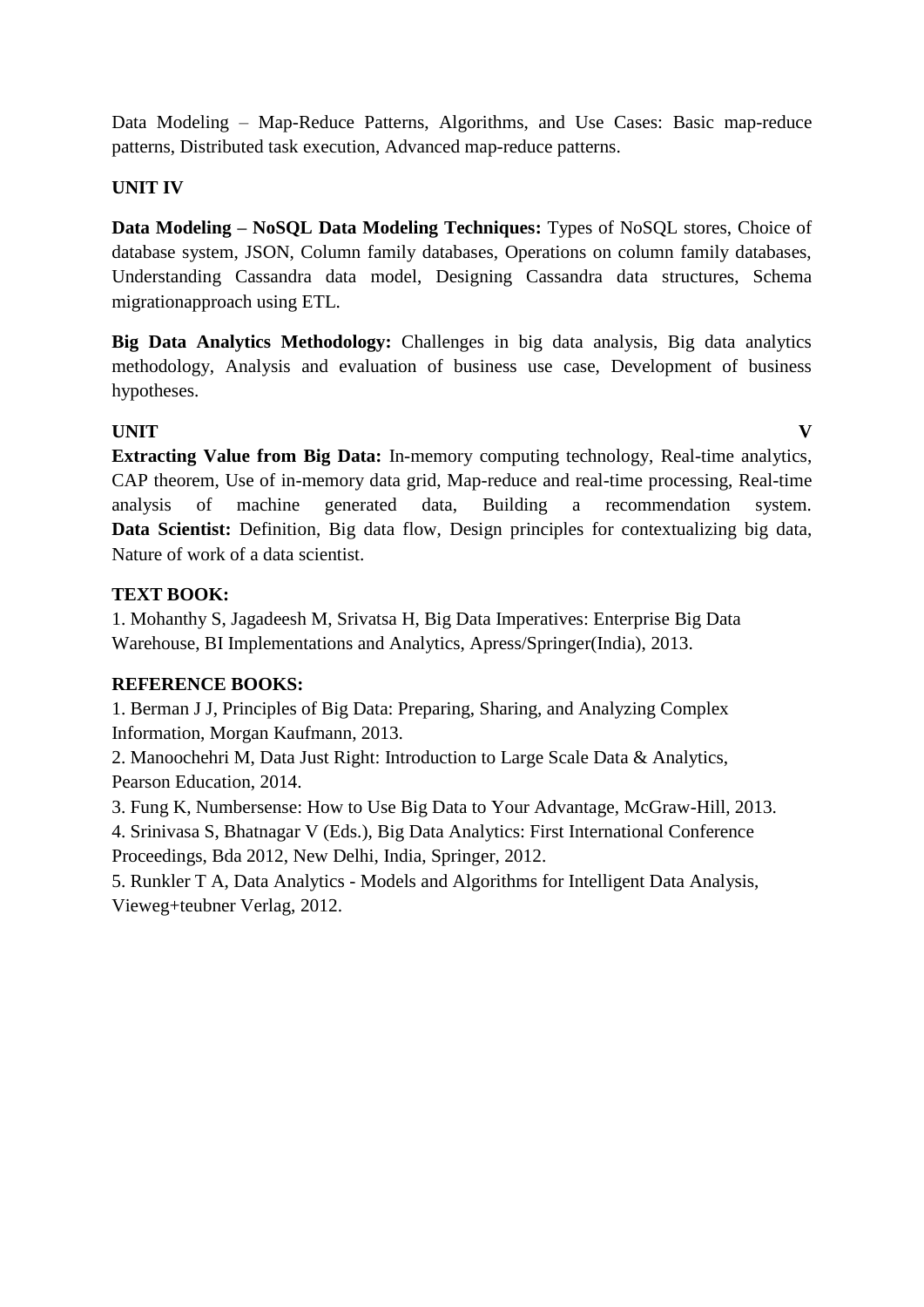Data Modeling – Map-Reduce Patterns, Algorithms, and Use Cases: Basic map-reduce patterns, Distributed task execution, Advanced map-reduce patterns.

**UNIT IV**

**Data Modeling – NoSQL Data Modeling Techniques:** Types of NoSQL stores, Choice of database system, JSON, Column family databases, Operations on column family databases, Understanding Cassandra data model, Designing Cassandra data structures, Schema migrationapproach using ETL.

**Big Data Analytics Methodology:** Challenges in big data analysis, Big data analytics methodology, Analysis and evaluation of business use case, Development of business hypotheses.

**UNIT V**

**Extracting Value from Big Data:** In-memory computing technology, Real-time analytics, CAP theorem, Use of in-memory data grid, Map-reduce and real-time processing, Real-time analysis of machine generated data, Building a recommendation system. **Data Scientist:** Definition, Big data flow, Design principles for contextualizing big data, Nature of work of a data scientist.

**TEXT BOOK:**

1. Mohanthy S, Jagadeesh M, Srivatsa H, Big Data Imperatives: Enterprise Big Data Warehouse, BI Implementations and Analytics, Apress/Springer(India), 2013.

**REFERENCE BOOKS:**

1. Berman J J, Principles of Big Data: Preparing, Sharing, and Analyzing Complex Information, Morgan Kaufmann, 2013.
2. Manoochehri M, Data Just Right: Introduction to Large Scale Data & Analytics, Pearson Education, 2014.
3. Fung K, Numbersense: How to Use Big Data to Your Advantage, McGraw-Hill, 2013.
4. Srinivasa S, Bhatnagar V (Eds.), Big Data Analytics: First International Conference Proceedings, Bda 2012, New Delhi, India, Springer, 2012.
5. Runkler T A, Data Analytics - Models and Algorithms for Intelligent Data Analysis, Vieweg+teubner Verlag, 2012.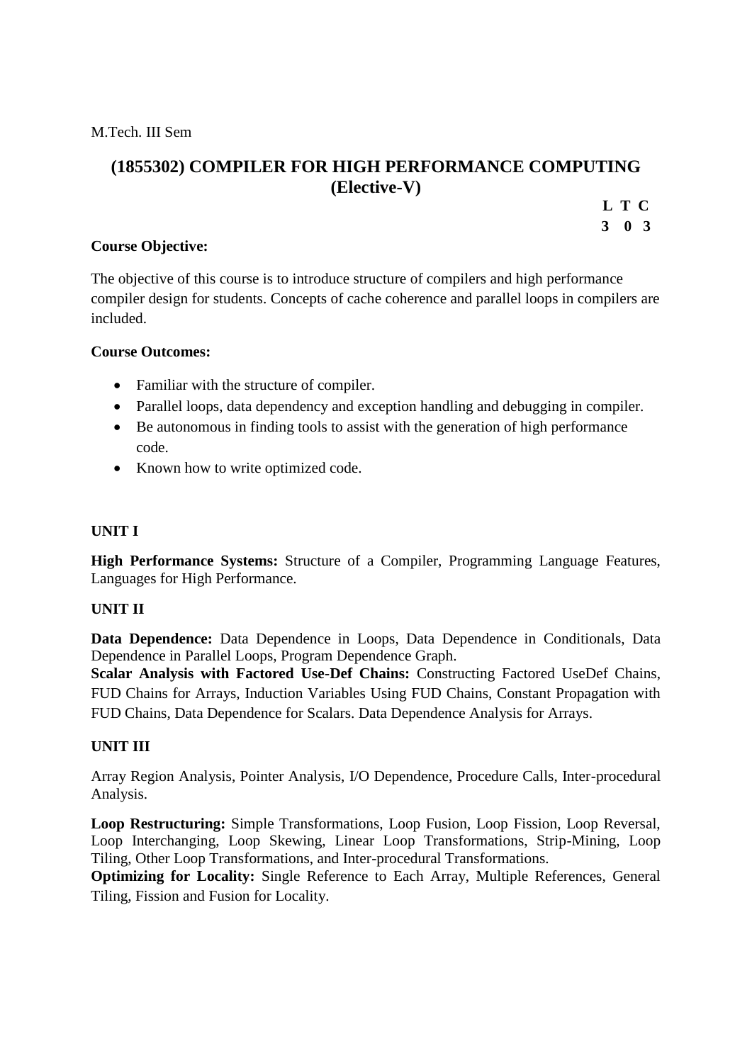M.Tech. III Sem

# (1855302) COMPILER FOR HIGH PERFORMANCE COMPUTING (Elective-V)

| L | T | C |
|---|---|---|
| 3 | 0 | 3 |

**Course Objective:**

The objective of this course is to introduce structure of compilers and high performance compiler design for students. Concepts of cache coherence and parallel loops in compilers are included.

**Course Outcomes:**

- Familiar with the structure of compiler.
- Parallel loops, data dependency and exception handling and debugging in compiler.
- Be autonomous in finding tools to assist with the generation of high performance code.
- Known how to write optimized code.

**UNIT I**

**High Performance Systems:** Structure of a Compiler, Programming Language Features, Languages for High Performance.

**UNIT II**

**Data Dependence:** Data Dependence in Loops, Data Dependence in Conditionals, Data Dependence in Parallel Loops, Program Dependence Graph.

**Scalar Analysis with Factored Use-Def Chains:** Constructing Factored UseDef Chains, FUD Chains for Arrays, Induction Variables Using FUD Chains, Constant Propagation with FUD Chains, Data Dependence for Scalars. Data Dependence Analysis for Arrays.

**UNIT III**

Array Region Analysis, Pointer Analysis, I/O Dependence, Procedure Calls, Inter-procedural Analysis.

**Loop Restructuring:** Simple Transformations, Loop Fusion, Loop Fission, Loop Reversal, Loop Interchanging, Loop Skewing, Linear Loop Transformations, Strip-Mining, Loop Tiling, Other Loop Transformations, and Inter-procedural Transformations.

**Optimizing for Locality:** Single Reference to Each Array, Multiple References, General Tiling, Fission and Fusion for Locality.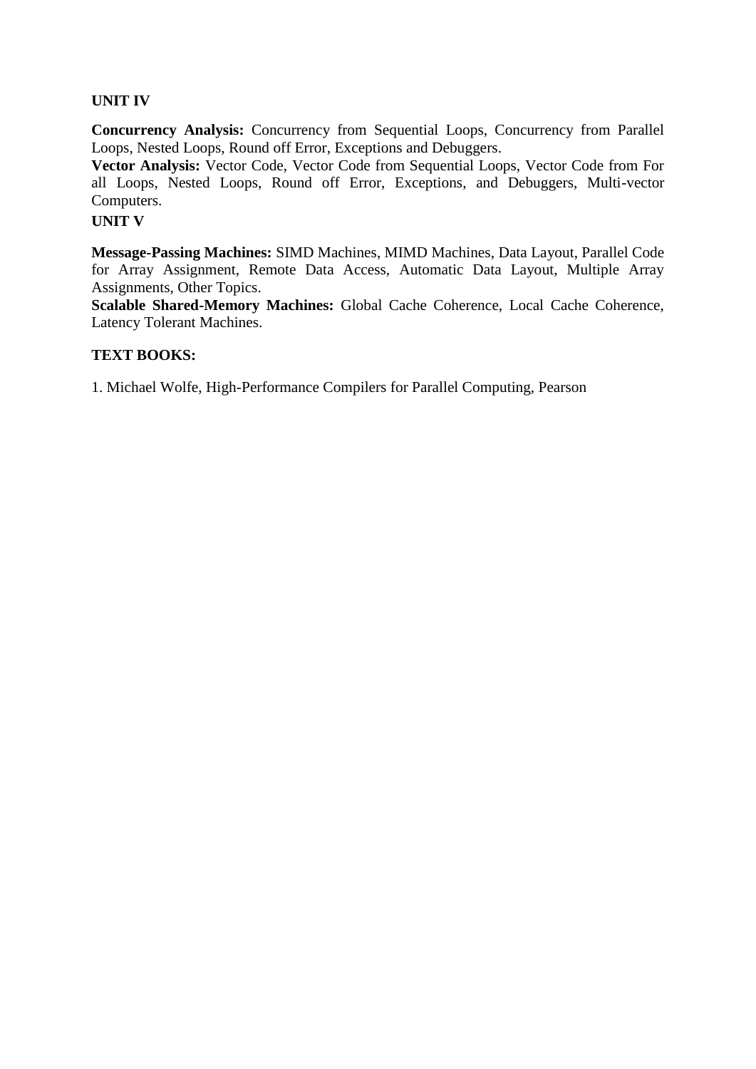**UNIT IV**

**Concurrency Analysis:** Concurrency from Sequential Loops, Concurrency from Parallel Loops, Nested Loops, Round off Error, Exceptions and Debuggers.
**Vector Analysis:** Vector Code, Vector Code from Sequential Loops, Vector Code from For all Loops, Nested Loops, Round off Error, Exceptions, and Debuggers, Multi-vector Computers.

**UNIT V**

**Message-Passing Machines:** SIMD Machines, MIMD Machines, Data Layout, Parallel Code for Array Assignment, Remote Data Access, Automatic Data Layout, Multiple Array Assignments, Other Topics.
**Scalable Shared-Memory Machines:** Global Cache Coherence, Local Cache Coherence, Latency Tolerant Machines.

**TEXT BOOKS:**

1. Michael Wolfe, High-Performance Compilers for Parallel Computing, Pearson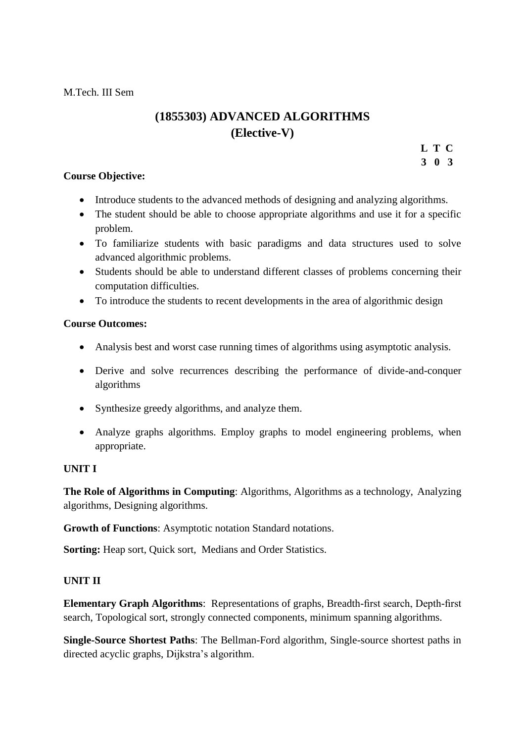M.Tech. III Sem

# (1855303) ADVANCED ALGORITHMS (Elective-V)

| L | T | C |
|---|---|---|
| 3 | 0 | 3 |

**Course Objective:**

- Introduce students to the advanced methods of designing and analyzing algorithms.
- The student should be able to choose appropriate algorithms and use it for a specific problem.
- To familiarize students with basic paradigms and data structures used to solve advanced algorithmic problems.
- Students should be able to understand different classes of problems concerning their computation difficulties.
- To introduce the students to recent developments in the area of algorithmic design

**Course Outcomes:**

- Analysis best and worst case running times of algorithms using asymptotic analysis.
- Derive and solve recurrences describing the performance of divide-and-conquer algorithms
- Synthesize greedy algorithms, and analyze them.
- Analyze graphs algorithms. Employ graphs to model engineering problems, when appropriate.

**UNIT I**

**The Role of Algorithms in Computing**: Algorithms, Algorithms as a technology, Analyzing algorithms, Designing algorithms.

**Growth of Functions**: Asymptotic notation Standard notations.

**Sorting:** Heap sort, Quick sort, Medians and Order Statistics.

**UNIT II**

**Elementary Graph Algorithms**: Representations of graphs, Breadth-first search, Depth-first search, Topological sort, strongly connected components, minimum spanning algorithms.

**Single-Source Shortest Paths**: The Bellman-Ford algorithm, Single-source shortest paths in directed acyclic graphs, Dijkstra's algorithm.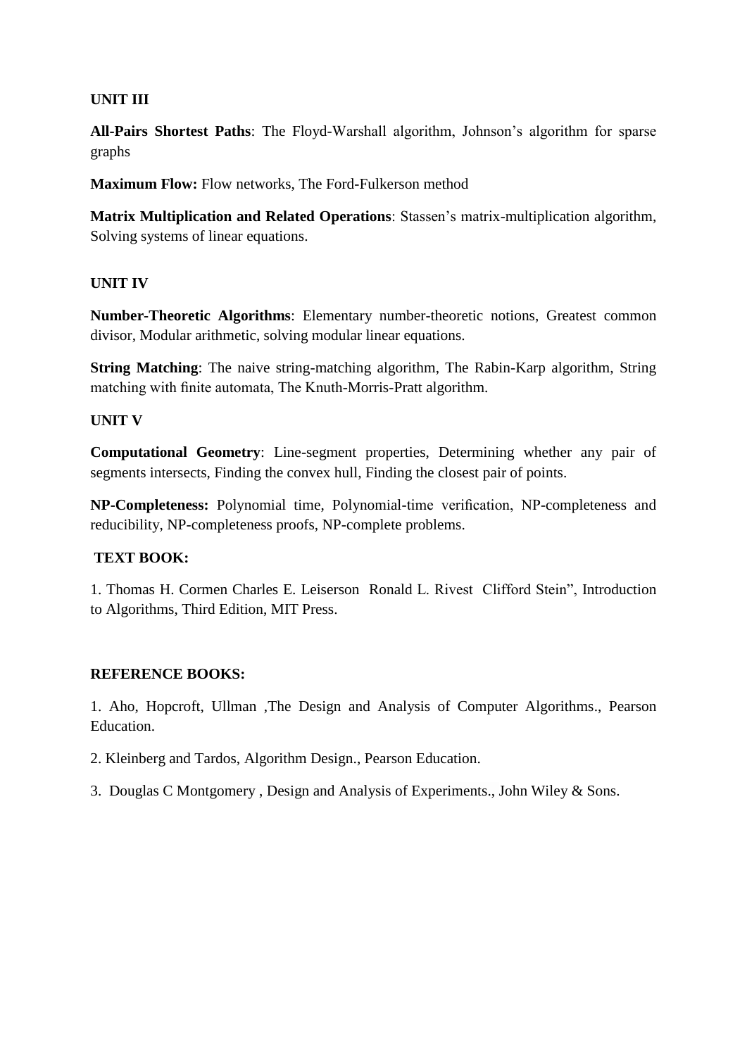**UNIT III**

**All-Pairs Shortest Paths**: The Floyd-Warshall algorithm, Johnson's algorithm for sparse graphs

**Maximum Flow:** Flow networks, The Ford-Fulkerson method

**Matrix Multiplication and Related Operations**: Stassen's matrix-multiplication algorithm, Solving systems of linear equations.

**UNIT IV**

**Number-Theoretic Algorithms**: Elementary number-theoretic notions, Greatest common divisor, Modular arithmetic, solving modular linear equations.

**String Matching**: The naive string-matching algorithm, The Rabin-Karp algorithm, String matching with finite automata, The Knuth-Morris-Pratt algorithm.

**UNIT V**

**Computational Geometry**: Line-segment properties, Determining whether any pair of segments intersects, Finding the convex hull, Finding the closest pair of points.

**NP-Completeness:** Polynomial time, Polynomial-time verification, NP-completeness and reducibility, NP-completeness proofs, NP-complete problems.

**TEXT BOOK:**

1. Thomas H. Cormen Charles E. Leiserson Ronald L. Rivest Clifford Stein", Introduction to Algorithms, Third Edition, MIT Press.

**REFERENCE BOOKS:**

1. Aho, Hopcroft, Ullman ,The Design and Analysis of Computer Algorithms., Pearson Education.

2. Kleinberg and Tardos, Algorithm Design., Pearson Education.

3. Douglas C Montgomery , Design and Analysis of Experiments., John Wiley & Sons.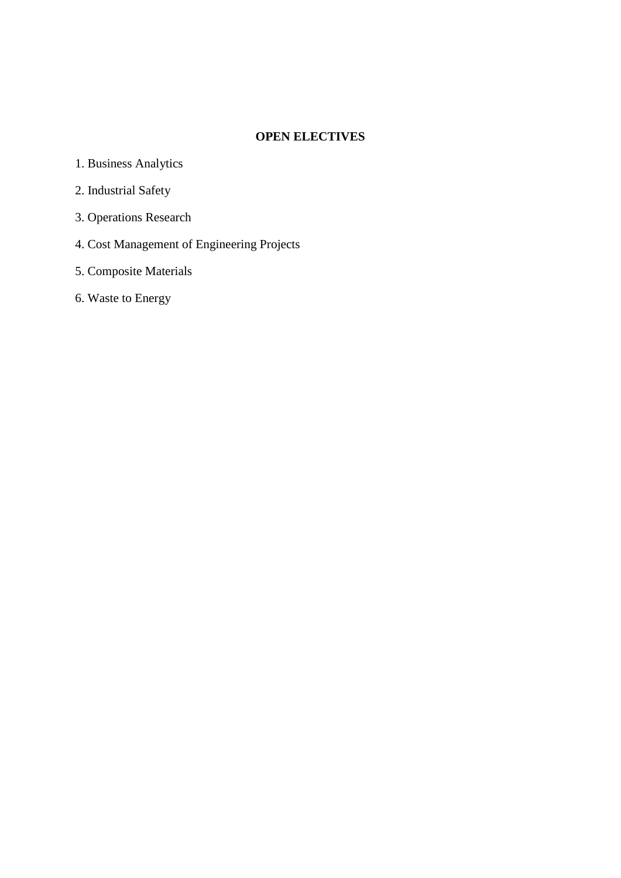**OPEN ELECTIVES**

1. Business Analytics
2. Industrial Safety
3. Operations Research
4. Cost Management of Engineering Projects
5. Composite Materials
6. Waste to Energy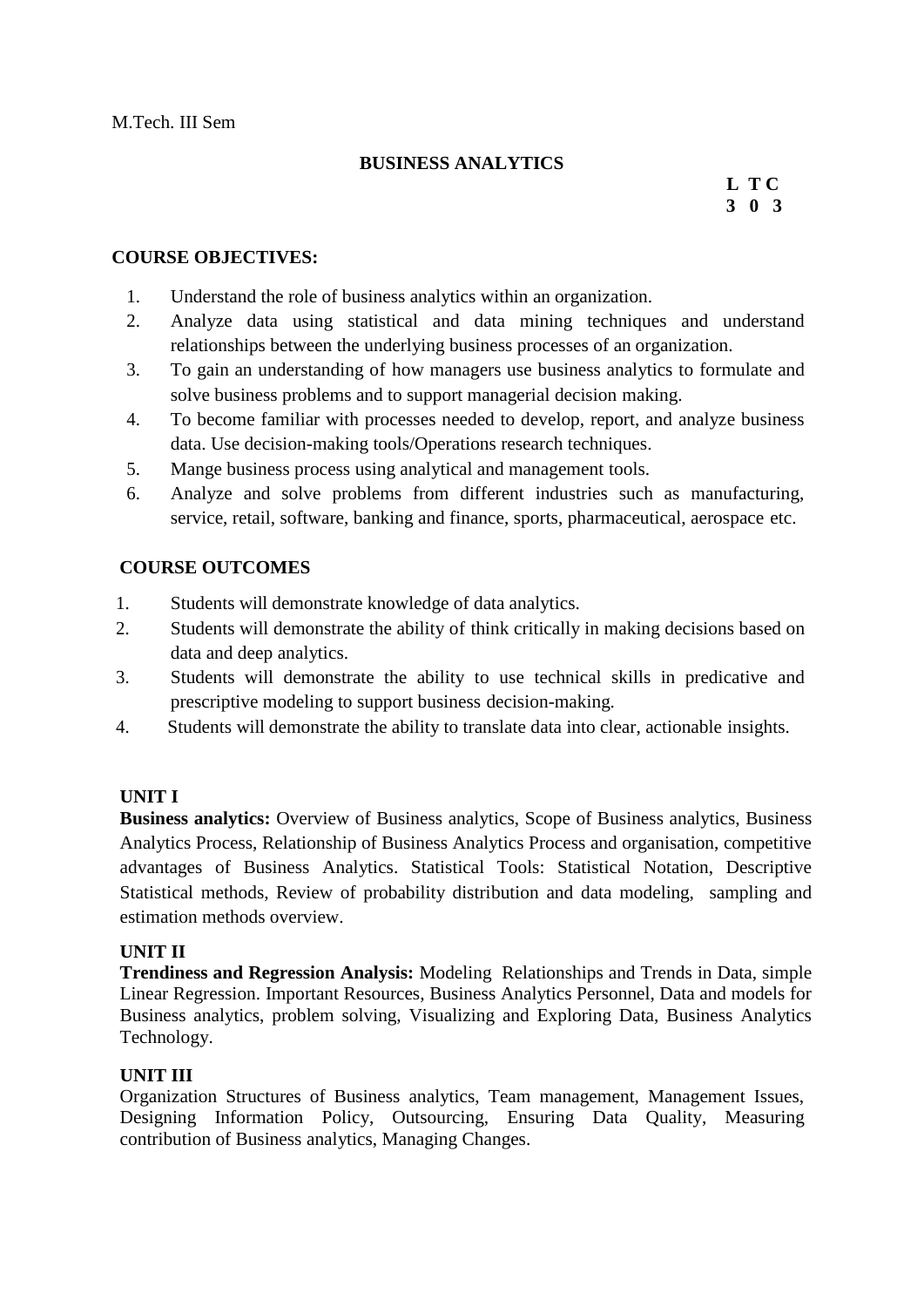M.Tech. III Sem

## BUSINESS ANALYTICS

| L | T | C |
|---|---|---|
| 3 | 0 | 3 |

### COURSE OBJECTIVES:

1. Understand the role of business analytics within an organization.
2. Analyze data using statistical and data mining techniques and understand relationships between the underlying business processes of an organization.
3. To gain an understanding of how managers use business analytics to formulate and solve business problems and to support managerial decision making.
4. To become familiar with processes needed to develop, report, and analyze business data. Use decision-making tools/Operations research techniques.
5. Mange business process using analytical and management tools.
6. Analyze and solve problems from different industries such as manufacturing, service, retail, software, banking and finance, sports, pharmaceutical, aerospace etc.

### COURSE OUTCOMES

1. Students will demonstrate knowledge of data analytics.
2. Students will demonstrate the ability of think critically in making decisions based on data and deep analytics.
3. Students will demonstrate the ability to use technical skills in predicative and prescriptive modeling to support business decision-making.
4. Students will demonstrate the ability to translate data into clear, actionable insights.

### UNIT I

**Business analytics:** Overview of Business analytics, Scope of Business analytics, Business Analytics Process, Relationship of Business Analytics Process and organisation, competitive advantages of Business Analytics. Statistical Tools: Statistical Notation, Descriptive Statistical methods, Review of probability distribution and data modeling, sampling and estimation methods overview.

### UNIT II

**Trendiness and Regression Analysis:** Modeling Relationships and Trends in Data, simple Linear Regression. Important Resources, Business Analytics Personnel, Data and models for Business analytics, problem solving, Visualizing and Exploring Data, Business Analytics Technology.

### UNIT III

Organization Structures of Business analytics, Team management, Management Issues, Designing Information Policy, Outsourcing, Ensuring Data Quality, Measuring contribution of Business analytics, Managing Changes.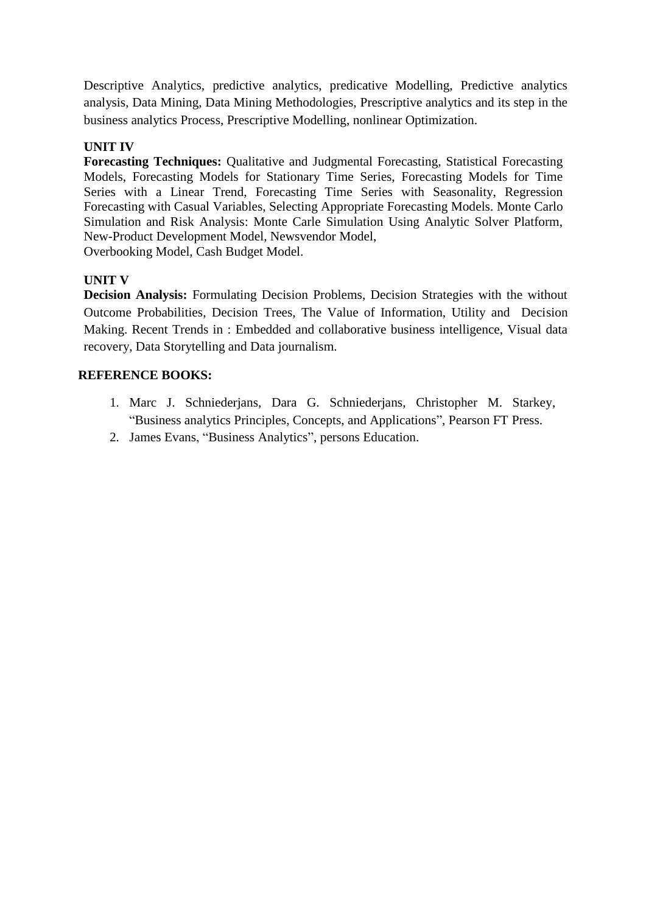Descriptive Analytics, predictive analytics, predicative Modelling, Predictive analytics analysis, Data Mining, Data Mining Methodologies, Prescriptive analytics and its step in the business analytics Process, Prescriptive Modelling, nonlinear Optimization.

**UNIT IV**

**Forecasting Techniques:** Qualitative and Judgmental Forecasting, Statistical Forecasting Models, Forecasting Models for Stationary Time Series, Forecasting Models for Time Series with a Linear Trend, Forecasting Time Series with Seasonality, Regression Forecasting with Casual Variables, Selecting Appropriate Forecasting Models. Monte Carlo Simulation and Risk Analysis: Monte Carle Simulation Using Analytic Solver Platform, New-Product Development Model, Newsvendor Model, Overbooking Model, Cash Budget Model.

**UNIT V**

**Decision Analysis:** Formulating Decision Problems, Decision Strategies with the without Outcome Probabilities, Decision Trees, The Value of Information, Utility and Decision Making. Recent Trends in : Embedded and collaborative business intelligence, Visual data recovery, Data Storytelling and Data journalism.

**REFERENCE BOOKS:**

1. Marc J. Schniederjans, Dara G. Schniederjans, Christopher M. Starkey, "Business analytics Principles, Concepts, and Applications", Pearson FT Press.
2. James Evans, "Business Analytics", persons Education.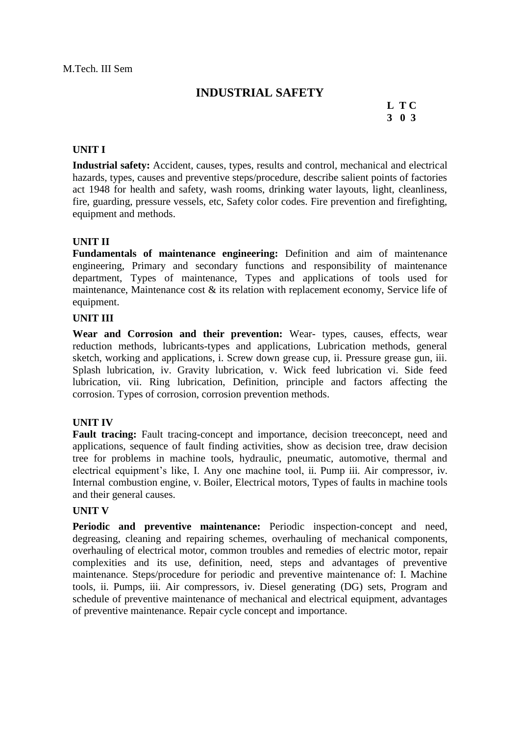M.Tech. III Sem

# INDUSTRIAL SAFETY

| L | T | C |
|---|---|---|
| 3 | 0 | 3 |

**UNIT I**

**Industrial safety:** Accident, causes, types, results and control, mechanical and electrical hazards, types, causes and preventive steps/procedure, describe salient points of factories act 1948 for health and safety, wash rooms, drinking water layouts, light, cleanliness, fire, guarding, pressure vessels, etc, Safety color codes. Fire prevention and firefighting, equipment and methods.

**UNIT II**

**Fundamentals of maintenance engineering:** Definition and aim of maintenance engineering, Primary and secondary functions and responsibility of maintenance department, Types of maintenance, Types and applications of tools used for maintenance, Maintenance cost & its relation with replacement economy, Service life of equipment.

**UNIT III**

**Wear and Corrosion and their prevention:** Wear- types, causes, effects, wear reduction methods, lubricants-types and applications, Lubrication methods, general sketch, working and applications, i. Screw down grease cup, ii. Pressure grease gun, iii. Splash lubrication, iv. Gravity lubrication, v. Wick feed lubrication vi. Side feed lubrication, vii. Ring lubrication, Definition, principle and factors affecting the corrosion. Types of corrosion, corrosion prevention methods.

**UNIT IV**

**Fault tracing:** Fault tracing-concept and importance, decision treeconcept, need and applications, sequence of fault finding activities, show as decision tree, draw decision tree for problems in machine tools, hydraulic, pneumatic, automotive, thermal and electrical equipment's like, I. Any one machine tool, ii. Pump iii. Air compressor, iv. Internal combustion engine, v. Boiler, Electrical motors, Types of faults in machine tools and their general causes.

**UNIT V**

**Periodic and preventive maintenance:** Periodic inspection-concept and need, degreasing, cleaning and repairing schemes, overhauling of mechanical components, overhauling of electrical motor, common troubles and remedies of electric motor, repair complexities and its use, definition, need, steps and advantages of preventive maintenance. Steps/procedure for periodic and preventive maintenance of: I. Machine tools, ii. Pumps, iii. Air compressors, iv. Diesel generating (DG) sets, Program and schedule of preventive maintenance of mechanical and electrical equipment, advantages of preventive maintenance. Repair cycle concept and importance.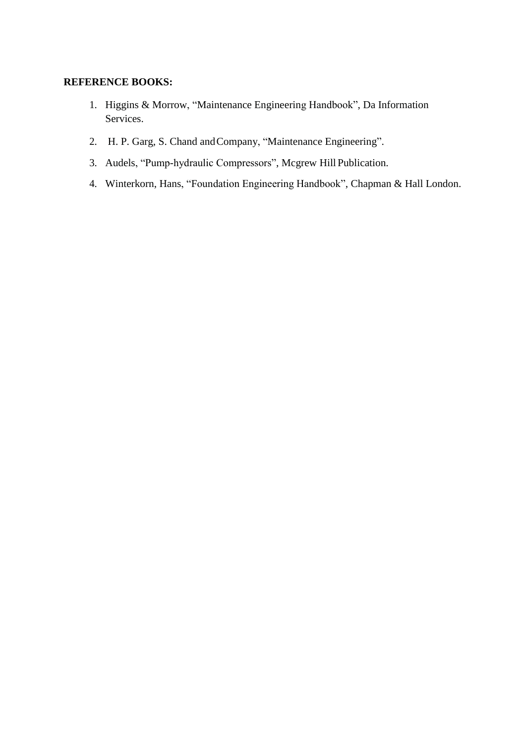**REFERENCE BOOKS:**

1. Higgins & Morrow, "Maintenance Engineering Handbook", Da Information Services.
2. H. P. Garg, S. Chand and Company, "Maintenance Engineering".
3. Audels, "Pump-hydraulic Compressors", Mcgrew Hill Publication.
4. Winterkorn, Hans, "Foundation Engineering Handbook", Chapman & Hall London.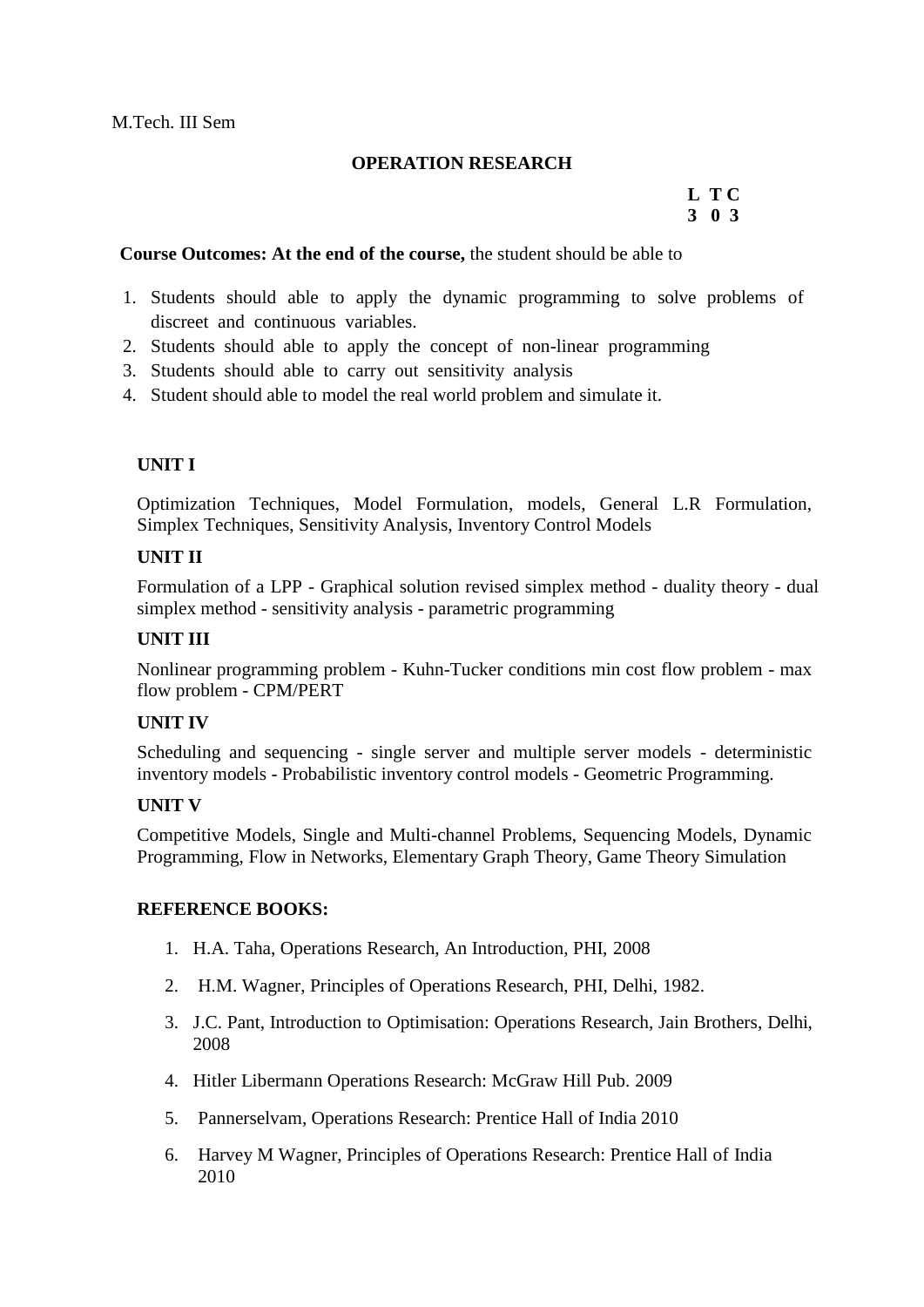M.Tech. III Sem

## OPERATION RESEARCH

| L | T | C |
|---|---|---|
| 3 | 0 | 3 |

**Course Outcomes: At the end of the course,** the student should be able to

1. Students should able to apply the dynamic programming to solve problems of discreet and continuous variables.
2. Students should able to apply the concept of non-linear programming
3. Students should able to carry out sensitivity analysis
4. Student should able to model the real world problem and simulate it.

### UNIT I

Optimization Techniques, Model Formulation, models, General L.R Formulation, Simplex Techniques, Sensitivity Analysis, Inventory Control Models

### UNIT II

Formulation of a LPP - Graphical solution revised simplex method - duality theory - dual simplex method - sensitivity analysis - parametric programming

### UNIT III

Nonlinear programming problem - Kuhn-Tucker conditions min cost flow problem - max flow problem - CPM/PERT

### UNIT IV

Scheduling and sequencing - single server and multiple server models - deterministic inventory models - Probabilistic inventory control models - Geometric Programming.

### UNIT V

Competitive Models, Single and Multi-channel Problems, Sequencing Models, Dynamic Programming, Flow in Networks, Elementary Graph Theory, Game Theory Simulation

### REFERENCE BOOKS:

1. H.A. Taha, Operations Research, An Introduction, PHI, 2008
2. H.M. Wagner, Principles of Operations Research, PHI, Delhi, 1982.
3. J.C. Pant, Introduction to Optimisation: Operations Research, Jain Brothers, Delhi, 2008
4. Hitler Libermann Operations Research: McGraw Hill Pub. 2009
5. Pannerselvam, Operations Research: Prentice Hall of India 2010
6. Harvey M Wagner, Principles of Operations Research: Prentice Hall of India 2010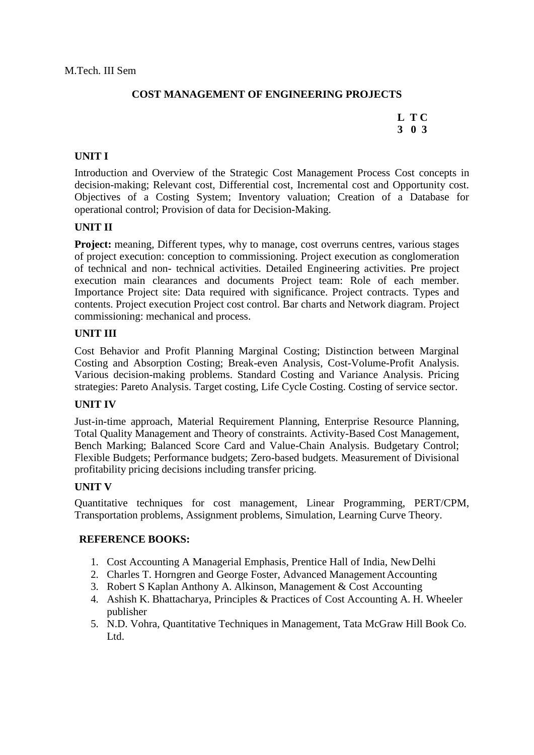M.Tech. III Sem

## COST MANAGEMENT OF ENGINEERING PROJECTS

| L | T | C |
|---|---|---|
| 3 | 0 | 3 |

### UNIT I

Introduction and Overview of the Strategic Cost Management Process Cost concepts in decision-making; Relevant cost, Differential cost, Incremental cost and Opportunity cost. Objectives of a Costing System; Inventory valuation; Creation of a Database for operational control; Provision of data for Decision-Making.

### UNIT II

**Project:** meaning, Different types, why to manage, cost overruns centres, various stages of project execution: conception to commissioning. Project execution as conglomeration of technical and non- technical activities. Detailed Engineering activities. Pre project execution main clearances and documents Project team: Role of each member. Importance Project site: Data required with significance. Project contracts. Types and contents. Project execution Project cost control. Bar charts and Network diagram. Project commissioning: mechanical and process.

### UNIT III

Cost Behavior and Profit Planning Marginal Costing; Distinction between Marginal Costing and Absorption Costing; Break-even Analysis, Cost-Volume-Profit Analysis. Various decision-making problems. Standard Costing and Variance Analysis. Pricing strategies: Pareto Analysis. Target costing, Life Cycle Costing. Costing of service sector.

### UNIT IV

Just-in-time approach, Material Requirement Planning, Enterprise Resource Planning, Total Quality Management and Theory of constraints. Activity-Based Cost Management, Bench Marking; Balanced Score Card and Value-Chain Analysis. Budgetary Control; Flexible Budgets; Performance budgets; Zero-based budgets. Measurement of Divisional profitability pricing decisions including transfer pricing.

### UNIT V

Quantitative techniques for cost management, Linear Programming, PERT/CPM, Transportation problems, Assignment problems, Simulation, Learning Curve Theory.

### REFERENCE BOOKS:

1. Cost Accounting A Managerial Emphasis, Prentice Hall of India, New Delhi
2. Charles T. Horngren and George Foster, Advanced Management Accounting
3. Robert S Kaplan Anthony A. Alkinson, Management & Cost Accounting
4. Ashish K. Bhattacharya, Principles & Practices of Cost Accounting A. H. Wheeler publisher
5. N.D. Vohra, Quantitative Techniques in Management, Tata McGraw Hill Book Co. Ltd.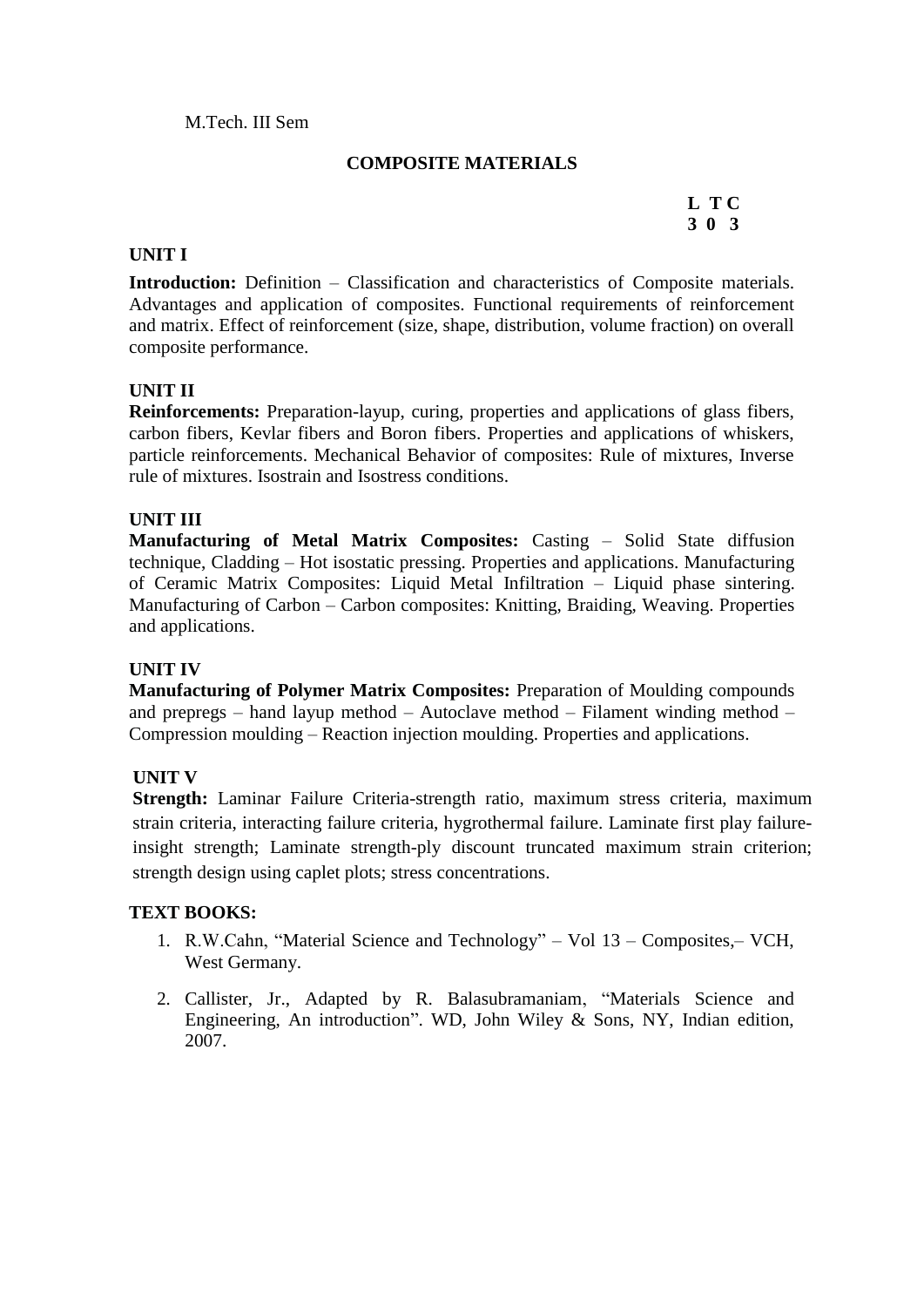M.Tech. III Sem

## COMPOSITE MATERIALS

| L | T | C |
|---|---|---|
| 3 | 0 | 3 |

### UNIT I

**Introduction:** Definition – Classification and characteristics of Composite materials. Advantages and application of composites. Functional requirements of reinforcement and matrix. Effect of reinforcement (size, shape, distribution, volume fraction) on overall composite performance.

### UNIT II

**Reinforcements:** Preparation-layup, curing, properties and applications of glass fibers, carbon fibers, Kevlar fibers and Boron fibers. Properties and applications of whiskers, particle reinforcements. Mechanical Behavior of composites: Rule of mixtures, Inverse rule of mixtures. Isostrain and Isostress conditions.

### UNIT III

**Manufacturing of Metal Matrix Composites:** Casting – Solid State diffusion technique, Cladding – Hot isostatic pressing. Properties and applications. Manufacturing of Ceramic Matrix Composites: Liquid Metal Infiltration – Liquid phase sintering. Manufacturing of Carbon – Carbon composites: Knitting, Braiding, Weaving. Properties and applications.

### UNIT IV

**Manufacturing of Polymer Matrix Composites:** Preparation of Moulding compounds and prepregs – hand layup method – Autoclave method – Filament winding method – Compression moulding – Reaction injection moulding. Properties and applications.

### UNIT V

**Strength:** Laminar Failure Criteria-strength ratio, maximum stress criteria, maximum strain criteria, interacting failure criteria, hygrothermal failure. Laminate first play failure-insight strength; Laminate strength-ply discount truncated maximum strain criterion; strength design using caplet plots; stress concentrations.

### TEXT BOOKS:

1. R.W.Cahn, "Material Science and Technology" – Vol 13 – Composites,– VCH, West Germany.
2. Callister, Jr., Adapted by R. Balasubramaniam, "Materials Science and Engineering, An introduction". WD, John Wiley & Sons, NY, Indian edition, 2007.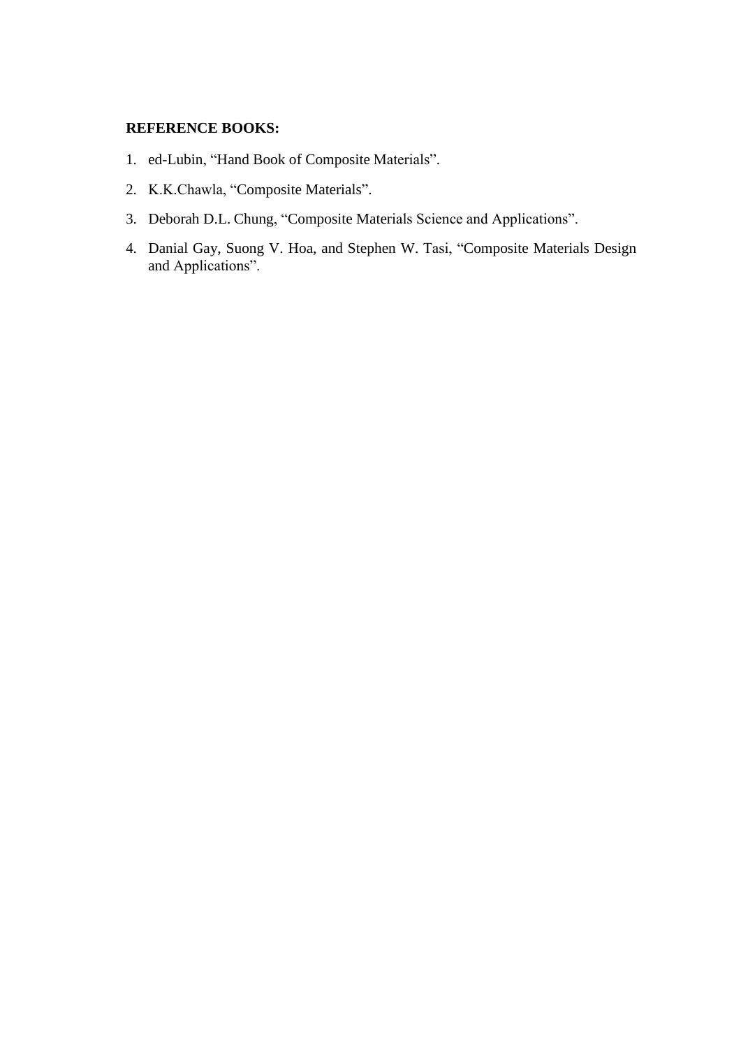**REFERENCE BOOKS:**

1. ed-Lubin, "Hand Book of Composite Materials".
2. K.K.Chawla, "Composite Materials".
3. Deborah D.L. Chung, "Composite Materials Science and Applications".
4. Danial Gay, Suong V. Hoa, and Stephen W. Tasi, "Composite Materials Design and Applications".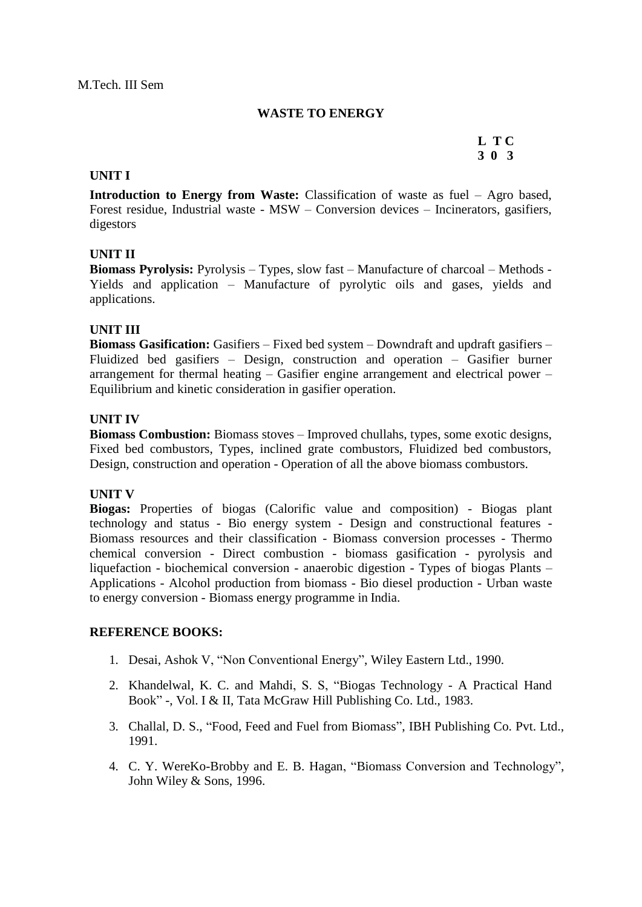M.Tech. III Sem

## WASTE TO ENERGY

| L | T | C |
|---|---|---|
| 3 | 0 | 3 |

### UNIT I

**Introduction to Energy from Waste:** Classification of waste as fuel – Agro based, Forest residue, Industrial waste - MSW – Conversion devices – Incinerators, gasifiers, digestors

### UNIT II

**Biomass Pyrolysis:** Pyrolysis – Types, slow fast – Manufacture of charcoal – Methods - Yields and application – Manufacture of pyrolytic oils and gases, yields and applications.

### UNIT III

**Biomass Gasification:** Gasifiers – Fixed bed system – Downdraft and updraft gasifiers – Fluidized bed gasifiers – Design, construction and operation – Gasifier burner arrangement for thermal heating – Gasifier engine arrangement and electrical power – Equilibrium and kinetic consideration in gasifier operation.

### UNIT IV

**Biomass Combustion:** Biomass stoves – Improved chullahs, types, some exotic designs, Fixed bed combustors, Types, inclined grate combustors, Fluidized bed combustors, Design, construction and operation - Operation of all the above biomass combustors.

### UNIT V

**Biogas:** Properties of biogas (Calorific value and composition) - Biogas plant technology and status - Bio energy system - Design and constructional features - Biomass resources and their classification - Biomass conversion processes - Thermo chemical conversion - Direct combustion - biomass gasification - pyrolysis and liquefaction - biochemical conversion - anaerobic digestion - Types of biogas Plants – Applications - Alcohol production from biomass - Bio diesel production - Urban waste to energy conversion - Biomass energy programme in India.

### REFERENCE BOOKS:

1. Desai, Ashok V, "Non Conventional Energy", Wiley Eastern Ltd., 1990.
2. Khandelwal, K. C. and Mahdi, S. S, "Biogas Technology - A Practical Hand Book" -, Vol. I & II, Tata McGraw Hill Publishing Co. Ltd., 1983.
3. Challal, D. S., "Food, Feed and Fuel from Biomass", IBH Publishing Co. Pvt. Ltd., 1991.
4. C. Y. WereKo-Brobby and E. B. Hagan, "Biomass Conversion and Technology", John Wiley & Sons, 1996.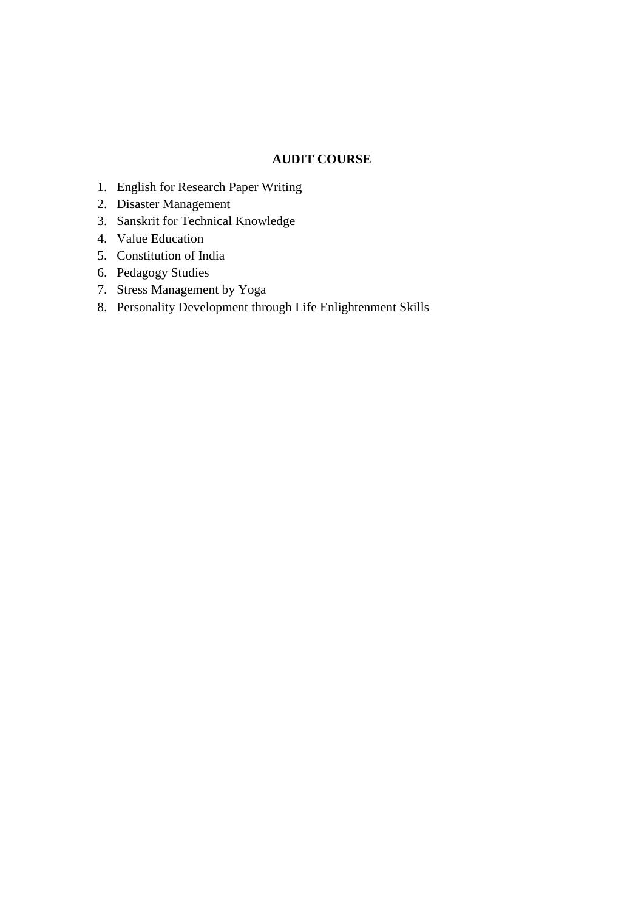# AUDIT COURSE

1. English for Research Paper Writing
2. Disaster Management
3. Sanskrit for Technical Knowledge
4. Value Education
5. Constitution of India
6. Pedagogy Studies
7. Stress Management by Yoga
8. Personality Development through Life Enlightenment Skills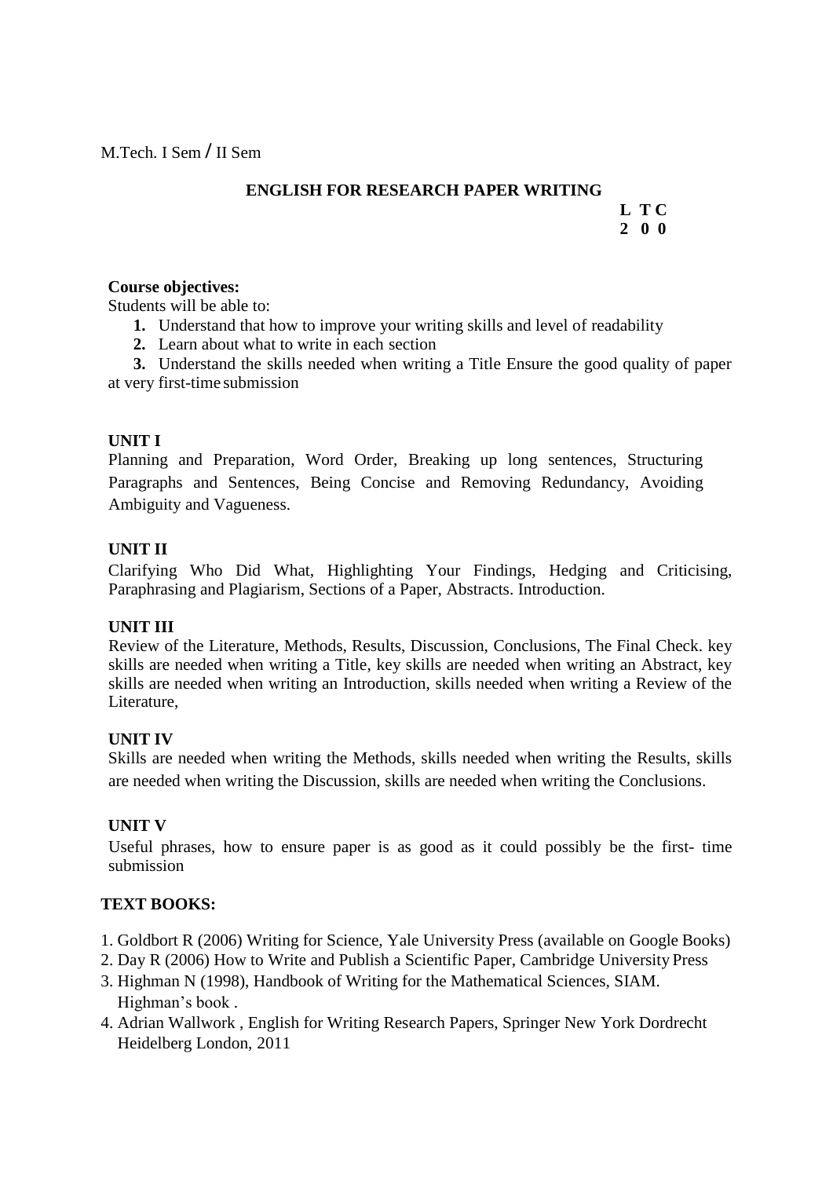M.Tech. I Sem / II Sem

## ENGLISH FOR RESEARCH PAPER WRITING

| L | T | C |
|---|---|---|
| 2 | 0 | 0 |

**Course objectives:**

Students will be able to:

1. Understand that how to improve your writing skills and level of readability
2. Learn about what to write in each section
3. Understand the skills needed when writing a Title Ensure the good quality of paper at very first-time submission

**UNIT I**

Planning and Preparation, Word Order, Breaking up long sentences, Structuring Paragraphs and Sentences, Being Concise and Removing Redundancy, Avoiding Ambiguity and Vagueness.

**UNIT II**

Clarifying Who Did What, Highlighting Your Findings, Hedging and Criticising, Paraphrasing and Plagiarism, Sections of a Paper, Abstracts. Introduction.

**UNIT III**

Review of the Literature, Methods, Results, Discussion, Conclusions, The Final Check. key skills are needed when writing a Title, key skills are needed when writing an Abstract, key skills are needed when writing an Introduction, skills needed when writing a Review of the Literature,

**UNIT IV**

Skills are needed when writing the Methods, skills needed when writing the Results, skills are needed when writing the Discussion, skills are needed when writing the Conclusions.

**UNIT V**

Useful phrases, how to ensure paper is as good as it could possibly be the first- time submission

**TEXT BOOKS:**

1. Goldbort R (2006) Writing for Science, Yale University Press (available on Google Books)
2. Day R (2006) How to Write and Publish a Scientific Paper, Cambridge University Press
3. Highman N (1998), Handbook of Writing for the Mathematical Sciences, SIAM. Highman's book .
4. Adrian Wallwork , English for Writing Research Papers, Springer New York Dordrecht Heidelberg London, 2011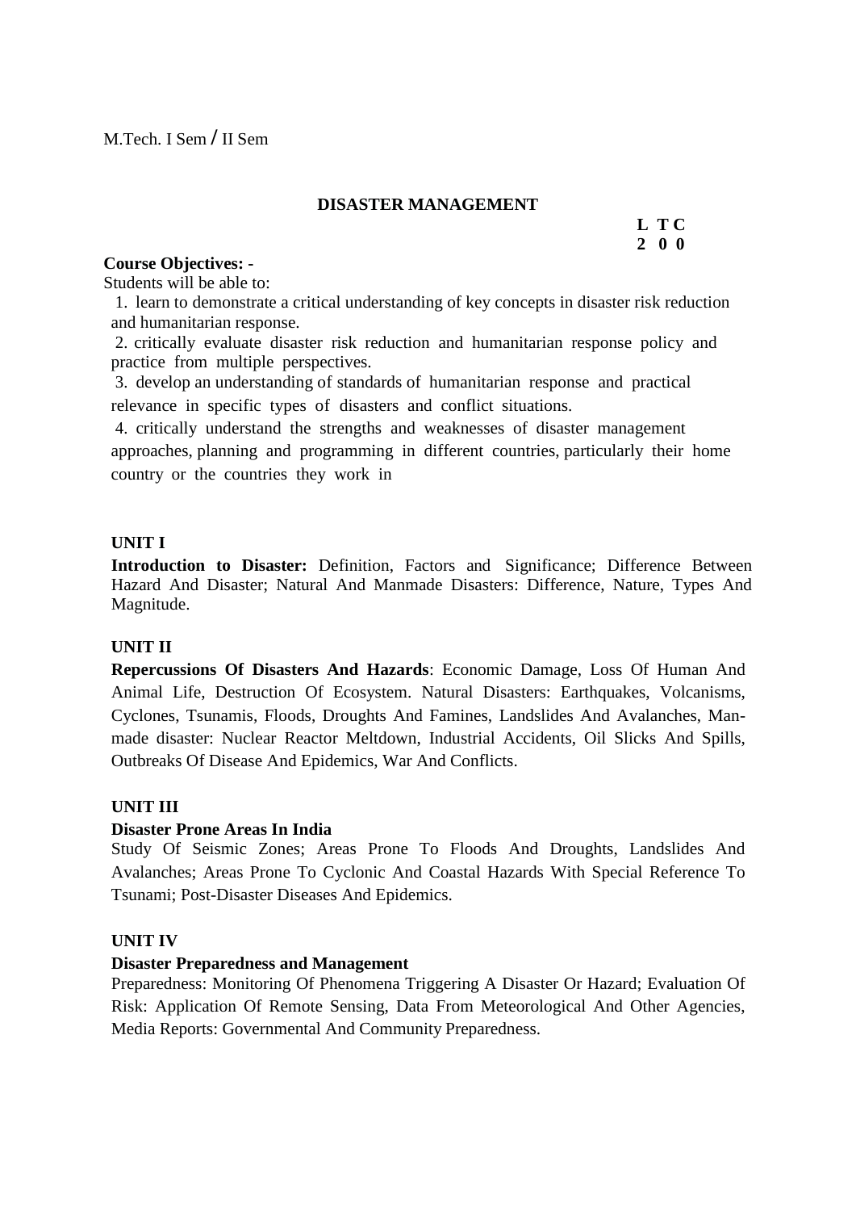M.Tech. I Sem / II Sem

## DISASTER MANAGEMENT

| L | T | C |
|---|---|---|
| 2 | 0 | 0 |

**Course Objectives: -**

Students will be able to:

1. learn to demonstrate a critical understanding of key concepts in disaster risk reduction and humanitarian response.
2. critically evaluate disaster risk reduction and humanitarian response policy and practice from multiple perspectives.
3. develop an understanding of standards of humanitarian response and practical relevance in specific types of disasters and conflict situations.
4. critically understand the strengths and weaknesses of disaster management approaches, planning and programming in different countries, particularly their home country or the countries they work in

### UNIT I

**Introduction to Disaster:** Definition, Factors and Significance; Difference Between Hazard And Disaster; Natural And Manmade Disasters: Difference, Nature, Types And Magnitude.

### UNIT II

**Repercussions Of Disasters And Hazards**: Economic Damage, Loss Of Human And Animal Life, Destruction Of Ecosystem. Natural Disasters: Earthquakes, Volcanisms, Cyclones, Tsunamis, Floods, Droughts And Famines, Landslides And Avalanches, Man-made disaster: Nuclear Reactor Meltdown, Industrial Accidents, Oil Slicks And Spills, Outbreaks Of Disease And Epidemics, War And Conflicts.

### UNIT III

**Disaster Prone Areas In India**

Study Of Seismic Zones; Areas Prone To Floods And Droughts, Landslides And Avalanches; Areas Prone To Cyclonic And Coastal Hazards With Special Reference To Tsunami; Post-Disaster Diseases And Epidemics.

### UNIT IV

**Disaster Preparedness and Management**

Preparedness: Monitoring Of Phenomena Triggering A Disaster Or Hazard; Evaluation Of Risk: Application Of Remote Sensing, Data From Meteorological And Other Agencies, Media Reports: Governmental And Community Preparedness.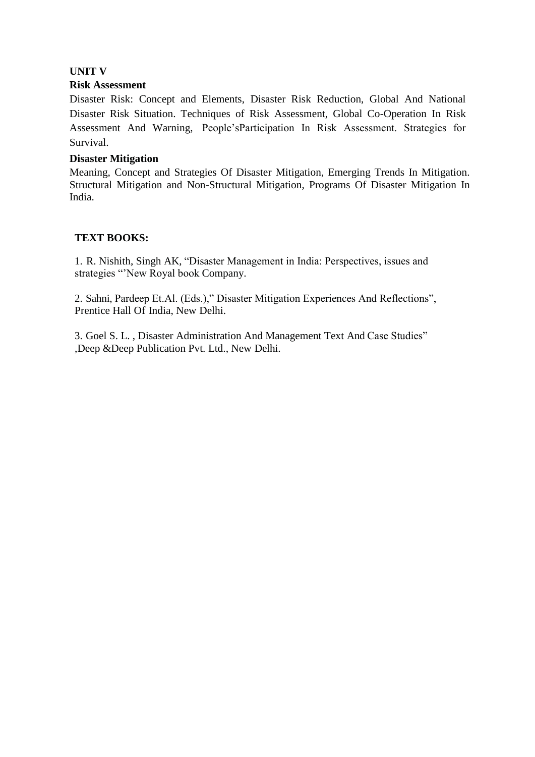**UNIT V**

**Risk Assessment**

Disaster Risk: Concept and Elements, Disaster Risk Reduction, Global And National Disaster Risk Situation. Techniques of Risk Assessment, Global Co-Operation In Risk Assessment And Warning, People'sParticipation In Risk Assessment. Strategies for Survival.

**Disaster Mitigation**

Meaning, Concept and Strategies Of Disaster Mitigation, Emerging Trends In Mitigation. Structural Mitigation and Non-Structural Mitigation, Programs Of Disaster Mitigation In India.

**TEXT BOOKS:**

1. R. Nishith, Singh AK, "Disaster Management in India: Perspectives, issues and strategies "'New Royal book Company.

2. Sahni, Pardeep Et.Al. (Eds.)," Disaster Mitigation Experiences And Reflections", Prentice Hall Of India, New Delhi.

3. Goel S. L. , Disaster Administration And Management Text And Case Studies" ,Deep &Deep Publication Pvt. Ltd., New Delhi.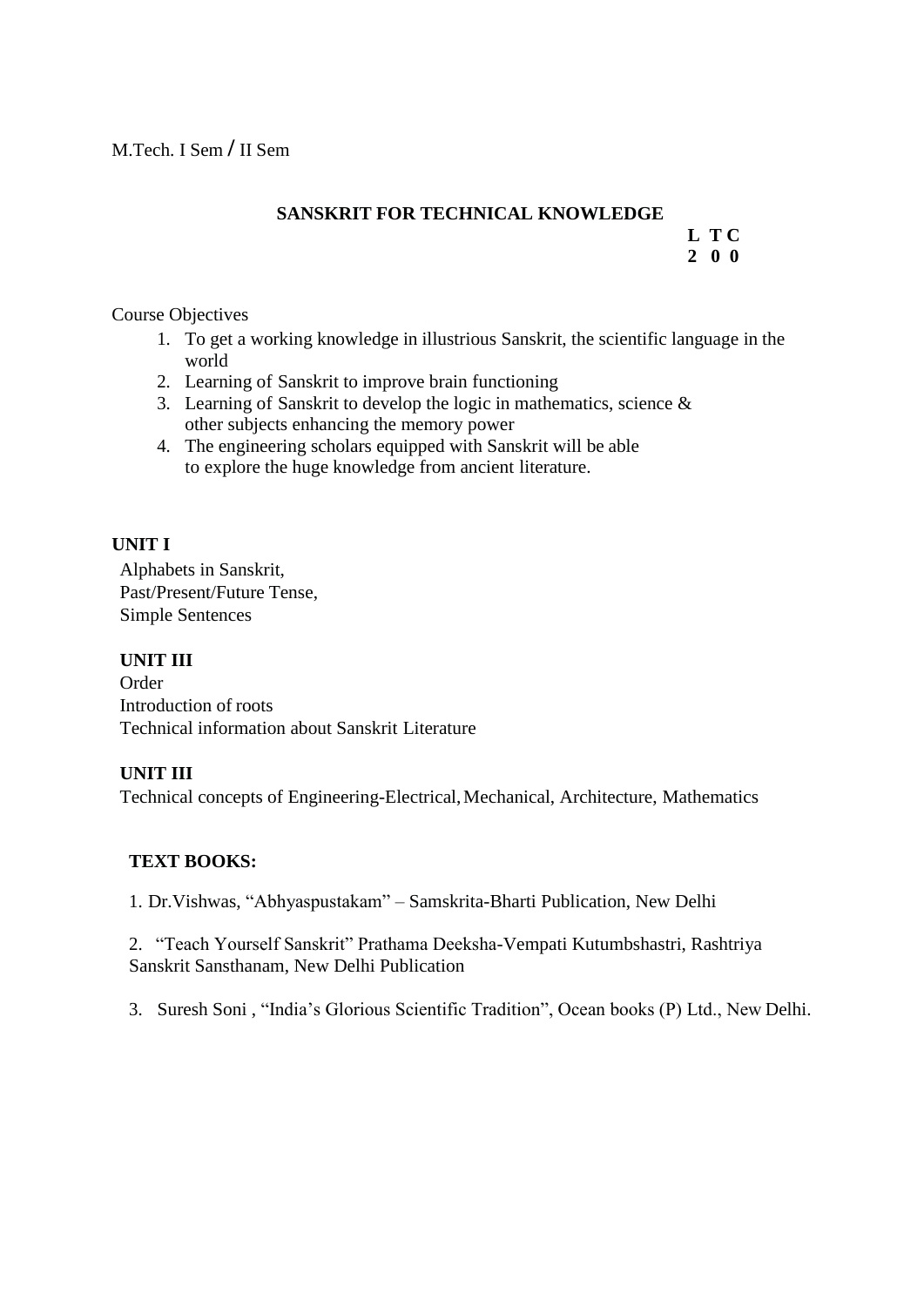M.Tech. I Sem / II Sem

## SANSKRIT FOR TECHNICAL KNOWLEDGE

| L | T | C |
|---|---|---|
| 2 | 0 | 0 |

Course Objectives

1. To get a working knowledge in illustrious Sanskrit, the scientific language in the world
2. Learning of Sanskrit to improve brain functioning
3. Learning of Sanskrit to develop the logic in mathematics, science & other subjects enhancing the memory power
4. The engineering scholars equipped with Sanskrit will be able to explore the huge knowledge from ancient literature.

### UNIT I

Alphabets in Sanskrit,
Past/Present/Future Tense,
Simple Sentences

### UNIT III

Order
Introduction of roots
Technical information about Sanskrit Literature

### UNIT III

Technical concepts of Engineering-Electrical, Mechanical, Architecture, Mathematics

### TEXT BOOKS:

1. Dr.Vishwas, "Abhyaspustakam" – Samskrita-Bharti Publication, New Delhi
2. "Teach Yourself Sanskrit" Prathama Deeksha-Vempati Kutumbshastri, Rashtriya Sanskrit Sansthanam, New Delhi Publication
3. Suresh Soni , "India's Glorious Scientific Tradition", Ocean books (P) Ltd., New Delhi.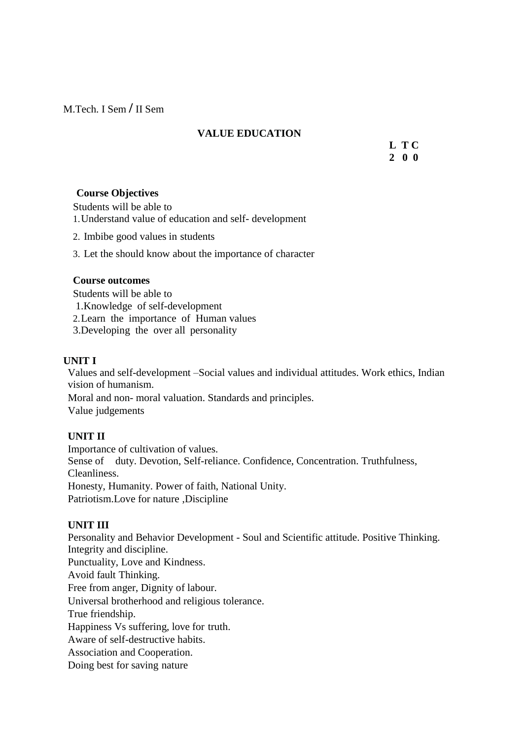M.Tech. I Sem / II Sem

## VALUE EDUCATION

| L | T | C |
|---|---|---|
| 2 | 0 | 0 |

**Course Objectives**

Students will be able to

1. Understand value of education and self- development
2. Imbibe good values in students
3. Let the should know about the importance of character

**Course outcomes**

Students will be able to

1. Knowledge of self-development
2. Learn the importance of Human values
3. Developing the over all personality

**UNIT I**

Values and self-development –Social values and individual attitudes. Work ethics, Indian vision of humanism.
Moral and non- moral valuation. Standards and principles.
Value judgements

**UNIT II**

Importance of cultivation of values.
Sense of duty. Devotion, Self-reliance. Confidence, Concentration. Truthfulness, Cleanliness.
Honesty, Humanity. Power of faith, National Unity.
Patriotism.Love for nature ,Discipline

**UNIT III**

Personality and Behavior Development - Soul and Scientific attitude. Positive Thinking. Integrity and discipline.
Punctuality, Love and Kindness.
Avoid fault Thinking.
Free from anger, Dignity of labour.
Universal brotherhood and religious tolerance.
True friendship.
Happiness Vs suffering, love for truth.
Aware of self-destructive habits.
Association and Cooperation.
Doing best for saving nature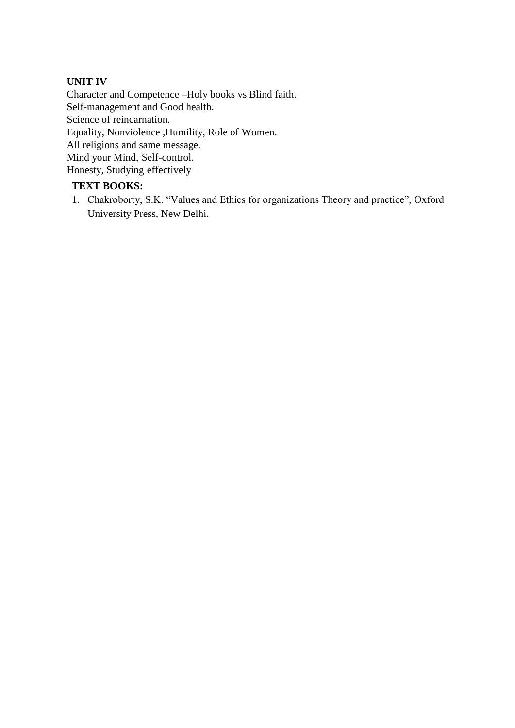**UNIT IV**

Character and Competence –Holy books vs Blind faith.
Self-management and Good health.
Science of reincarnation.
Equality, Nonviolence ,Humility, Role of Women.
All religions and same message.
Mind your Mind, Self-control.
Honesty, Studying effectively

**TEXT BOOKS:**

1. Chakroborty, S.K. "Values and Ethics for organizations Theory and practice", Oxford University Press, New Delhi.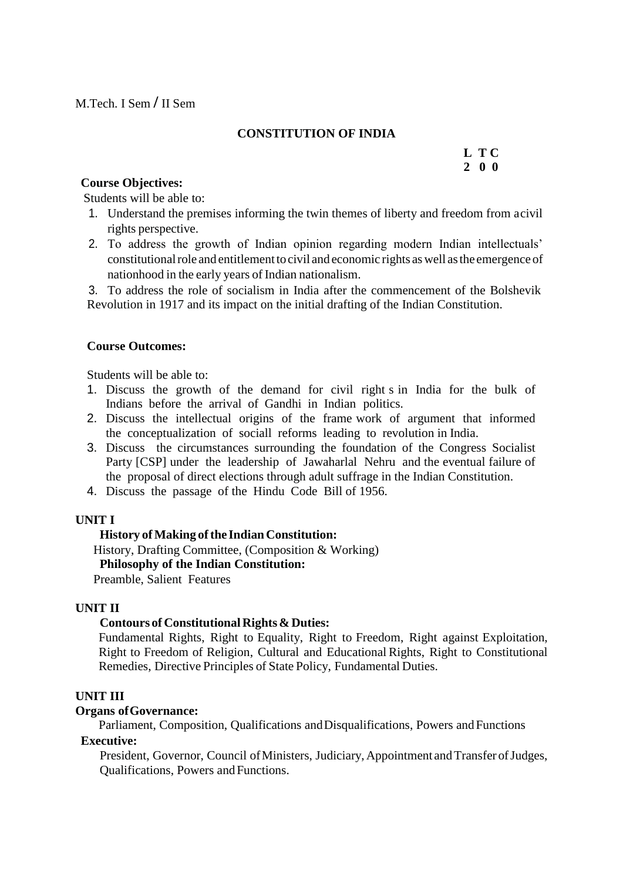M.Tech. I Sem / II Sem

## CONSTITUTION OF INDIA

**L T C**
**2 0 0**

**Course Objectives:**

Students will be able to:

1. Understand the premises informing the twin themes of liberty and freedom from acivil rights perspective.
2. To address the growth of Indian opinion regarding modern Indian intellectuals' constitutional role and entitlement to civil and economic rights as well as the emergence of nationhood in the early years of Indian nationalism.
3. To address the role of socialism in India after the commencement of the Bolshevik Revolution in 1917 and its impact on the initial drafting of the Indian Constitution.

**Course Outcomes:**

Students will be able to:

1. Discuss the growth of the demand for civil right s in India for the bulk of Indians before the arrival of Gandhi in Indian politics.
2. Discuss the intellectual origins of the frame work of argument that informed the conceptualization of sociall reforms leading to revolution in India.
3. Discuss the circumstances surrounding the foundation of the Congress Socialist Party [CSP] under the leadership of Jawaharlal Nehru and the eventual failure of the proposal of direct elections through adult suffrage in the Indian Constitution.
4. Discuss the passage of the Hindu Code Bill of 1956.

**UNIT I**

**History of Making of the Indian Constitution:**

History, Drafting Committee, (Composition & Working)

**Philosophy of the Indian Constitution:**

Preamble, Salient Features

**UNIT II**

**Contours of Constitutional Rights & Duties:**

Fundamental Rights, Right to Equality, Right to Freedom, Right against Exploitation, Right to Freedom of Religion, Cultural and Educational Rights, Right to Constitutional Remedies, Directive Principles of State Policy, Fundamental Duties.

**UNIT III**

**Organs of Governance:**

Parliament, Composition, Qualifications and Disqualifications, Powers and Functions

**Executive:**

President, Governor, Council of Ministers, Judiciary, Appointment and Transfer of Judges, Qualifications, Powers and Functions.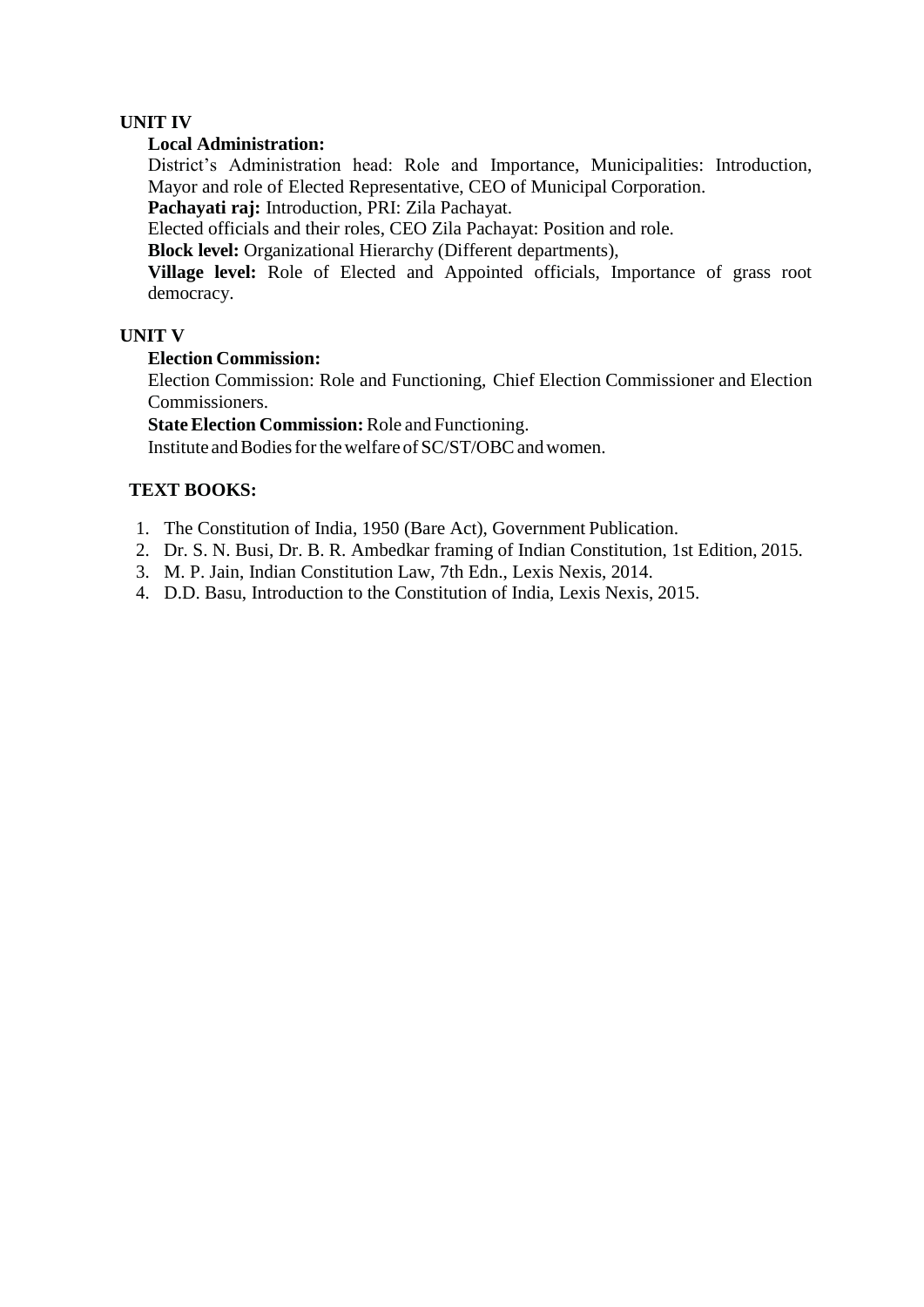## UNIT IV

**Local Administration:**

District's Administration head: Role and Importance, Municipalities: Introduction, Mayor and role of Elected Representative, CEO of Municipal Corporation.

**Pachayati raj:** Introduction, PRI: Zila Pachayat.

Elected officials and their roles, CEO Zila Pachayat: Position and role.

**Block level:** Organizational Hierarchy (Different departments),

**Village level:** Role of Elected and Appointed officials, Importance of grass root democracy.

## UNIT V

**Election Commission:**

Election Commission: Role and Functioning, Chief Election Commissioner and Election Commissioners.

**State Election Commission:** Role and Functioning.

Institute and Bodies for the welfare of SC/ST/OBC and women.

## TEXT BOOKS:

1. The Constitution of India, 1950 (Bare Act), Government Publication.
2. Dr. S. N. Busi, Dr. B. R. Ambedkar framing of Indian Constitution, 1st Edition, 2015.
3. M. P. Jain, Indian Constitution Law, 7th Edn., Lexis Nexis, 2014.
4. D.D. Basu, Introduction to the Constitution of India, Lexis Nexis, 2015.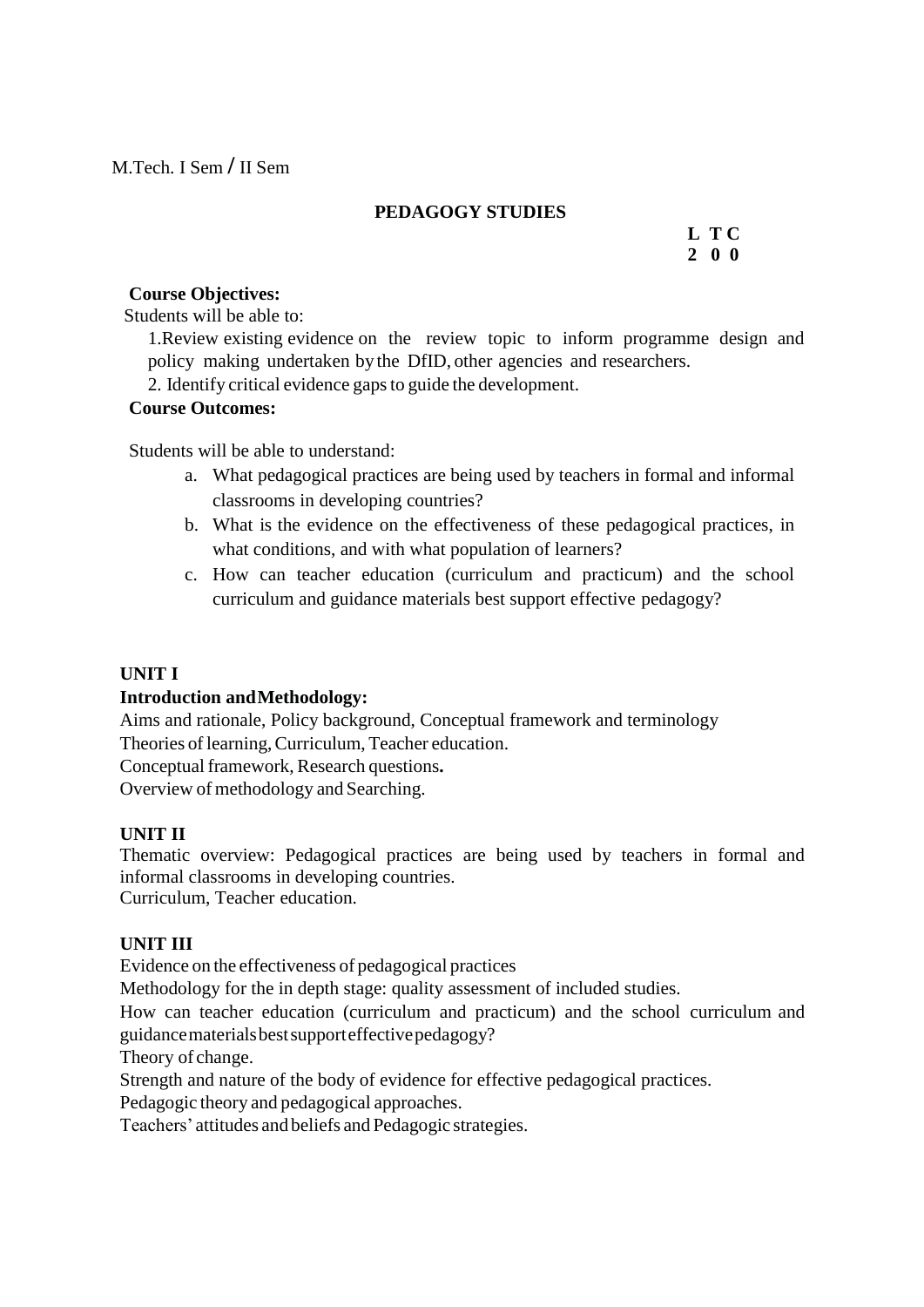M.Tech. I Sem / II Sem

## PEDAGOGY STUDIES

**L T C**
**2 0 0**

**Course Objectives:**

Students will be able to:

1. Review existing evidence on the review topic to inform programme design and policy making undertaken by the DfID, other agencies and researchers.
2. Identify critical evidence gaps to guide the development.

**Course Outcomes:**

Students will be able to understand:

a. What pedagogical practices are being used by teachers in formal and informal classrooms in developing countries?
b. What is the evidence on the effectiveness of these pedagogical practices, in what conditions, and with what population of learners?
c. How can teacher education (curriculum and practicum) and the school curriculum and guidance materials best support effective pedagogy?

**UNIT I**

**Introduction and Methodology:**

Aims and rationale, Policy background, Conceptual framework and terminology
Theories of learning, Curriculum, Teacher education.
Conceptual framework, Research questions.
Overview of methodology and Searching.

**UNIT II**

Thematic overview: Pedagogical practices are being used by teachers in formal and informal classrooms in developing countries.
Curriculum, Teacher education.

**UNIT III**

Evidence on the effectiveness of pedagogical practices
Methodology for the in depth stage: quality assessment of included studies.
How can teacher education (curriculum and practicum) and the school curriculum and guidance materials best support effective pedagogy?
Theory of change.
Strength and nature of the body of evidence for effective pedagogical practices.
Pedagogic theory and pedagogical approaches.
Teachers' attitudes and beliefs and Pedagogic strategies.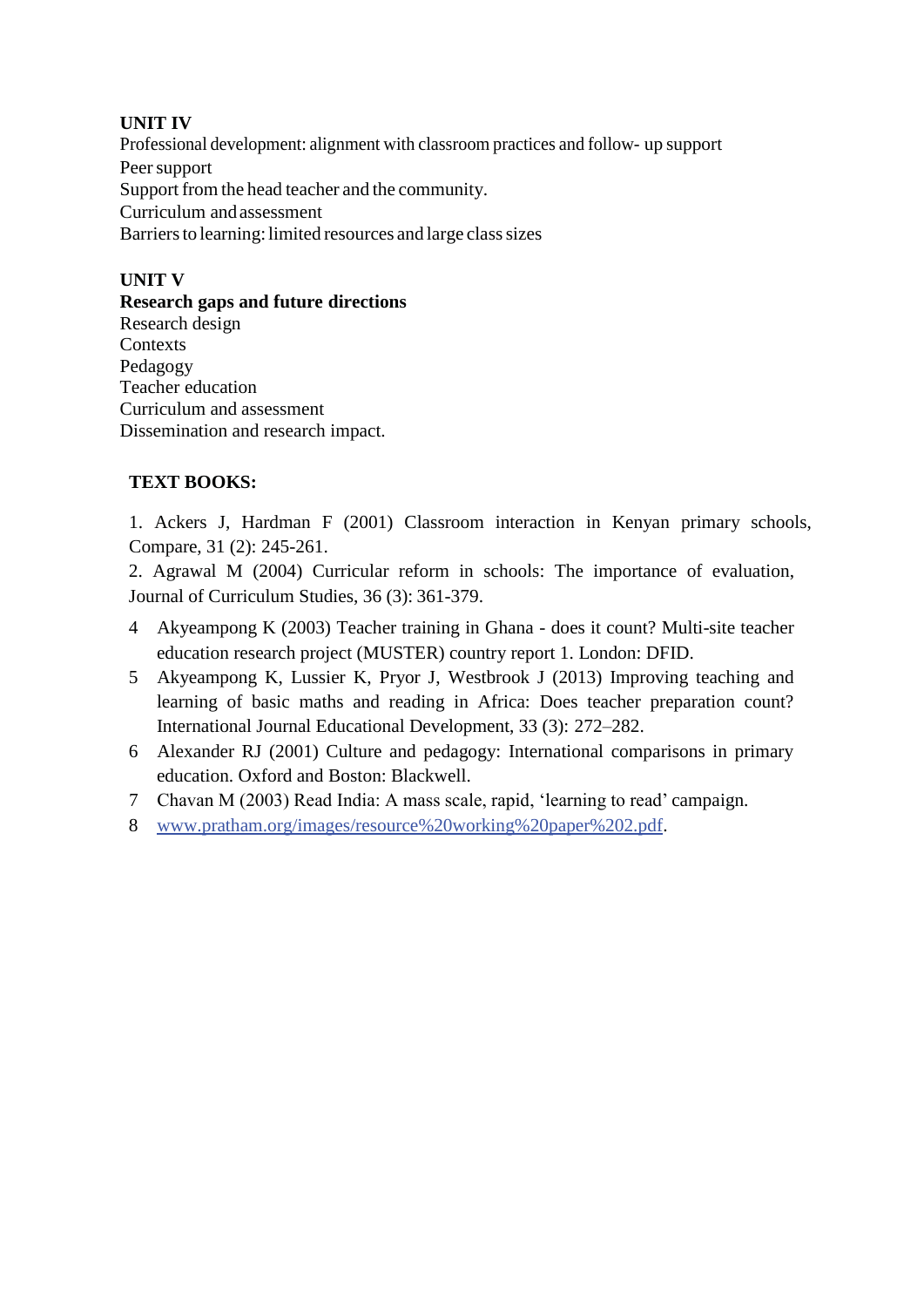**UNIT IV**

Professional development: alignment with classroom practices and follow- up support
Peer support
Support from the head teacher and the community.
Curriculum and assessment
Barriers to learning: limited resources and large class sizes

**UNIT V**

**Research gaps and future directions**

Research design
Contexts
Pedagogy
Teacher education
Curriculum and assessment
Dissemination and research impact.

**TEXT BOOKS:**

1. Ackers J, Hardman F (2001) Classroom interaction in Kenyan primary schools, Compare, 31 (2): 245-261.
2. Agrawal M (2004) Curricular reform in schools: The importance of evaluation, Journal of Curriculum Studies, 36 (3): 361-379.

4. Akyeampong K (2003) Teacher training in Ghana - does it count? Multi-site teacher education research project (MUSTER) country report 1. London: DFID.
5. Akyeampong K, Lussier K, Pryor J, Westbrook J (2013) Improving teaching and learning of basic maths and reading in Africa: Does teacher preparation count? International Journal Educational Development, 33 (3): 272–282.
6. Alexander RJ (2001) Culture and pedagogy: International comparisons in primary education. Oxford and Boston: Blackwell.
7. Chavan M (2003) Read India: A mass scale, rapid, 'learning to read' campaign.
8. www.pratham.org/images/resource%20working%20paper%202.pdf.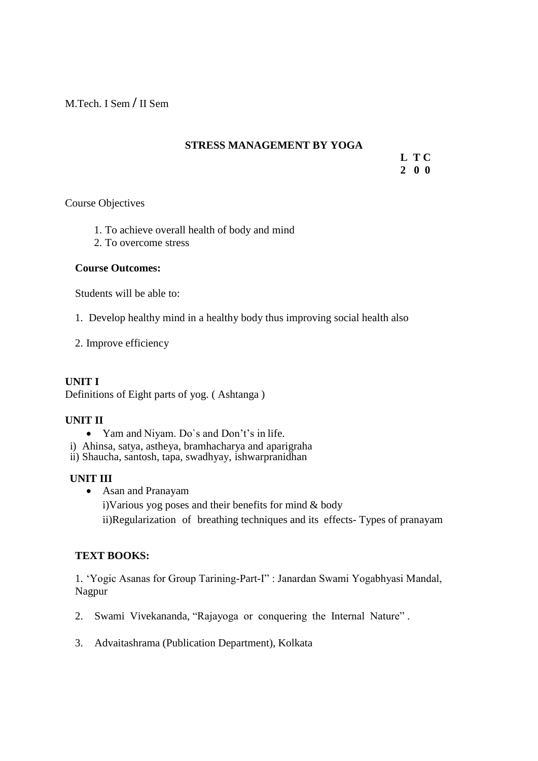M.Tech. I Sem / II Sem

## STRESS MANAGEMENT BY YOGA

| L | T | C |
|---|---|---|
| 2 | 0 | 0 |

Course Objectives

1. To achieve overall health of body and mind
2. To overcome stress

**Course Outcomes:**

Students will be able to:

1. Develop healthy mind in a healthy body thus improving social health also
2. Improve efficiency

**UNIT I**

Definitions of Eight parts of yog. ( Ashtanga )

**UNIT II**

- Yam and Niyam. Do`s and Don't's in life.

i) Ahinsa, satya, astheya, bramhacharya and aparigraha
ii) Shaucha, santosh, tapa, swadhyay, ishwarpranidhan

**UNIT III**

- Asan and Pranayam

  i)Various yog poses and their benefits for mind & body
  ii)Regularization of breathing techniques and its effects- Types of pranayam

**TEXT BOOKS:**

1. 'Yogic Asanas for Group Tarining-Part-I" : Janardan Swami Yogabhyasi Mandal, Nagpur
2. Swami Vivekananda, "Rajayoga or conquering the Internal Nature" .
3. Advaitashrama (Publication Department), Kolkata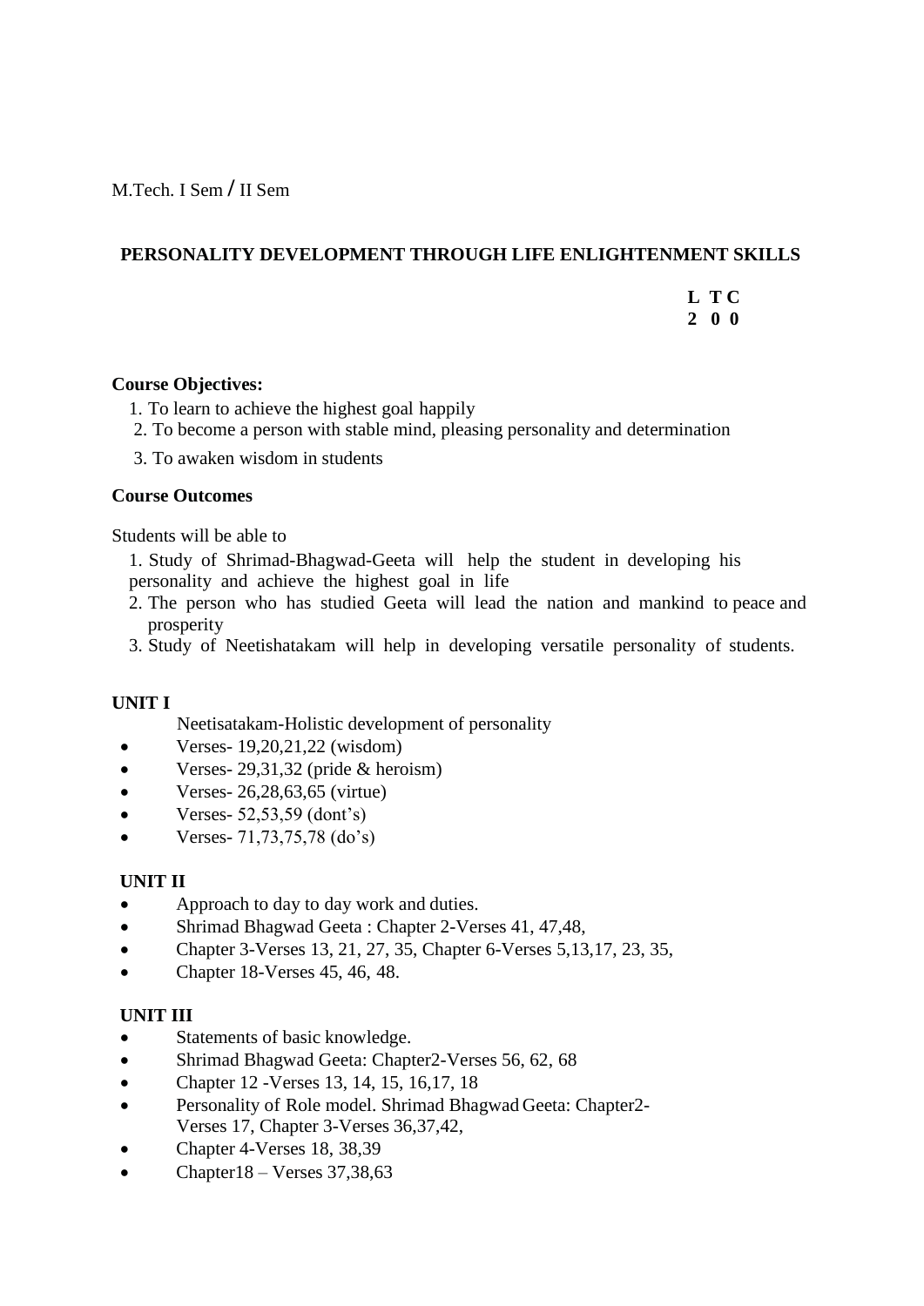M.Tech. I Sem / II Sem

## PERSONALITY DEVELOPMENT THROUGH LIFE ENLIGHTENMENT SKILLS

| L | T | C |
|---|---|---|
| 2 | 0 | 0 |

**Course Objectives:**

1. To learn to achieve the highest goal happily
2. To become a person with stable mind, pleasing personality and determination
3. To awaken wisdom in students

**Course Outcomes**

Students will be able to

1. Study of Shrimad-Bhagwad-Geeta will help the student in developing his personality and achieve the highest goal in life
2. The person who has studied Geeta will lead the nation and mankind to peace and prosperity
3. Study of Neetishatakam will help in developing versatile personality of students.

**UNIT I**

Neetisatakam-Holistic development of personality

- Verses- 19,20,21,22 (wisdom)
- Verses- 29,31,32 (pride & heroism)
- Verses- 26,28,63,65 (virtue)
- Verses- 52,53,59 (dont's)
- Verses- 71,73,75,78 (do's)

**UNIT II**

- Approach to day to day work and duties.
- Shrimad Bhagwad Geeta : Chapter 2-Verses 41, 47,48,
- Chapter 3-Verses 13, 21, 27, 35, Chapter 6-Verses 5,13,17, 23, 35,
- Chapter 18-Verses 45, 46, 48.

**UNIT III**

- Statements of basic knowledge.
- Shrimad Bhagwad Geeta: Chapter2-Verses 56, 62, 68
- Chapter 12 -Verses 13, 14, 15, 16,17, 18
- Personality of Role model. Shrimad Bhagwad Geeta: Chapter2-Verses 17, Chapter 3-Verses 36,37,42,
- Chapter 4-Verses 18, 38,39
- Chapter18 – Verses 37,38,63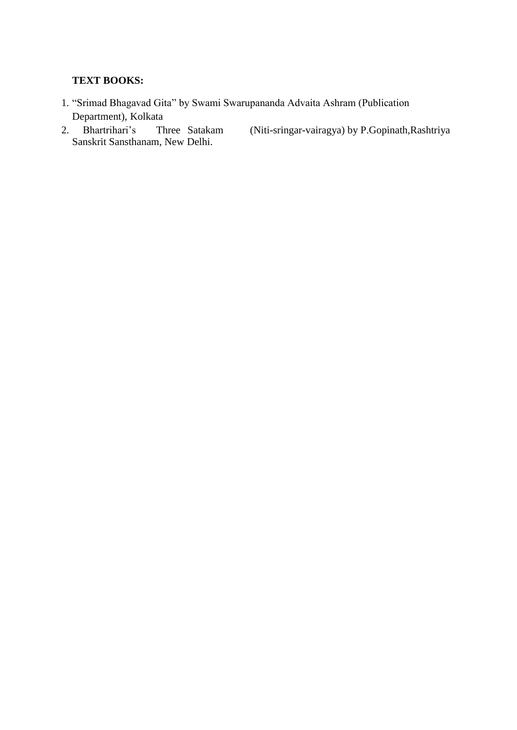**TEXT BOOKS:**

1. "Srimad Bhagavad Gita" by Swami Swarupananda Advaita Ashram (Publication Department), Kolkata
2. Bhartrihari's Three Satakam (Niti-sringar-vairagya) by P.Gopinath,Rashtriya Sanskrit Sansthanam, New Delhi.